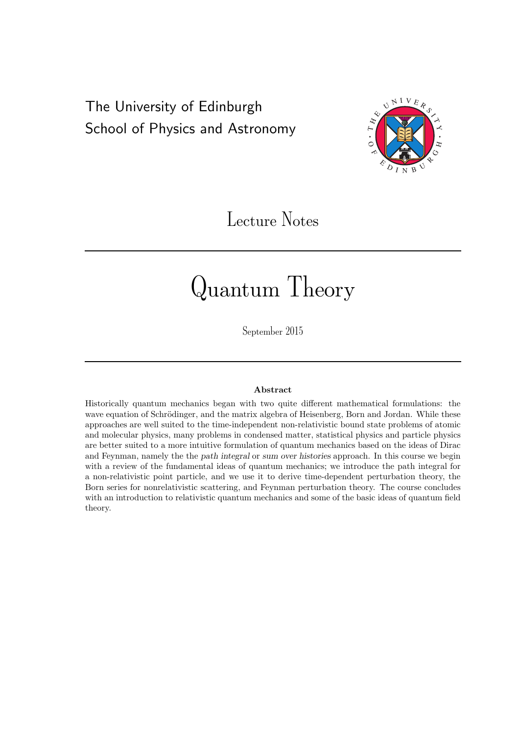The University of Edinburgh
School of Physics and Astronomy

Lecture Notes

# Quantum Theory

September 2015

### Abstract

Historically quantum mechanics began with two quite different mathematical formulations: the wave equation of Schrödinger, and the matrix algebra of Heisenberg, Born and Jordan. While these approaches are well suited to the time-independent non-relativistic bound state problems of atomic and molecular physics, many problems in condensed matter, statistical physics and particle physics are better suited to a more intuitive formulation of quantum mechanics based on the ideas of Dirac and Feynman, namely the the *path integral* or *sum over histories* approach. In this course we begin with a review of the fundamental ideas of quantum mechanics; we introduce the path integral for a non-relativistic point particle, and we use it to derive time-dependent perturbation theory, the Born series for nonrelativistic scattering, and Feynman perturbation theory. The course concludes with an introduction to relativistic quantum mechanics and some of the basic ideas of quantum field theory.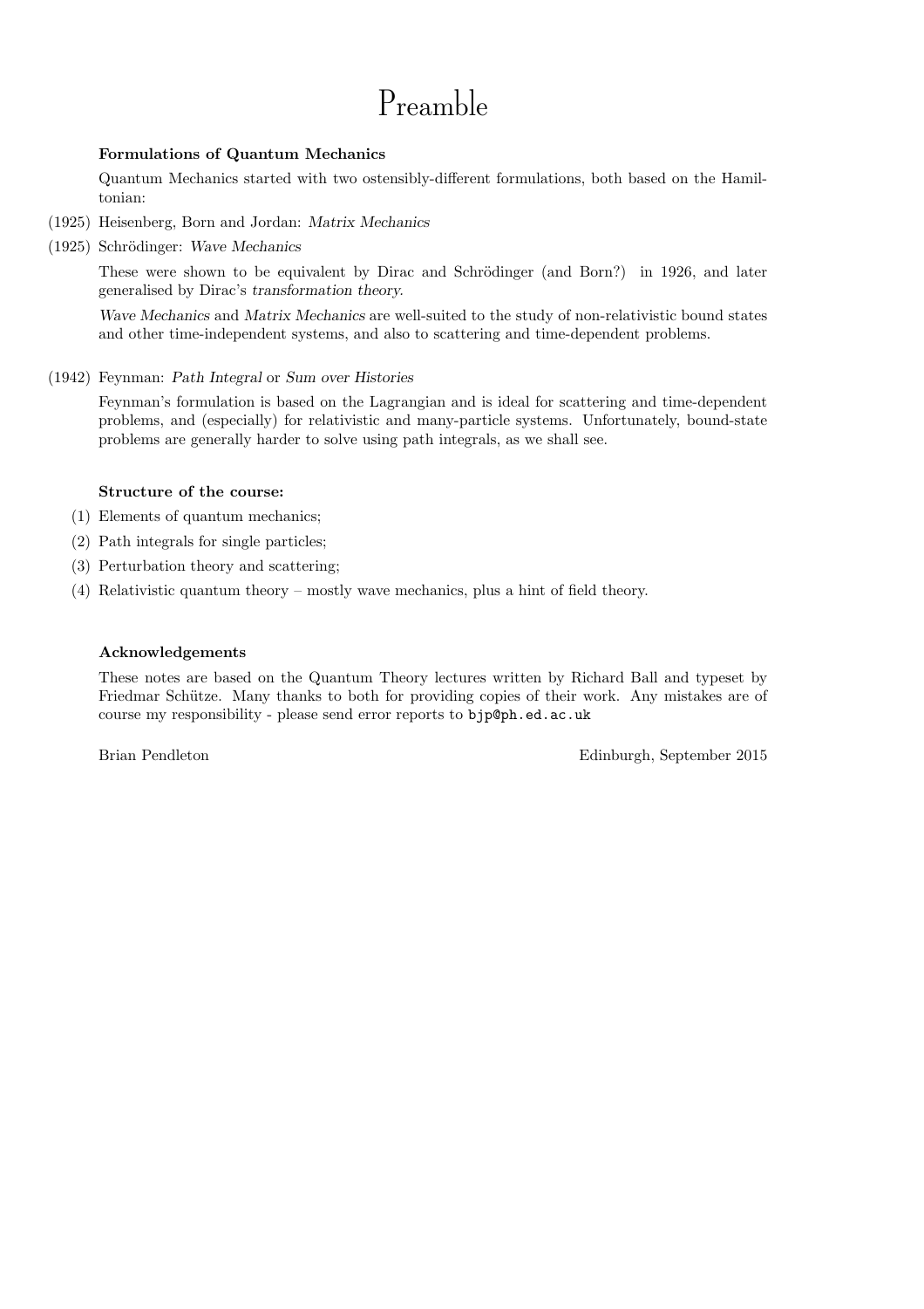# Preamble

**Formulations of Quantum Mechanics**

Quantum Mechanics started with two ostensibly-different formulations, both based on the Hamiltonian:

(1925) Heisenberg, Born and Jordan: *Matrix Mechanics*

(1925) Schrödinger: *Wave Mechanics*

These were shown to be equivalent by Dirac and Schrödinger (and Born?) in 1926, and later generalised by Dirac's *transformation theory*.

*Wave Mechanics* and *Matrix Mechanics* are well-suited to the study of non-relativistic bound states and other time-independent systems, and also to scattering and time-dependent problems.

(1942) Feynman: *Path Integral* or *Sum over Histories*

Feynman's formulation is based on the Lagrangian and is ideal for scattering and time-dependent problems, and (especially) for relativistic and many-particle systems. Unfortunately, bound-state problems are generally harder to solve using path integrals, as we shall see.

**Structure of the course:**

(1) Elements of quantum mechanics;

(2) Path integrals for single particles;

(3) Perturbation theory and scattering;

(4) Relativistic quantum theory – mostly wave mechanics, plus a hint of field theory.

**Acknowledgements**

These notes are based on the Quantum Theory lectures written by Richard Ball and typeset by Friedmar Schütze. Many thanks to both for providing copies of their work. Any mistakes are of course my responsibility - please send error reports to bjp@ph.ed.ac.uk

Brian Pendleton

Edinburgh, September 2015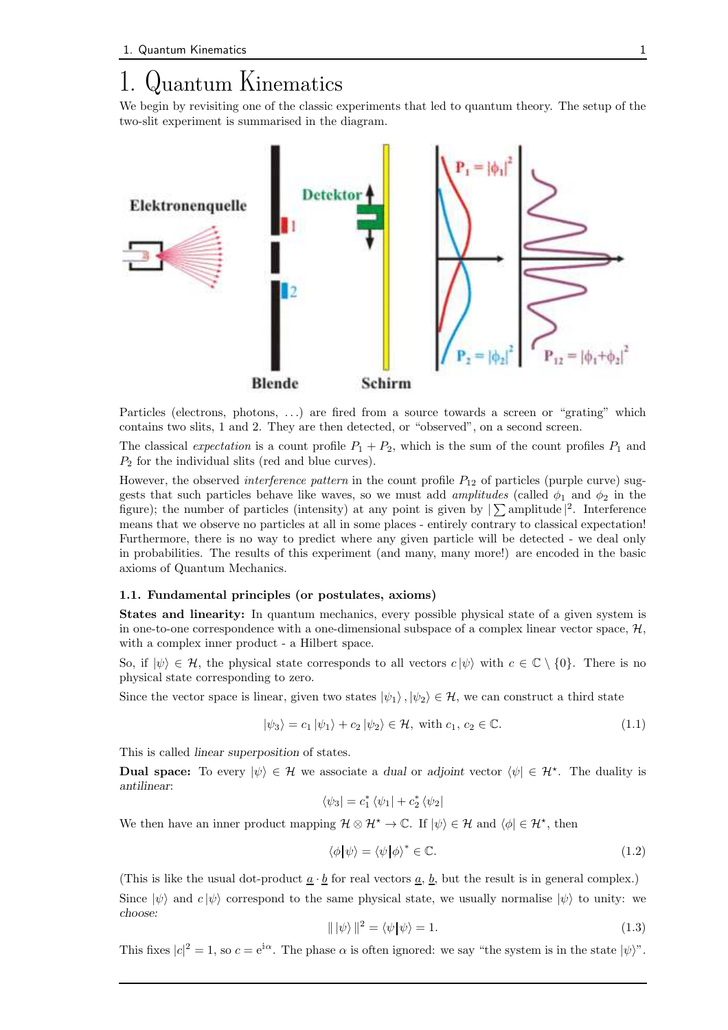// 1. Quantum Kinematics

We begin by revisiting one of the classic experiments that led to quantum theory. The setup of the two-slit experiment is summarised in the diagram.

Particles (electrons, photons, ...) are fired from a source towards a screen or "grating" which contains two slits, 1 and 2. They are then detected, or "observed", on a second screen.

The classical *expectation* is a count profile $P_1 + P_2$, which is the sum of the count profiles $P_1$ and $P_2$ for the individual slits (red and blue curves).

However, the observed *interference pattern* in the count profile $P_{12}$ of particles (purple curve) suggests that such particles behave like waves, so we must add *amplitudes* (called $\phi_1$ and $\phi_2$ in the figure); the number of particles (intensity) at any point is given by $|\sum \text{amplitude}|^2$. Interference means that we observe no particles at all in some places - entirely contrary to classical expectation! Furthermore, there is no way to predict where any given particle will be detected - we deal only in probabilities. The results of this experiment (and many, many more!) are encoded in the basic axioms of Quantum Mechanics.

### 1.1. Fundamental principles (or postulates, axioms)

**States and linearity:** In quantum mechanics, every possible physical state of a given system is in one-to-one correspondence with a one-dimensional subspace of a complex linear vector space, $\mathcal{H}$, with a complex inner product - a Hilbert space.

So, if $|\psi\rangle \in \mathcal{H}$, the physical state corresponds to all vectors $c\,|\psi\rangle$ with $c \in \mathbb{C} \setminus \{0\}$. There is no physical state corresponding to zero.

Since the vector space is linear, given two states $|\psi_1\rangle, |\psi_2\rangle \in \mathcal{H}$, we can construct a third state

$$|\psi_3\rangle = c_1\,|\psi_1\rangle + c_2\,|\psi_2\rangle \in \mathcal{H}, \text{ with } c_1, c_2 \in \mathbb{C}. \tag{1.1}$$

This is called *linear superposition* of states.

**Dual space:** To every $|\psi\rangle \in \mathcal{H}$ we associate a *dual* or *adjoint* vector $\langle\psi| \in \mathcal{H}^\star$. The duality is *antilinear*:

$$\langle\psi_3| = c_1^*\,\langle\psi_1| + c_2^*\,\langle\psi_2|$$

We then have an inner product mapping $\mathcal{H} \otimes \mathcal{H}^\star \to \mathbb{C}$. If $|\psi\rangle \in \mathcal{H}$ and $\langle\phi| \in \mathcal{H}^\star$, then

$$\langle\phi|\psi\rangle = \langle\psi|\phi\rangle^* \in \mathbb{C}. \tag{1.2}$$

(This is like the usual dot-product $\underline{a} \cdot \underline{b}$ for real vectors $\underline{a}$, $\underline{b}$, but the result is in general complex.)

Since $|\psi\rangle$ and $c\,|\psi\rangle$ correspond to the same physical state, we usually normalise $|\psi\rangle$ to unity: we *choose:*

$$\|\,|\psi\rangle\,\|^2 = \langle\psi|\psi\rangle = 1. \tag{1.3}$$

This fixes $|c|^2 = 1$, so $c = e^{i\alpha}$. The phase $\alpha$ is often ignored: we say "the system is in the state $|\psi\rangle$".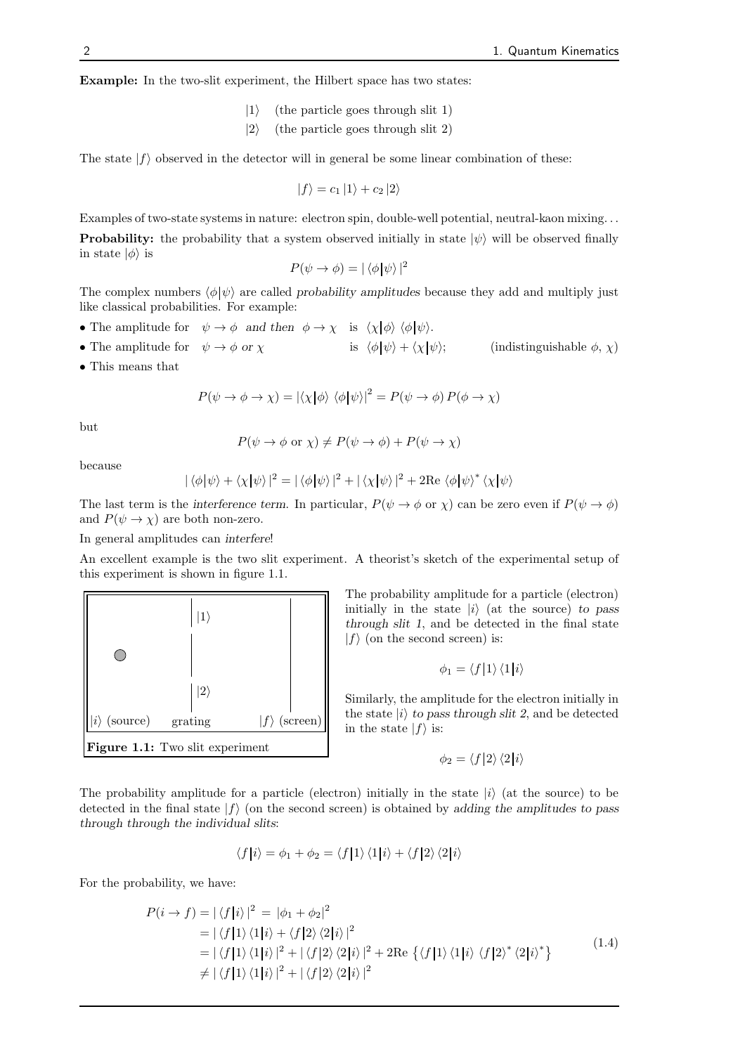**Example:** In the two-slit experiment, the Hilbert space has two states:

$$|1\rangle \quad \text{(the particle goes through slit 1)}$$
$$|2\rangle \quad \text{(the particle goes through slit 2)}$$

The state $|f\rangle$ observed in the detector will in general be some linear combination of these:

$$|f\rangle = c_1\,|1\rangle + c_2\,|2\rangle$$

Examples of two-state systems in nature: electron spin, double-well potential, neutral-kaon mixing...

**Probability:** the probability that a system observed initially in state $|\psi\rangle$ will be observed finally in state $|\phi\rangle$ is

$$P(\psi \to \phi) = |\langle\phi|\psi\rangle|^2$$

The complex numbers $\langle\phi|\psi\rangle$ are called *probability amplitudes* because they add and multiply just like classical probabilities. For example:

- The amplitude for $\psi \to \phi$ *and then* $\phi \to \chi$ is $\langle\chi|\phi\rangle\,\langle\phi|\psi\rangle$.
- The amplitude for $\psi \to \phi$ *or* $\chi$ is $\langle\phi|\psi\rangle + \langle\chi|\psi\rangle$; (indistinguishable $\phi$, $\chi$)
- This means that

$$P(\psi \to \phi \to \chi) = |\langle\chi|\phi\rangle\,\langle\phi|\psi\rangle|^2 = P(\psi \to \phi)\,P(\phi \to \chi)$$

but

$$P(\psi \to \phi \text{ or } \chi) \neq P(\psi \to \phi) + P(\psi \to \chi)$$

because

$$|\langle\phi|\psi\rangle + \langle\chi|\psi\rangle|^2 = |\langle\phi|\psi\rangle|^2 + |\langle\chi|\psi\rangle|^2 + 2\text{Re}\,\langle\phi|\psi\rangle^*\,\langle\chi|\psi\rangle$$

The last term is the *interference term*. In particular, $P(\psi \to \phi \text{ or } \chi)$ can be zero even if $P(\psi \to \phi)$ and $P(\psi \to \chi)$ are both non-zero.

In general amplitudes can *interfere*!

An excellent example is the two slit experiment. A theorist's sketch of the experimental setup of this experiment is shown in figure 1.1.

**Figure 1.1:** Two slit experiment

The probability amplitude for a particle (electron) initially in the state $|i\rangle$ (at the source) *to pass through slit 1*, and be detected in the final state $|f\rangle$ (on the second screen) is:

$$\phi_1 = \langle f|1\rangle\,\langle 1|i\rangle$$

Similarly, the amplitude for the electron initially in the state $|i\rangle$ *to pass through slit 2*, and be detected in the state $|f\rangle$ is:

$$\phi_2 = \langle f|2\rangle\,\langle 2|i\rangle$$

The probability amplitude for a particle (electron) initially in the state $|i\rangle$ (at the source) to be detected in the final state $|f\rangle$ (on the second screen) is obtained by *adding the amplitudes to pass through through the individual slits*:

$$\langle f|i\rangle = \phi_1 + \phi_2 = \langle f|1\rangle\,\langle 1|i\rangle + \langle f|2\rangle\,\langle 2|i\rangle$$

For the probability, we have:

$$\begin{aligned}
P(i \to f) &= |\langle f|i\rangle|^2 \;=\; |\phi_1 + \phi_2|^2 \\
&= |\langle f|1\rangle\,\langle 1|i\rangle + \langle f|2\rangle\,\langle 2|i\rangle|^2 \\
&= |\langle f|1\rangle\,\langle 1|i\rangle|^2 + |\langle f|2\rangle\,\langle 2|i\rangle|^2 + 2\text{Re}\,\left\{\langle f|1\rangle\,\langle 1|i\rangle\;\langle f|2\rangle^*\,\langle 2|i\rangle^*\right\} \\
&\neq |\langle f|1\rangle\,\langle 1|i\rangle|^2 + |\langle f|2\rangle\,\langle 2|i\rangle|^2
\end{aligned} \tag{1.4}$$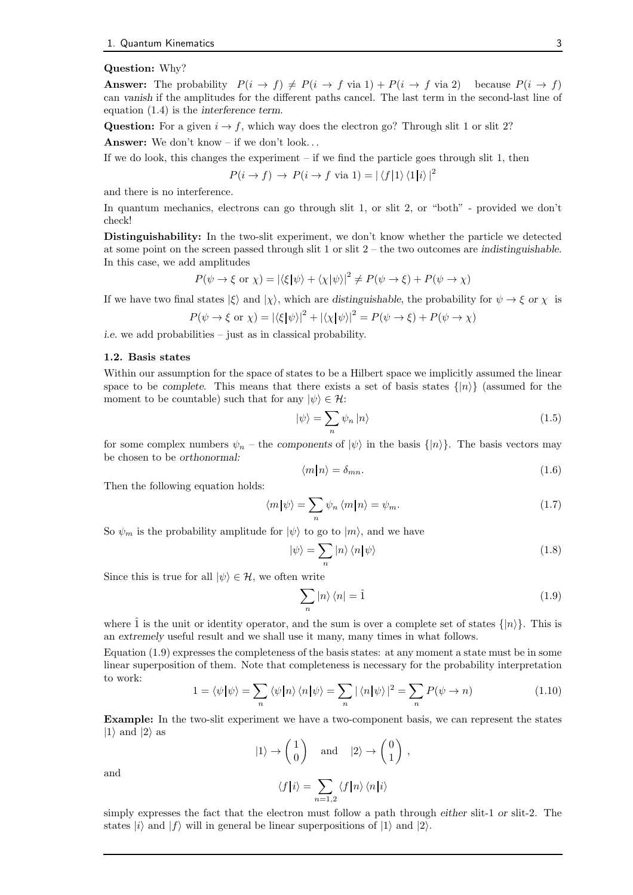**Question:** Why?

**Answer:** The probability $P(i \to f) \neq P(i \to f \text{ via } 1) + P(i \to f \text{ via } 2)$ because $P(i \to f)$ can *vanish* if the amplitudes for the different paths cancel. The last term in the second-last line of equation (1.4) is the *interference term*.

**Question:** For a given $i \to f$, which way does the electron go? Through slit 1 or slit 2?

**Answer:** We don't know – if we don't look...

If we do look, this changes the experiment – if we find the particle goes through slit 1, then

$$P(i \to f) \to P(i \to f \text{ via } 1) = |\langle f|1\rangle \langle 1|i\rangle|^2$$

and there is no interference.

In quantum mechanics, electrons can go through slit 1, or slit 2, or "both" - provided we don't check!

**Distinguishability:** In the two-slit experiment, we don't know whether the particle we detected at some point on the screen passed through slit 1 or slit 2 – the two outcomes are *indistinguishable*. In this case, we add amplitudes

$$P(\psi \to \xi \text{ or } \chi) = |\langle \xi|\psi\rangle + \langle \chi|\psi\rangle|^2 \neq P(\psi \to \xi) + P(\psi \to \chi)$$

If we have two final states $|\xi\rangle$ and $|\chi\rangle$, which are *distinguishable*, the probability for $\psi \to \xi$ *or* $\chi$ is

$$P(\psi \to \xi \text{ or } \chi) = |\langle \xi|\psi\rangle|^2 + |\langle \chi|\psi\rangle|^2 = P(\psi \to \xi) + P(\psi \to \chi)$$

*i.e.* we add probabilities – just as in classical probability.

### 1.2. Basis states

Within our assumption for the space of states to be a Hilbert space we implicitly assumed the linear space to be *complete*. This means that there exists a set of basis states $\{|n\rangle\}$ (assumed for the moment to be countable) such that for any $|\psi\rangle \in \mathcal{H}$:

$$|\psi\rangle = \sum_n \psi_n |n\rangle \tag{1.5}$$

for some complex numbers $\psi_n$ – the *components* of $|\psi\rangle$ in the basis $\{|n\rangle\}$. The basis vectors may be chosen to be *orthonormal:*

$$\langle m|n\rangle = \delta_{mn}. \tag{1.6}$$

Then the following equation holds:

$$\langle m|\psi\rangle = \sum_n \psi_n \langle m|n\rangle = \psi_m. \tag{1.7}$$

So $\psi_m$ is the probability amplitude for $|\psi\rangle$ to go to $|m\rangle$, and we have

$$|\psi\rangle = \sum_n |n\rangle \langle n|\psi\rangle \tag{1.8}$$

Since this is true for all $|\psi\rangle \in \mathcal{H}$, we often write

$$\sum_n |n\rangle \langle n| = \hat{1} \tag{1.9}$$

where $\hat{1}$ is the unit or identity operator, and the sum is over a complete set of states $\{|n\rangle\}$. This is an *extremely* useful result and we shall use it many, many times in what follows.

Equation (1.9) expresses the completeness of the basis states: at any moment a state must be in some linear superposition of them. Note that completeness is necessary for the probability interpretation to work:

$$1 = \langle \psi|\psi\rangle = \sum_n \langle \psi|n\rangle \langle n|\psi\rangle = \sum_n |\langle n|\psi\rangle|^2 = \sum_n P(\psi \to n) \tag{1.10}$$

**Example:** In the two-slit experiment we have a two-component basis, we can represent the states $|1\rangle$ and $|2\rangle$ as

$$|1\rangle \to \begin{pmatrix} 1 \\ 0 \end{pmatrix} \quad \text{and} \quad |2\rangle \to \begin{pmatrix} 0 \\ 1 \end{pmatrix},$$

and

$$\langle f|i\rangle = \sum_{n=1,2} \langle f|n\rangle \langle n|i\rangle$$

simply expresses the fact that the electron must follow a path through *either* slit-1 *or* slit-2. The states $|i\rangle$ and $|f\rangle$ will in general be linear superpositions of $|1\rangle$ and $|2\rangle$.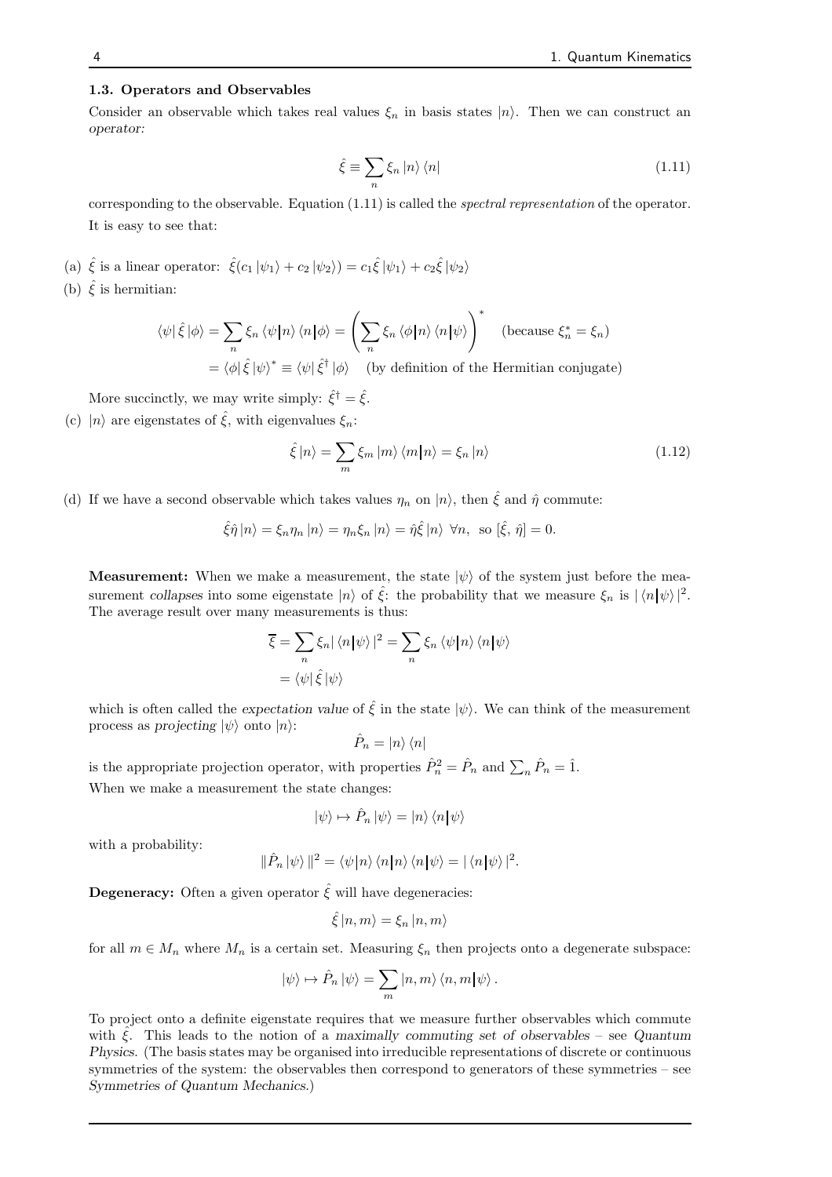### 1.3. Operators and Observables

Consider an observable which takes real values $\xi_n$ in basis states $|n\rangle$. Then we can construct an *operator:*

$$\hat{\xi} \equiv \sum_n \xi_n |n\rangle \langle n| \tag{1.11}$$

corresponding to the observable. Equation (1.11) is called the *spectral representation* of the operator. It is easy to see that:

(a) $\hat{\xi}$ is a linear operator: $\hat{\xi}(c_1 |\psi_1\rangle + c_2 |\psi_2\rangle) = c_1 \hat{\xi} |\psi_1\rangle + c_2 \hat{\xi} |\psi_2\rangle$

(b) $\hat{\xi}$ is hermitian:

$$\langle\psi| \hat{\xi} |\phi\rangle = \sum_n \xi_n \langle\psi|n\rangle \langle n|\phi\rangle = \left( \sum_n \xi_n \langle\phi|n\rangle \langle n|\psi\rangle \right)^* \quad (\text{because } \xi_n^* = \xi_n)$$
$$= \langle\phi| \hat{\xi} |\psi\rangle^* \equiv \langle\psi| \hat{\xi}^\dagger |\phi\rangle \quad (\text{by definition of the Hermitian conjugate})$$

More succinctly, we may write simply: $\hat{\xi}^\dagger = \hat{\xi}$.

(c) $|n\rangle$ are eigenstates of $\hat{\xi}$, with eigenvalues $\xi_n$:

$$\hat{\xi} |n\rangle = \sum_m \xi_m |m\rangle \langle m|n\rangle = \xi_n |n\rangle \tag{1.12}$$

(d) If we have a second observable which takes values $\eta_n$ on $|n\rangle$, then $\hat{\xi}$ and $\hat{\eta}$ commute:

$$\hat{\xi}\hat{\eta} |n\rangle = \xi_n \eta_n |n\rangle = \eta_n \xi_n |n\rangle = \hat{\eta}\hat{\xi} |n\rangle \;\; \forall n, \;\text{ so } [\hat{\xi},\, \hat{\eta}] = 0.$$

**Measurement:** When we make a measurement, the state $|\psi\rangle$ of the system just before the measurement *collapses* into some eigenstate $|n\rangle$ of $\hat{\xi}$: the probability that we measure $\xi_n$ is $|\langle n|\psi\rangle|^2$. The average result over many measurements is thus:

$$\overline{\xi} = \sum_n \xi_n |\langle n|\psi\rangle|^2 = \sum_n \xi_n \langle\psi|n\rangle \langle n|\psi\rangle$$
$$= \langle\psi| \hat{\xi} |\psi\rangle$$

which is often called the *expectation value* of $\hat{\xi}$ in the state $|\psi\rangle$. We can think of the measurement process as *projecting* $|\psi\rangle$ onto $|n\rangle$:

$$\hat{P}_n = |n\rangle \langle n|$$

is the appropriate projection operator, with properties $\hat{P}_n^2 = \hat{P}_n$ and $\sum_n \hat{P}_n = \hat{1}$.

When we make a measurement the state changes:

$$|\psi\rangle \mapsto \hat{P}_n |\psi\rangle = |n\rangle \langle n|\psi\rangle$$

with a probability:

$$\|\hat{P}_n |\psi\rangle\|^2 = \langle\psi|n\rangle \langle n|n\rangle \langle n|\psi\rangle = |\langle n|\psi\rangle|^2.$$

**Degeneracy:** Often a given operator $\hat{\xi}$ will have degeneracies:

$$\hat{\xi} |n, m\rangle = \xi_n |n, m\rangle$$

for all $m \in M_n$ where $M_n$ is a certain set. Measuring $\xi_n$ then projects onto a degenerate subspace:

$$|\psi\rangle \mapsto \hat{P}_n |\psi\rangle = \sum_m |n, m\rangle \langle n, m|\psi\rangle .$$

To project onto a definite eigenstate requires that we measure further observables which commute with $\hat{\xi}$. This leads to the notion of a *maximally commuting set of observables* – see *Quantum Physics*. (The basis states may be organised into irreducible representations of discrete or continuous symmetries of the system: the observables then correspond to generators of these symmetries – see *Symmetries of Quantum Mechanics*.)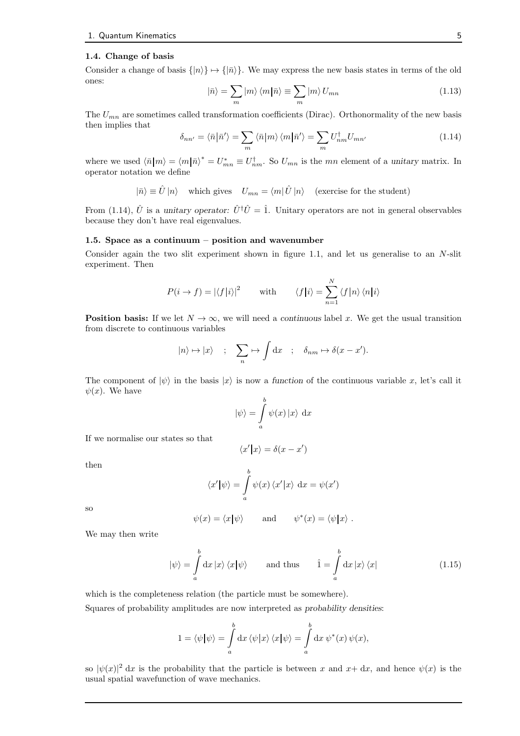### 1.4. Change of basis

Consider a change of basis $\{|n\rangle\} \mapsto \{|\bar{n}\rangle\}$. We may express the new basis states in terms of the old ones:

$$|\bar{n}\rangle = \sum_m |m\rangle \langle m|\bar{n}\rangle \equiv \sum_m |m\rangle U_{mn} \tag{1.13}$$

The $U_{mn}$ are sometimes called transformation coefficients (Dirac). Orthonormality of the new basis then implies that

$$\delta_{nn'} = \langle\bar{n}|\bar{n}'\rangle = \sum_m \langle\bar{n}|m\rangle \langle m|\bar{n}'\rangle = \sum_m U^\dagger_{nm} U_{mn'} \tag{1.14}$$

where we used $\langle\bar{n}|m\rangle = \langle m|\bar{n}\rangle^* = U^*_{mn} \equiv U^\dagger_{nm}$. So $U_{mn}$ is the $mn$ element of a *unitary* matrix. In operator notation we define

$$|\bar{n}\rangle \equiv \hat{U}\,|n\rangle \quad \text{which gives} \quad U_{mn} = \langle m|\,\hat{U}\,|n\rangle \quad \text{(exercise for the student)}$$

From (1.14), $\hat{U}$ is a *unitary operator:* $\hat{U}^\dagger\hat{U} = \hat{1}$. Unitary operators are not in general observables because they don't have real eigenvalues.

### 1.5. Space as a continuum – position and wavenumber

Consider again the two slit experiment shown in figure 1.1, and let us generalise to an $N$-slit experiment. Then

$$P(i \to f) = |\langle f|i\rangle|^2 \qquad \text{with} \qquad \langle f|i\rangle = \sum_{n=1}^{N} \langle f|n\rangle \langle n|i\rangle$$

**Position basis:** If we let $N \to \infty$, we will need a *continuous* label $x$. We get the usual transition from discrete to continuous variables

$$|n\rangle \mapsto |x\rangle \quad ; \quad \sum_n \mapsto \int \mathrm{d}x \quad ; \quad \delta_{nm} \mapsto \delta(x - x').$$

The component of $|\psi\rangle$ in the basis $|x\rangle$ is now a *function* of the continuous variable $x$, let's call it $\psi(x)$. We have

$$|\psi\rangle = \int_a^b \psi(x)\,|x\rangle\ \mathrm{d}x$$

If we normalise our states so that

$$\langle x'|x\rangle = \delta(x - x')$$

then

$$\langle x'|\psi\rangle = \int_a^b \psi(x)\,\langle x'|x\rangle\ \mathrm{d}x = \psi(x')$$

so

$$\psi(x) = \langle x|\psi\rangle \qquad \text{and} \qquad \psi^*(x) = \langle\psi|x\rangle\ .$$

We may then write

$$|\psi\rangle = \int_a^b \mathrm{d}x\,|x\rangle\,\langle x|\psi\rangle \qquad \text{and thus} \qquad \hat{1} = \int_a^b \mathrm{d}x\,|x\rangle\,\langle x| \tag{1.15}$$

which is the completeness relation (the particle must be somewhere).

Squares of probability amplitudes are now interpreted as *probability densities*:

$$1 = \langle\psi|\psi\rangle = \int_a^b \mathrm{d}x\,\langle\psi|x\rangle\,\langle x|\psi\rangle = \int_a^b \mathrm{d}x\ \psi^*(x)\,\psi(x),$$

so $|\psi(x)|^2\ \mathrm{d}x$ is the probability that the particle is between $x$ and $x+\ \mathrm{d}x$, and hence $\psi(x)$ is the usual spatial wavefunction of wave mechanics.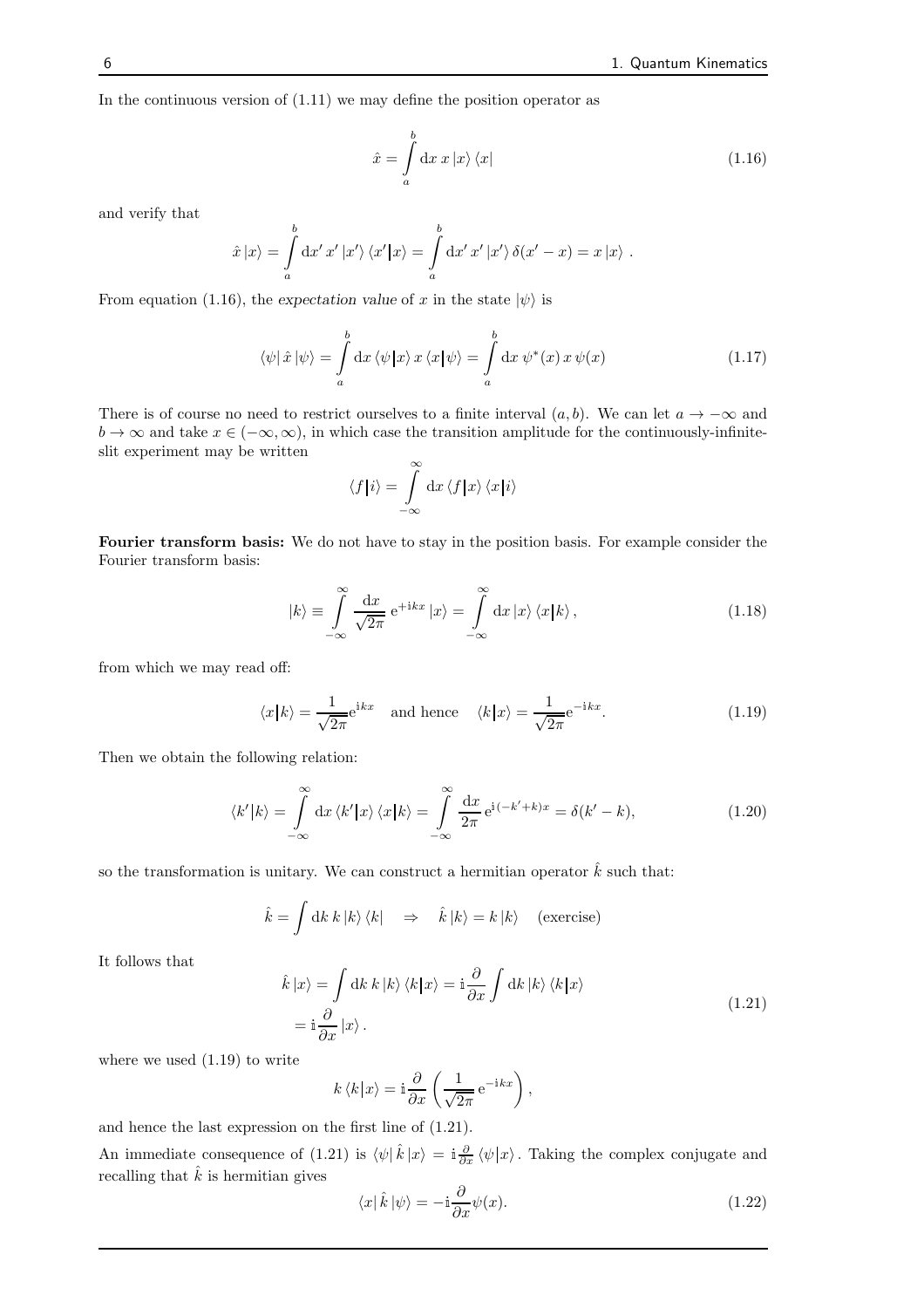In the continuous version of (1.11) we may define the position operator as

$$
\hat{x} = \int_a^b \mathrm{d}x \, x \, |x\rangle \langle x| \tag{1.16}
$$

and verify that

$$
\hat{x} \, |x\rangle = \int_a^b \mathrm{d}x' \, x' \, |x'\rangle \langle x'|x\rangle = \int_a^b \mathrm{d}x' \, x' \, |x'\rangle \, \delta(x' - x) = x \, |x\rangle \, .
$$

From equation (1.16), the *expectation value* of $x$ in the state $|\psi\rangle$ is

$$
\langle\psi| \, \hat{x} \, |\psi\rangle = \int_a^b \mathrm{d}x \, \langle\psi|x\rangle \, x \, \langle x|\psi\rangle = \int_a^b \mathrm{d}x \, \psi^*(x) \, x \, \psi(x) \tag{1.17}
$$

There is of course no need to restrict ourselves to a finite interval $(a, b)$. We can let $a \to -\infty$ and $b \to \infty$ and take $x \in (-\infty, \infty)$, in which case the transition amplitude for the continuously-infinite-slit experiment may be written

$$
\langle f|i\rangle = \int_{-\infty}^{\infty} \mathrm{d}x \, \langle f|x\rangle \, \langle x|i\rangle
$$

**Fourier transform basis:** We do not have to stay in the position basis. For example consider the Fourier transform basis:

$$
|k\rangle \equiv \int_{-\infty}^{\infty} \frac{\mathrm{d}x}{\sqrt{2\pi}} \, \mathrm{e}^{+\mathrm{i}kx} \, |x\rangle = \int_{-\infty}^{\infty} \mathrm{d}x \, |x\rangle \, \langle x|k\rangle \, , \tag{1.18}
$$

from which we may read off:

$$
\langle x|k\rangle = \frac{1}{\sqrt{2\pi}} \mathrm{e}^{\mathrm{i}kx} \quad \text{and hence} \quad \langle k|x\rangle = \frac{1}{\sqrt{2\pi}} \mathrm{e}^{-\mathrm{i}kx}. \tag{1.19}
$$

Then we obtain the following relation:

$$
\langle k'|k\rangle = \int_{-\infty}^{\infty} \mathrm{d}x \, \langle k'|x\rangle \, \langle x|k\rangle = \int_{-\infty}^{\infty} \frac{\mathrm{d}x}{2\pi} \, \mathrm{e}^{\mathrm{i}(-k'+k)x} = \delta(k' - k), \tag{1.20}
$$

so the transformation is unitary. We can construct a hermitian operator $\hat{k}$ such that:

$$
\hat{k} = \int \mathrm{d}k \, k \, |k\rangle \langle k| \quad \Rightarrow \quad \hat{k} \, |k\rangle = k \, |k\rangle \quad \text{(exercise)}
$$

It follows that

$$
\begin{aligned}
\hat{k} \, |x\rangle &= \int \mathrm{d}k \, k \, |k\rangle \, \langle k|x\rangle = \mathrm{i} \frac{\partial}{\partial x} \int \mathrm{d}k \, |k\rangle \, \langle k|x\rangle \\
&= \mathrm{i} \frac{\partial}{\partial x} \, |x\rangle \, .
\end{aligned} \tag{1.21}
$$

where we used (1.19) to write

$$
k \, \langle k|x\rangle = \mathrm{i} \frac{\partial}{\partial x} \left( \frac{1}{\sqrt{2\pi}} \, \mathrm{e}^{-\mathrm{i}kx} \right),
$$

and hence the last expression on the first line of (1.21).

An immediate consequence of (1.21) is $\langle\psi| \, \hat{k} \, |x\rangle = \mathrm{i} \frac{\partial}{\partial x} \langle\psi|x\rangle$. Taking the complex conjugate and recalling that $\hat{k}$ is hermitian gives

$$
\langle x| \, \hat{k} \, |\psi\rangle = -\mathrm{i} \frac{\partial}{\partial x} \psi(x). \tag{1.22}
$$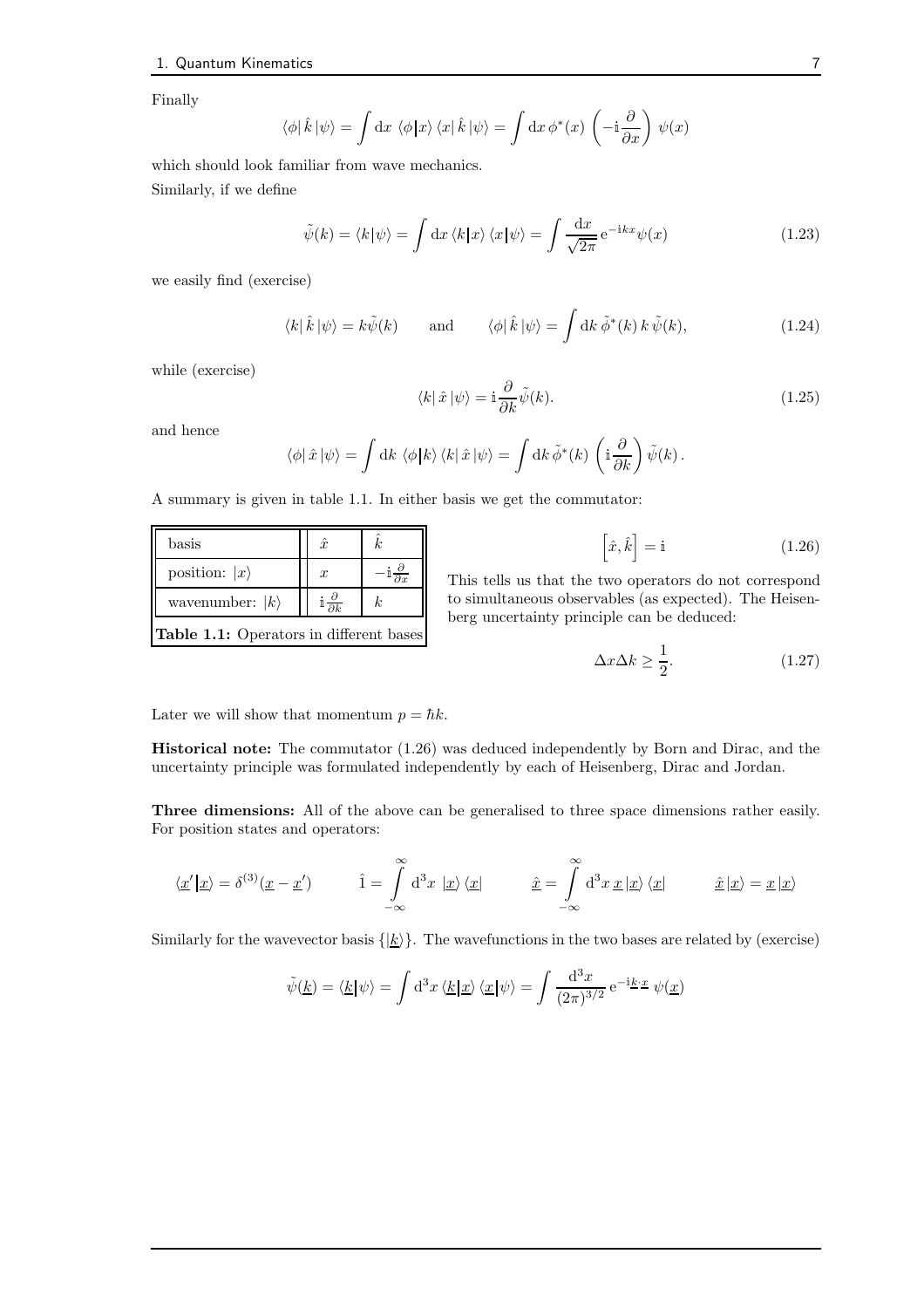Finally

$$\langle\phi|\,\hat{k}\,|\psi\rangle = \int \mathrm{d}x\ \langle\phi|x\rangle\,\langle x|\,\hat{k}\,|\psi\rangle = \int \mathrm{d}x\,\phi^*(x)\,\left(-\mathbb{i}\frac{\partial}{\partial x}\right)\,\psi(x)$$

which should look familiar from wave mechanics.

Similarly, if we define

$$\tilde{\psi}(k) = \langle k|\psi\rangle = \int \mathrm{d}x\,\langle k|x\rangle\,\langle x|\psi\rangle = \int \frac{\mathrm{d}x}{\sqrt{2\pi}}\,\mathrm{e}^{-\mathbb{i}kx}\psi(x) \tag{1.23}$$

we easily find (exercise)

$$\langle k|\,\hat{k}\,|\psi\rangle = k\tilde{\psi}(k) \qquad \text{and} \qquad \langle\phi|\,\hat{k}\,|\psi\rangle = \int \mathrm{d}k\,\tilde{\phi}^*(k)\,k\,\tilde{\psi}(k), \tag{1.24}$$

while (exercise)

$$\langle k|\,\hat{x}\,|\psi\rangle = \mathbb{i}\frac{\partial}{\partial k}\tilde{\psi}(k). \tag{1.25}$$

and hence

$$\langle\phi|\,\hat{x}\,|\psi\rangle = \int \mathrm{d}k\ \langle\phi|k\rangle\,\langle k|\,\hat{x}\,|\psi\rangle = \int \mathrm{d}k\,\tilde{\phi}^*(k)\,\left(\mathbb{i}\frac{\partial}{\partial k}\right)\tilde{\psi}(k)\,.$$

A summary is given in table 1.1. In either basis we get the commutator:

| basis | $\hat{x}$ | $\hat{k}$ |
|---|---|---|
| position: $\vert x\rangle$ | $x$ | $-\mathbb{i}\frac{\partial}{\partial x}$ |
| wavenumber: $\vert k\rangle$ | $\mathbb{i}\frac{\partial}{\partial k}$ | $k$ |

**Table 1.1:** Operators in different bases

$$\left[\hat{x}, \hat{k}\right] = \mathbb{i} \tag{1.26}$$

This tells us that the two operators do not correspond to simultaneous observables (as expected). The Heisenberg uncertainty principle can be deduced:

$$\Delta x \Delta k \geq \frac{1}{2}. \tag{1.27}$$

Later we will show that momentum $p = \hbar k$.

**Historical note:** The commutator (1.26) was deduced independently by Born and Dirac, and the uncertainty principle was formulated independently by each of Heisenberg, Dirac and Jordan.

**Three dimensions:** All of the above can be generalised to three space dimensions rather easily. For position states and operators:

$$\langle \underline{x}'|\underline{x}\rangle = \delta^{(3)}(\underline{x} - \underline{x}') \qquad \hat{1} = \int_{-\infty}^{\infty} \mathrm{d}^3x\ |\underline{x}\rangle\,\langle\underline{x}| \qquad \hat{\underline{x}} = \int_{-\infty}^{\infty} \mathrm{d}^3x\,\underline{x}\,|\underline{x}\rangle\,\langle\underline{x}| \qquad \hat{\underline{x}}\,|\underline{x}\rangle = \underline{x}\,|\underline{x}\rangle$$

Similarly for the wavevector basis $\{|\underline{k}\rangle\}$. The wavefunctions in the two bases are related by (exercise)

$$\tilde{\psi}(\underline{k}) = \langle\underline{k}|\psi\rangle = \int \mathrm{d}^3x\,\langle\underline{k}|\underline{x}\rangle\,\langle\underline{x}|\psi\rangle = \int \frac{\mathrm{d}^3x}{(2\pi)^{3/2}}\,\mathrm{e}^{-\mathbb{i}\underline{k}\cdot\underline{x}}\,\psi(\underline{x})$$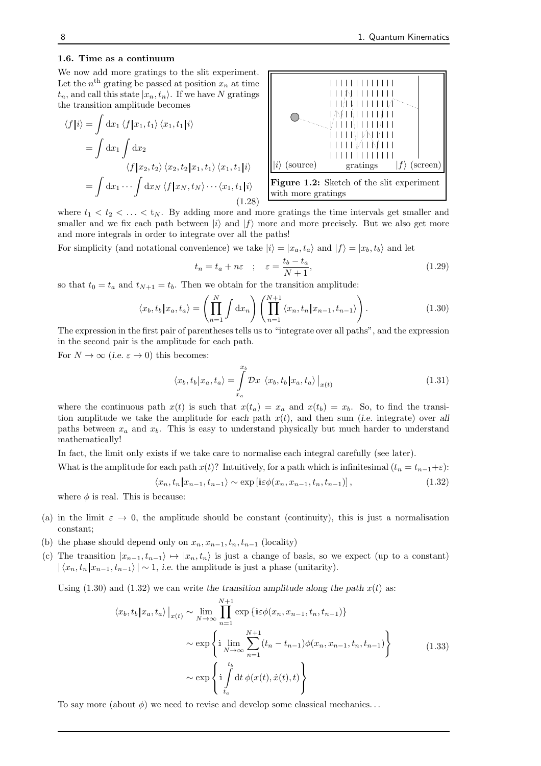### 1.6. Time as a continuum

We now add more gratings to the slit experiment. Let the $n^{\text{th}}$ grating be passed at position $x_n$ at time $t_n$, and call this state $|x_n, t_n\rangle$. If we have $N$ gratings the transition amplitude becomes

$$
\begin{aligned}
\langle f|i\rangle &= \int \mathrm{d}x_1 \, \langle f|x_1, t_1\rangle \, \langle x_1, t_1|i\rangle \\
&= \int \mathrm{d}x_1 \int \mathrm{d}x_2 \\
&\qquad \langle f|x_2, t_2\rangle \, \langle x_2, t_2|x_1, t_1\rangle \, \langle x_1, t_1|i\rangle \\
&= \int \mathrm{d}x_1 \cdots \int \mathrm{d}x_N \, \langle f|x_N, t_N\rangle \cdots \langle x_1, t_1|i\rangle
\end{aligned}
\tag{1.28}
$$

**Figure 1.2:** Sketch of the slit experiment with more gratings

where $t_1 < t_2 < \ldots < t_N$. By adding more and more gratings the time intervals get smaller and smaller and we fix each path between $|i\rangle$ and $|f\rangle$ more and more precisely. But we also get more and more integrals in order to integrate over all the paths!

For simplicity (and notational convenience) we take $|i\rangle = |x_a, t_a\rangle$ and $|f\rangle = |x_b, t_b\rangle$ and let

$$
t_n = t_a + n\varepsilon \quad ; \quad \varepsilon = \frac{t_b - t_a}{N+1}, \tag{1.29}
$$

so that $t_0 = t_a$ and $t_{N+1} = t_b$. Then we obtain for the transition amplitude:

$$
\langle x_b, t_b|x_a, t_a\rangle = \left( \prod_{n=1}^{N} \int \mathrm{d}x_n \right) \left( \prod_{n=1}^{N+1} \langle x_n, t_n|x_{n-1}, t_{n-1}\rangle \right). \tag{1.30}
$$

The expression in the first pair of parentheses tells us to "integrate over all paths", and the expression in the second pair is the amplitude for each path.

For $N \to \infty$ (*i.e.* $\varepsilon \to 0$) this becomes:

$$
\langle x_b, t_b|x_a, t_a\rangle = \int_{x_a}^{x_b} \mathcal{D}x \;\, \langle x_b, t_b|x_a, t_a\rangle \big|_{x(t)} \tag{1.31}
$$

where the continuous path $x(t)$ is such that $x(t_a) = x_a$ and $x(t_b) = x_b$. So, to find the transition amplitude we take the amplitude for *each* path $x(t)$, and then sum (*i.e.* integrate) over *all* paths between $x_a$ and $x_b$. This is easy to understand physically but much harder to understand mathematically!

In fact, the limit only exists if we take care to normalise each integral carefully (see later).

What is the amplitude for each path $x(t)$? Intuitively, for a path which is infinitesimal ($t_n = t_{n-1} + \varepsilon$):

$$
\langle x_n, t_n|x_{n-1}, t_{n-1}\rangle \sim \exp\left[\mathrm{i}\varepsilon\phi(x_n, x_{n-1}, t_n, t_{n-1})\right], \tag{1.32}
$$

where $\phi$ is real. This is because:

(a) in the limit $\varepsilon \to 0$, the amplitude should be constant (continuity), this is just a normalisation constant;

(b) the phase should depend only on $x_n, x_{n-1}, t_n, t_{n-1}$ (locality)

(c) The transition $|x_{n-1}, t_{n-1}\rangle \mapsto |x_n, t_n\rangle$ is just a change of basis, so we expect (up to a constant) $|\langle x_n, t_n|x_{n-1}, t_{n-1}\rangle| \sim 1$, *i.e.* the amplitude is just a phase (unitarity).

Using (1.30) and (1.32) we can write *the transition amplitude along the path $x(t)$* as:

$$
\begin{aligned}
\langle x_b, t_b|x_a, t_a\rangle \big|_{x(t)} &\sim \lim_{N\to\infty} \prod_{n=1}^{N+1} \exp\left\{\mathrm{i}\varepsilon\phi(x_n, x_{n-1}, t_n, t_{n-1})\right\} \\
&\sim \exp\left\{ \mathrm{i} \lim_{N\to\infty} \sum_{n=1}^{N+1} (t_n - t_{n-1})\phi(x_n, x_{n-1}, t_n, t_{n-1}) \right\} \\
&\sim \exp\left\{ \mathrm{i} \int_{t_a}^{t_b} \mathrm{d}t \; \phi(x(t), \dot{x}(t), t) \right\}
\end{aligned}
\tag{1.33}
$$

To say more (about $\phi$) we need to revise and develop some classical mechanics...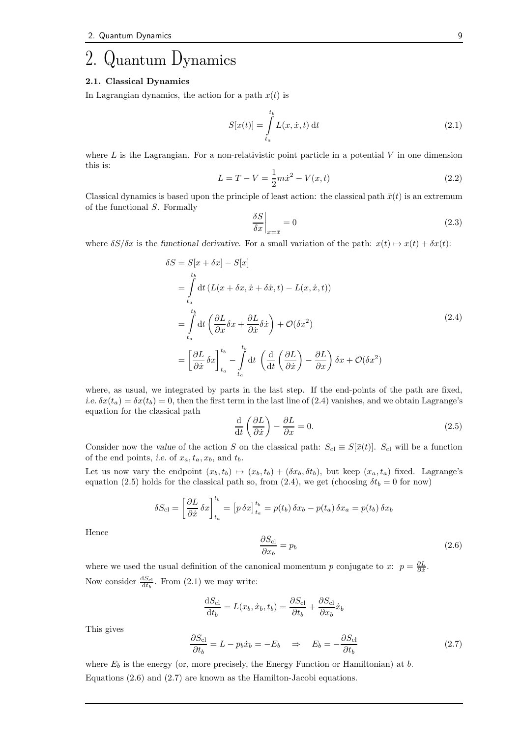# 2. Quantum Dynamics

### 2.1. Classical Dynamics

In Lagrangian dynamics, the action for a path $x(t)$ is

$$S[x(t)] = \int_{t_a}^{t_b} L(x, \dot{x}, t)\,\mathrm{d}t \tag{2.1}$$

where $L$ is the Lagrangian. For a non-relativistic point particle in a potential $V$ in one dimension this is:

$$L = T - V = \frac{1}{2}m\dot{x}^2 - V(x,t) \tag{2.2}$$

Classical dynamics is based upon the principle of least action: the classical path $\bar{x}(t)$ is an extremum of the functional $S$. Formally

$$\left.\frac{\delta S}{\delta x}\right|_{x=\bar{x}} = 0 \tag{2.3}$$

where $\delta S/\delta x$ is the *functional derivative*. For a small variation of the path: $x(t) \mapsto x(t) + \delta x(t)$:

$$\begin{aligned}
\delta S &= S[x+\delta x] - S[x] \\
&= \int_{t_a}^{t_b} \mathrm{d}t\, \left(L(x+\delta x, \dot{x}+\delta\dot{x}, t) - L(x,\dot{x},t)\right) \\
&= \int_{t_a}^{t_b} \mathrm{d}t\, \left(\frac{\partial L}{\partial x}\delta x + \frac{\partial L}{\partial \dot{x}}\delta\dot{x}\right) + \mathcal{O}(\delta x^2) \\
&= \left[\frac{\partial L}{\partial \dot{x}}\,\delta x\right]_{t_a}^{t_b} - \int_{t_a}^{t_b} \mathrm{d}t\, \left(\frac{\mathrm{d}}{\mathrm{d}t}\left(\frac{\partial L}{\partial \dot{x}}\right) - \frac{\partial L}{\partial x}\right)\delta x + \mathcal{O}(\delta x^2)
\end{aligned} \tag{2.4}$$

where, as usual, we integrated by parts in the last step. If the end-points of the path are fixed, *i.e.* $\delta x(t_a) = \delta x(t_b) = 0$, then the first term in the last line of (2.4) vanishes, and we obtain Lagrange's equation for the classical path

$$\frac{\mathrm{d}}{\mathrm{d}t}\left(\frac{\partial L}{\partial \dot{x}}\right) - \frac{\partial L}{\partial x} = 0. \tag{2.5}$$

Consider now the *value* of the action $S$ on the classical path: $S_{\mathrm{cl}} \equiv S[\bar{x}(t)]$. $S_{\mathrm{cl}}$ will be a function of the end points, *i.e.* of $x_a, t_a, x_b$, and $t_b$.

Let us now vary the endpoint $(x_b, t_b) \mapsto (x_b, t_b) + (\delta x_b, \delta t_b)$, but keep $(x_a, t_a)$ fixed. Lagrange's equation (2.5) holds for the classical path so, from (2.4), we get (choosing $\delta t_b = 0$ for now)

$$\delta S_{\mathrm{cl}} = \left[\frac{\partial L}{\partial \dot{x}}\,\delta x\right]_{t_a}^{t_b} = \left[p\,\delta x\right]_{t_a}^{t_b} = p(t_b)\,\delta x_b - p(t_a)\,\delta x_a = p(t_b)\,\delta x_b$$

Hence

$$\frac{\partial S_{\mathrm{cl}}}{\partial x_b} = p_b \tag{2.6}$$

where we used the usual definition of the canonical momentum $p$ conjugate to $x$: $p = \frac{\partial L}{\partial \dot{x}}$.

Now consider $\frac{\mathrm{d}S_{\mathrm{cl}}}{\mathrm{d}t_b}$. From (2.1) we may write:

$$\frac{\mathrm{d}S_{\mathrm{cl}}}{\mathrm{d}t_b} = L(x_b, \dot{x}_b, t_b) = \frac{\partial S_{\mathrm{cl}}}{\partial t_b} + \frac{\partial S_{\mathrm{cl}}}{\partial x_b}\dot{x}_b$$

This gives

$$\frac{\partial S_{\mathrm{cl}}}{\partial t_b} = L - p_b\dot{x}_b = -E_b \quad \Rightarrow \quad E_b = -\frac{\partial S_{\mathrm{cl}}}{\partial t_b} \tag{2.7}$$

where $E_b$ is the energy (or, more precisely, the Energy Function or Hamiltonian) at $b$.

Equations (2.6) and (2.7) are known as the Hamilton-Jacobi equations.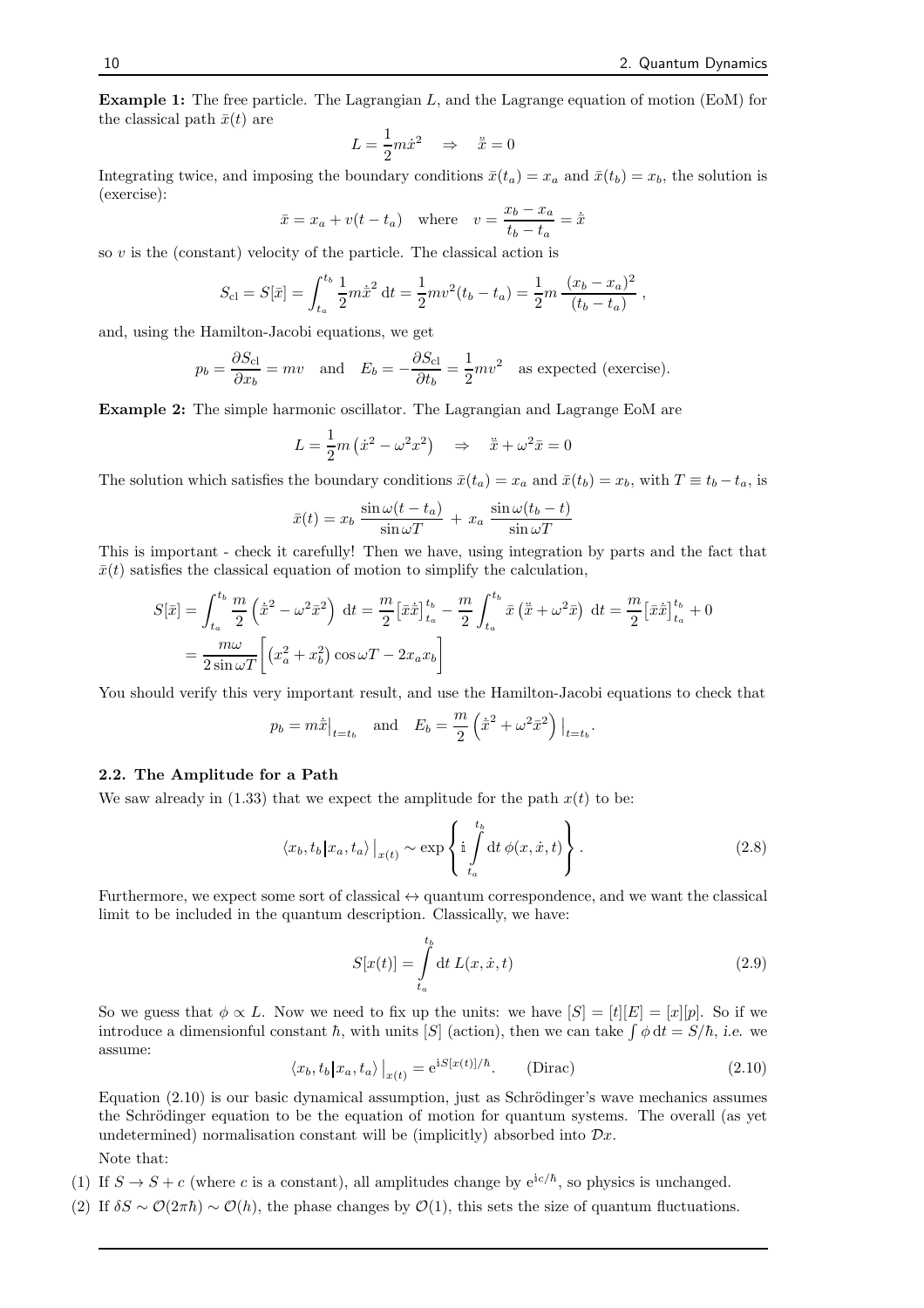**Example 1:** The free particle. The Lagrangian $L$, and the Lagrange equation of motion (EoM) for the classical path $\bar{x}(t)$ are

$$L = \frac{1}{2}m\dot{x}^2 \quad \Rightarrow \quad \ddot{\bar{x}} = 0$$

Integrating twice, and imposing the boundary conditions $\bar{x}(t_a) = x_a$ and $\bar{x}(t_b) = x_b$, the solution is (exercise):

$$\bar{x} = x_a + v(t - t_a) \quad \text{where} \quad v = \frac{x_b - x_a}{t_b - t_a} = \dot{\bar{x}}$$

so $v$ is the (constant) velocity of the particle. The classical action is

$$S_{\rm cl} = S[\bar{x}] = \int_{t_a}^{t_b} \frac{1}{2}m\dot{\bar{x}}^2 \, \mathrm{d}t = \frac{1}{2}mv^2(t_b - t_a) = \frac{1}{2}m\,\frac{(x_b - x_a)^2}{(t_b - t_a)} \ ,$$

and, using the Hamilton-Jacobi equations, we get

$$p_b = \frac{\partial S_{\rm cl}}{\partial x_b} = mv \quad \text{and} \quad E_b = -\frac{\partial S_{\rm cl}}{\partial t_b} = \frac{1}{2}mv^2 \quad \text{as expected (exercise).}$$

**Example 2:** The simple harmonic oscillator. The Lagrangian and Lagrange EoM are

$$L = \frac{1}{2}m\left(\dot{x}^2 - \omega^2 x^2\right) \quad \Rightarrow \quad \ddot{\bar{x}} + \omega^2 \bar{x} = 0$$

The solution which satisfies the boundary conditions $\bar{x}(t_a) = x_a$ and $\bar{x}(t_b) = x_b$, with $T \equiv t_b - t_a$, is

$$\bar{x}(t) = x_b\,\frac{\sin\omega(t - t_a)}{\sin\omega T} \,+\, x_a\,\frac{\sin\omega(t_b - t)}{\sin\omega T}$$

This is important - check it carefully! Then we have, using integration by parts and the fact that $\bar{x}(t)$ satisfies the classical equation of motion to simplify the calculation,

$$\begin{aligned}
S[\bar{x}] &= \int_{t_a}^{t_b} \frac{m}{2}\left(\dot{\bar{x}}^2 - \omega^2\bar{x}^2\right)\,\mathrm{d}t = \frac{m}{2}\big[\bar{x}\dot{\bar{x}}\big]_{t_a}^{t_b} - \frac{m}{2}\int_{t_a}^{t_b} \bar{x}\left(\ddot{\bar{x}} + \omega^2\bar{x}\right)\,\mathrm{d}t = \frac{m}{2}\big[\bar{x}\dot{\bar{x}}\big]_{t_a}^{t_b} + 0 \\
&= \frac{m\omega}{2\sin\omega T}\Big[\left(x_a^2 + x_b^2\right)\cos\omega T - 2x_a x_b\Big]
\end{aligned}$$

You should verify this very important result, and use the Hamilton-Jacobi equations to check that

$$p_b = m\dot{\bar{x}}\big|_{t=t_b} \quad \text{and} \quad E_b = \frac{m}{2}\left(\dot{\bar{x}}^2 + \omega^2\bar{x}^2\right)\big|_{t=t_b}.$$

### 2.2. The Amplitude for a Path

We saw already in (1.33) that we expect the amplitude for the path $x(t)$ to be:

$$\langle x_b, t_b | x_a, t_a\rangle\big|_{x(t)} \sim \exp\left\{ \mathrm{i}\int_{t_a}^{t_b} \mathrm{d}t\,\phi(x, \dot{x}, t)\right\}. \tag{2.8}$$

Furthermore, we expect some sort of classical $\leftrightarrow$ quantum correspondence, and we want the classical limit to be included in the quantum description. Classically, we have:

$$S[x(t)] = \int_{t_a}^{t_b} \mathrm{d}t\,L(x, \dot{x}, t) \tag{2.9}$$

So we guess that $\phi \propto L$. Now we need to fix up the units: we have $[S] = [t][E] = [x][p]$. So if we introduce a dimensionful constant $\hbar$, with units $[S]$ (action), then we can take $\int \phi\,\mathrm{d}t = S/\hbar$, *i.e.* we assume:

$$\langle x_b, t_b | x_a, t_a\rangle\big|_{x(t)} = \mathrm{e}^{\mathrm{i}S[x(t)]/\hbar}. \qquad \text{(Dirac)} \tag{2.10}$$

Equation (2.10) is our basic dynamical assumption, just as Schrödinger's wave mechanics assumes the Schrödinger equation to be the equation of motion for quantum systems. The overall (as yet undetermined) normalisation constant will be (implicitly) absorbed into $\mathcal{D}x$.

Note that:

(1) If $S \to S + c$ (where $c$ is a constant), all amplitudes change by $\mathrm{e}^{\mathrm{i}c/\hbar}$, so physics is unchanged.

(2) If $\delta S \sim \mathcal{O}(2\pi\hbar) \sim \mathcal{O}(h)$, the phase changes by $\mathcal{O}(1)$, this sets the size of quantum fluctuations.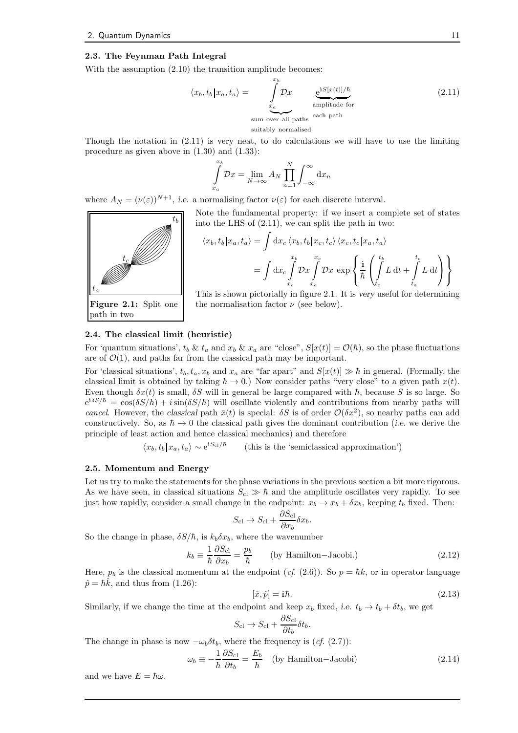### 2.3. The Feynman Path Integral

With the assumption (2.10) the transition amplitude becomes:

$$\langle x_b, t_b | x_a, t_a \rangle = \underbrace{\int_{x_a}^{x_b} \mathcal{D}x}_{\substack{\text{sum over all paths} \\ \text{suitably normalised}}} \quad \underbrace{e^{iS[x(t)]/\hbar}}_{\substack{\text{amplitude for} \\ \text{each path}}} \tag{2.11}$$

Though the notation in (2.11) is very neat, to do calculations we will have to use the limiting procedure as given above in (1.30) and (1.33):

$$\int_{x_a}^{x_b} \mathcal{D}x = \lim_{N\to\infty} A_N \prod_{n=1}^{N} \int_{-\infty}^{\infty} dx_n$$

where $A_N = (\nu(\varepsilon))^{N+1}$, *i.e.* a normalising factor $\nu(\varepsilon)$ for each discrete interval.

**Figure 2.1:** Split one path in two

Note the fundamental property: if we insert a complete set of states into the LHS of (2.11), we can split the path in two:

$$\begin{aligned}
\langle x_b, t_b | x_a, t_a \rangle &= \int dx_c \, \langle x_b, t_b | x_c, t_c \rangle \, \langle x_c, t_c | x_a, t_a \rangle \\
&= \int dx_c \int_{x_c}^{x_b} \mathcal{D}x \int_{x_a}^{x_c} \mathcal{D}x \, \exp\left\{ \frac{i}{\hbar} \left( \int_{t_c}^{t_b} L \, dt + \int_{t_a}^{t_c} L \, dt \right) \right\}
\end{aligned}$$

This is shown pictorially in figure 2.1. It is *very* useful for determining the normalisation factor $\nu$ (see below).

### 2.4. The classical limit (heuristic)

For 'quantum situations', $t_b$ & $t_a$ and $x_b$ & $x_a$ are "close", $S[x(t)] = \mathcal{O}(\hbar)$, so the phase fluctuations are of $\mathcal{O}(1)$, and paths far from the classical path may be important.

For 'classical situations', $t_b, t_a, x_b$ and $x_a$ are "far apart" and $S[x(t)] \gg \hbar$ in general. (Formally, the classical limit is obtained by taking $\hbar \to 0$.) Now consider paths "very close" to a given path $x(t)$. Even though $\delta x(t)$ is small, $\delta S$ will in general be large compared with $\hbar$, because $S$ is so large. So $e^{i\delta S/\hbar} = \cos(\delta S/\hbar) + i\sin(\delta S/\hbar)$ will oscillate violently and contributions from nearby paths will *cancel*. However, the *classical* path $\bar{x}(t)$ is special: $\delta S$ is of order $\mathcal{O}(\delta x^2)$, so nearby paths can add constructively. So, as $\hbar \to 0$ the classical path gives the dominant contribution (*i.e.* we derive the principle of least action and hence classical mechanics) and therefore

$$\langle x_b, t_b | x_a, t_a \rangle \sim e^{iS_{\text{cl}}/\hbar} \qquad \text{(this is the 'semiclassical approximation')}$$

### 2.5. Momentum and Energy

Let us try to make the statements for the phase variations in the previous section a bit more rigorous. As we have seen, in classical situations $S_{\text{cl}} \gg \hbar$ and the amplitude oscillates very rapidly. To see just how rapidly, consider a small change in the endpoint: $x_b \to x_b + \delta x_b$, keeping $t_b$ fixed. Then:

$$S_{\text{cl}} \to S_{\text{cl}} + \frac{\partial S_{\text{cl}}}{\partial x_b} \delta x_b.$$

So the change in phase, $\delta S/\hbar$, is $k_b \delta x_b$, where the wavenumber

$$k_b \equiv \frac{1}{\hbar} \frac{\partial S_{\text{cl}}}{\partial x_b} = \frac{p_b}{\hbar} \qquad \text{(by Hamilton–Jacobi.)} \tag{2.12}$$

Here, $p_b$ is the classical momentum at the endpoint (*cf.* (2.6)). So $p = \hbar k$, or in operator language $\hat{p} = \hbar \hat{k}$, and thus from (1.26):

$$[\hat{x}, \hat{p}] = i\hbar. \tag{2.13}$$

Similarly, if we change the time at the endpoint and keep $x_b$ fixed, *i.e.* $t_b \to t_b + \delta t_b$, we get

$$S_{\text{cl}} \to S_{\text{cl}} + \frac{\partial S_{\text{cl}}}{\partial t_b} \delta t_b.$$

The change in phase is now $-\omega_b \delta t_b$, where the frequency is (*cf.* (2.7)):

$$\omega_b \equiv -\frac{1}{\hbar} \frac{\partial S_{\text{cl}}}{\partial t_b} = \frac{E_b}{\hbar} \quad \text{(by Hamilton–Jacobi)} \tag{2.14}$$

and we have $E = \hbar\omega$.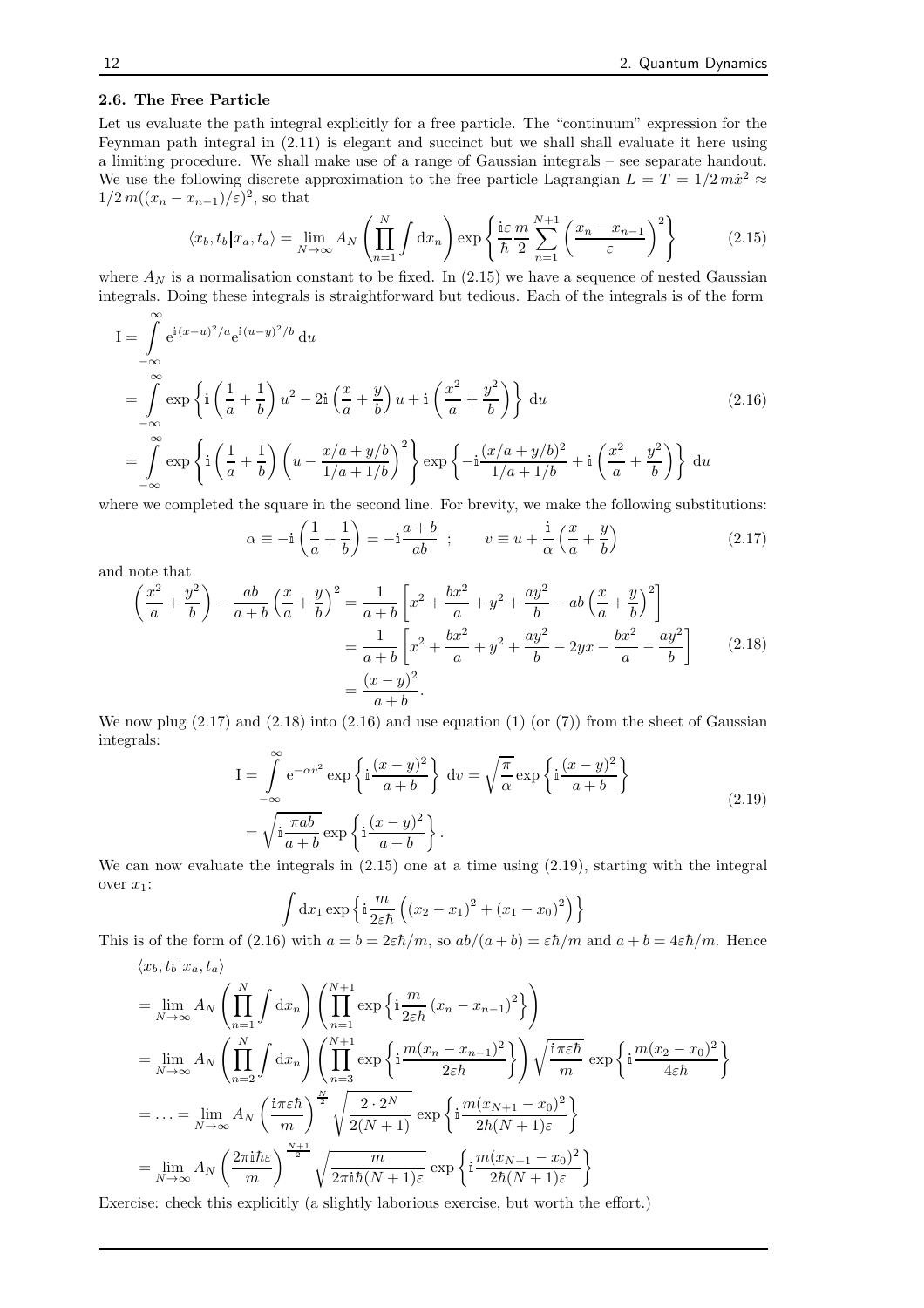### 2.6. The Free Particle

Let us evaluate the path integral explicitly for a free particle. The "continuum" expression for the Feynman path integral in (2.11) is elegant and succinct but we shall shall evaluate it here using a limiting procedure. We shall make use of a range of Gaussian integrals – see separate handout. We use the following discrete approximation to the free particle Lagrangian $L = T = 1/2\, m\dot{x}^2 \approx 1/2\, m((x_n - x_{n-1})/\varepsilon)^2$, so that

$$\langle x_b, t_b | x_a, t_a \rangle = \lim_{N\to\infty} A_N \left( \prod_{n=1}^{N} \int \mathrm{d}x_n \right) \exp\left\{ \frac{\mathrm{i}\varepsilon}{\hbar} \frac{m}{2} \sum_{n=1}^{N+1} \left( \frac{x_n - x_{n-1}}{\varepsilon} \right)^2 \right\} \tag{2.15}$$

where $A_N$ is a normalisation constant to be fixed. In (2.15) we have a sequence of nested Gaussian integrals. Doing these integrals is straightforward but tedious. Each of the integrals is of the form

$$\begin{aligned}
\mathrm{I} &= \int_{-\infty}^{\infty} \mathrm{e}^{\mathrm{i}(x-u)^2/a} \mathrm{e}^{\mathrm{i}(u-y)^2/b}\, \mathrm{d}u \\
&= \int_{-\infty}^{\infty} \exp\left\{ \mathrm{i}\left(\frac{1}{a} + \frac{1}{b}\right) u^2 - 2\mathrm{i}\left(\frac{x}{a} + \frac{y}{b}\right) u + \mathrm{i}\left(\frac{x^2}{a} + \frac{y^2}{b}\right) \right\} \mathrm{d}u \\
&= \int_{-\infty}^{\infty} \exp\left\{ \mathrm{i}\left(\frac{1}{a} + \frac{1}{b}\right) \left(u - \frac{x/a + y/b}{1/a + 1/b}\right)^2 \right\} \exp\left\{ -\mathrm{i}\frac{(x/a + y/b)^2}{1/a + 1/b} + \mathrm{i}\left(\frac{x^2}{a} + \frac{y^2}{b}\right) \right\} \mathrm{d}u
\end{aligned} \tag{2.16}$$

where we completed the square in the second line. For brevity, we make the following substitutions:

$$\alpha \equiv -\mathrm{i}\left(\frac{1}{a} + \frac{1}{b}\right) = -\mathrm{i}\frac{a+b}{ab} \;; \qquad v \equiv u + \frac{\mathrm{i}}{\alpha}\left(\frac{x}{a} + \frac{y}{b}\right) \tag{2.17}$$

and note that

$$\begin{aligned}
\left(\frac{x^2}{a} + \frac{y^2}{b}\right) - \frac{ab}{a+b}\left(\frac{x}{a} + \frac{y}{b}\right)^2 &= \frac{1}{a+b}\left[x^2 + \frac{bx^2}{a} + y^2 + \frac{ay^2}{b} - ab\left(\frac{x}{a} + \frac{y}{b}\right)^2\right] \\
&= \frac{1}{a+b}\left[x^2 + \frac{bx^2}{a} + y^2 + \frac{ay^2}{b} - 2yx - \frac{bx^2}{a} - \frac{ay^2}{b}\right] \\
&= \frac{(x-y)^2}{a+b}.
\end{aligned} \tag{2.18}$$

We now plug (2.17) and (2.18) into (2.16) and use equation (1) (or (7)) from the sheet of Gaussian integrals:

$$\begin{aligned}
\mathrm{I} &= \int_{-\infty}^{\infty} \mathrm{e}^{-\alpha v^2} \exp\left\{ \mathrm{i}\frac{(x-y)^2}{a+b} \right\} \mathrm{d}v = \sqrt{\frac{\pi}{\alpha}} \exp\left\{ \mathrm{i}\frac{(x-y)^2}{a+b} \right\} \\
&= \sqrt{\mathrm{i}\frac{\pi ab}{a+b}} \exp\left\{ \mathrm{i}\frac{(x-y)^2}{a+b} \right\}.
\end{aligned} \tag{2.19}$$

We can now evaluate the integrals in (2.15) one at a time using (2.19), starting with the integral over $x_1$:

$$\int \mathrm{d}x_1 \exp\left\{ \mathrm{i}\frac{m}{2\varepsilon\hbar}\left( (x_2 - x_1)^2 + (x_1 - x_0)^2 \right) \right\}$$

This is of the form of (2.16) with $a = b = 2\varepsilon\hbar/m$, so $ab/(a+b) = \varepsilon\hbar/m$ and $a + b = 4\varepsilon\hbar/m$. Hence

$$\begin{aligned}
&\langle x_b, t_b | x_a, t_a \rangle \\
&= \lim_{N\to\infty} A_N \left( \prod_{n=1}^{N} \int \mathrm{d}x_n \right) \left( \prod_{n=1}^{N+1} \exp\left\{ \mathrm{i}\frac{m}{2\varepsilon\hbar}(x_n - x_{n-1})^2 \right\} \right) \\
&= \lim_{N\to\infty} A_N \left( \prod_{n=2}^{N} \int \mathrm{d}x_n \right) \left( \prod_{n=3}^{N+1} \exp\left\{ \mathrm{i}\frac{m(x_n - x_{n-1})^2}{2\varepsilon\hbar} \right\} \right) \sqrt{\frac{\mathrm{i}\pi\varepsilon\hbar}{m}} \exp\left\{ \mathrm{i}\frac{m(x_2 - x_0)^2}{4\varepsilon\hbar} \right\} \\
&= \ldots = \lim_{N\to\infty} A_N \left( \frac{\mathrm{i}\pi\varepsilon\hbar}{m} \right)^{\frac{N}{2}} \sqrt{\frac{2 \cdot 2^N}{2(N+1)}} \exp\left\{ \mathrm{i}\frac{m(x_{N+1} - x_0)^2}{2\hbar(N+1)\varepsilon} \right\} \\
&= \lim_{N\to\infty} A_N \left( \frac{2\pi\mathrm{i}\hbar\varepsilon}{m} \right)^{\frac{N+1}{2}} \sqrt{\frac{m}{2\pi\mathrm{i}\hbar(N+1)\varepsilon}} \exp\left\{ \mathrm{i}\frac{m(x_{N+1} - x_0)^2}{2\hbar(N+1)\varepsilon} \right\}
\end{aligned}$$

Exercise: check this explicitly (a slightly laborious exercise, but worth the effort.)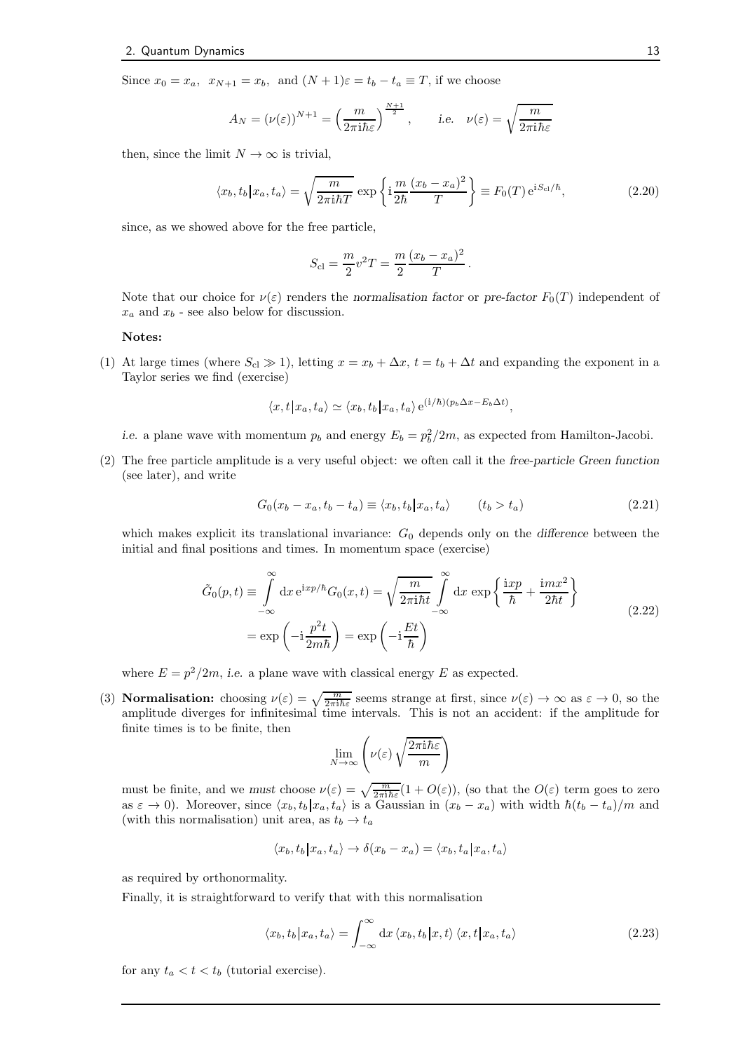Since $x_0 = x_a$, $x_{N+1} = x_b$, and $(N+1)\varepsilon = t_b - t_a \equiv T$, if we choose

$$A_N = (\nu(\varepsilon))^{N+1} = \left(\frac{m}{2\pi \mathrm{i}\hbar\varepsilon}\right)^{\frac{N+1}{2}}, \qquad \textit{i.e.} \quad \nu(\varepsilon) = \sqrt{\frac{m}{2\pi\mathrm{i}\hbar\varepsilon}}$$

then, since the limit $N \to \infty$ is trivial,

$$\langle x_b, t_b | x_a, t_a\rangle = \sqrt{\frac{m}{2\pi\mathrm{i}\hbar T}}\, \exp\left\{\mathrm{i}\frac{m}{2\hbar}\frac{(x_b - x_a)^2}{T}\right\} \equiv F_0(T)\, \mathrm{e}^{\mathrm{i}S_{\mathrm{cl}}/\hbar}, \tag{2.20}$$

since, as we showed above for the free particle,

$$S_{\mathrm{cl}} = \frac{m}{2}v^2 T = \frac{m}{2}\frac{(x_b - x_a)^2}{T}.$$

Note that our choice for $\nu(\varepsilon)$ renders the *normalisation factor* or *pre-factor* $F_0(T)$ independent of $x_a$ and $x_b$ - see also below for discussion.

**Notes:**

(1) At large times (where $S_{\mathrm{cl}} \gg 1$), letting $x = x_b + \Delta x$, $t = t_b + \Delta t$ and expanding the exponent in a Taylor series we find (exercise)

$$\langle x, t | x_a, t_a\rangle \simeq \langle x_b, t_b | x_a, t_a\rangle\, \mathrm{e}^{(\mathrm{i}/\hbar)(p_b \Delta x - E_b \Delta t)},$$

*i.e.* a plane wave with momentum $p_b$ and energy $E_b = p_b^2/2m$, as expected from Hamilton-Jacobi.

(2) The free particle amplitude is a very useful object: we often call it the *free-particle Green function* (see later), and write

$$G_0(x_b - x_a, t_b - t_a) \equiv \langle x_b, t_b | x_a, t_a\rangle \qquad (t_b > t_a) \tag{2.21}$$

which makes explicit its translational invariance: $G_0$ depends only on the *difference* between the initial and final positions and times. In momentum space (exercise)

$$\begin{aligned}\tilde{G}_0(p,t) \equiv \int_{-\infty}^{\infty} \mathrm{d}x\, \mathrm{e}^{\mathrm{i}xp/\hbar} G_0(x,t) &= \sqrt{\frac{m}{2\pi\mathrm{i}\hbar t}} \int_{-\infty}^{\infty} \mathrm{d}x\, \exp\left\{\frac{\mathrm{i}xp}{\hbar} + \frac{\mathrm{i}mx^2}{2\hbar t}\right\} \\ &= \exp\left(-\mathrm{i}\frac{p^2 t}{2m\hbar}\right) = \exp\left(-\mathrm{i}\frac{Et}{\hbar}\right)\end{aligned} \tag{2.22}$$

where $E = p^2/2m$, *i.e.* a plane wave with classical energy $E$ as expected.

(3) **Normalisation:** choosing $\nu(\varepsilon) = \sqrt{\frac{m}{2\pi\mathrm{i}\hbar\varepsilon}}$ seems strange at first, since $\nu(\varepsilon) \to \infty$ as $\varepsilon \to 0$, so the amplitude diverges for infinitesimal time intervals. This is not an accident: if the amplitude for finite times is to be finite, then

$$\lim_{N\to\infty}\left(\nu(\varepsilon)\sqrt{\frac{2\pi\mathrm{i}\hbar\varepsilon}{m}}\right)$$

must be finite, and we *must* choose $\nu(\varepsilon) = \sqrt{\frac{m}{2\pi\mathrm{i}\hbar\varepsilon}}(1 + O(\varepsilon))$, (so that the $O(\varepsilon)$ term goes to zero as $\varepsilon \to 0$). Moreover, since $\langle x_b, t_b | x_a, t_a\rangle$ is a Gaussian in $(x_b - x_a)$ with width $\hbar(t_b - t_a)/m$ and (with this normalisation) unit area, as $t_b \to t_a$

$$\langle x_b, t_b | x_a, t_a\rangle \to \delta(x_b - x_a) = \langle x_b, t_a | x_a, t_a\rangle$$

as required by orthonormality.

Finally, it is straightforward to verify that with this normalisation

$$\langle x_b, t_b | x_a, t_a\rangle = \int_{-\infty}^{\infty} \mathrm{d}x\, \langle x_b, t_b | x, t\rangle\, \langle x, t | x_a, t_a\rangle \tag{2.23}$$

for any $t_a < t < t_b$ (tutorial exercise).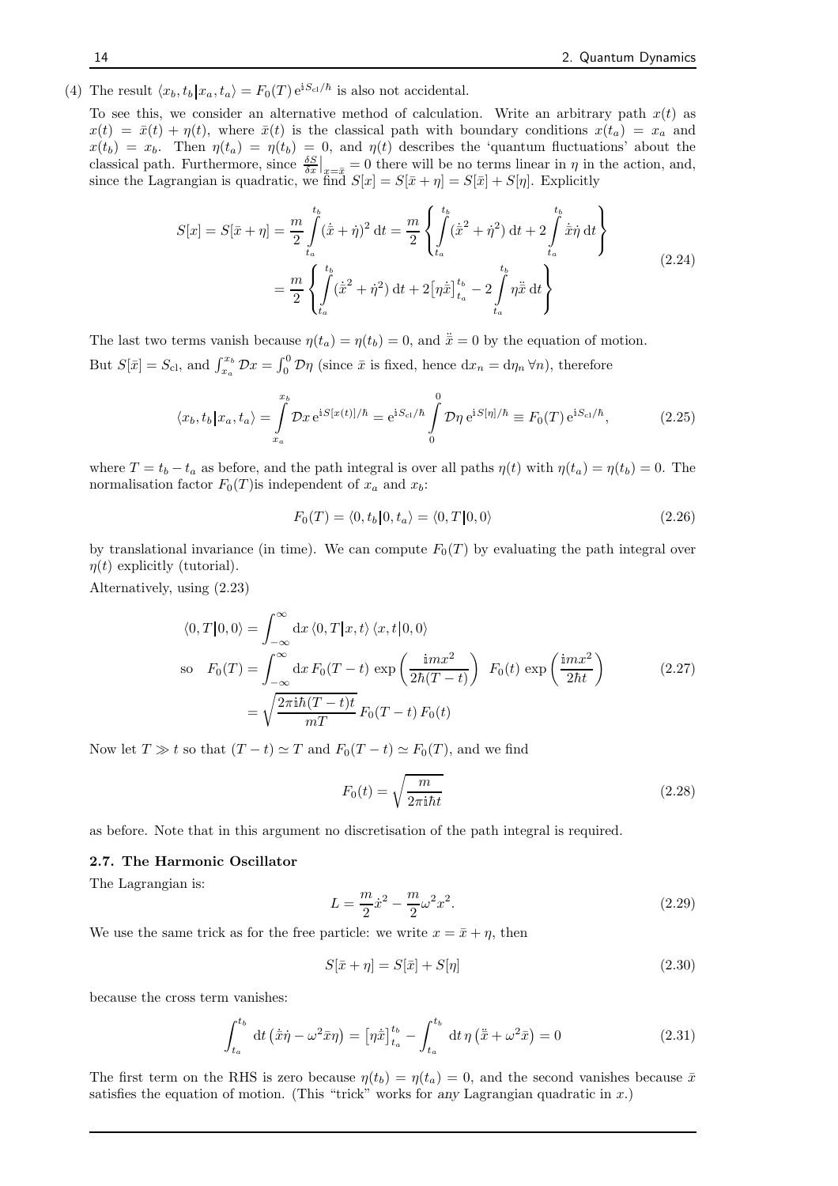(4) The result $\langle x_b, t_b | x_a, t_a \rangle = F_0(T)\, \mathrm{e}^{\mathrm{i}S_{\rm cl}/\hbar}$ is also not accidental.

To see this, we consider an alternative method of calculation. Write an arbitrary path $x(t)$ as $x(t) = \bar{x}(t) + \eta(t)$, where $\bar{x}(t)$ is the classical path with boundary conditions $x(t_a) = x_a$ and $x(t_b) = x_b$. Then $\eta(t_a) = \eta(t_b) = 0$, and $\eta(t)$ describes the 'quantum fluctuations' about the classical path. Furthermore, since $\frac{\delta S}{\delta x}\big|_{x=\bar{x}} = 0$ there will be no terms linear in $\eta$ in the action, and, since the Lagrangian is quadratic, we find $S[x] = S[\bar{x} + \eta] = S[\bar{x}] + S[\eta]$. Explicitly

$$
\begin{aligned}
S[x] = S[\bar{x} + \eta] &= \frac{m}{2} \int_{t_a}^{t_b} (\dot{\bar{x}} + \dot{\eta})^2 \, \mathrm{d}t = \frac{m}{2} \left\{ \int_{t_a}^{t_b} (\dot{\bar{x}}^2 + \dot{\eta}^2) \, \mathrm{d}t + 2 \int_{t_a}^{t_b} \dot{\bar{x}} \dot{\eta} \, \mathrm{d}t \right\} \\
&= \frac{m}{2} \left\{ \int_{t_a}^{t_b} (\dot{\bar{x}}^2 + \dot{\eta}^2) \, \mathrm{d}t + 2 \big[ \eta \dot{\bar{x}} \big]_{t_a}^{t_b} - 2 \int_{t_a}^{t_b} \eta \ddot{\bar{x}} \, \mathrm{d}t \right\}
\end{aligned}
\tag{2.24}
$$

The last two terms vanish because $\eta(t_a) = \eta(t_b) = 0$, and $\ddot{\bar{x}} = 0$ by the equation of motion.

But $S[\bar{x}] = S_{\rm cl}$, and $\int_{x_a}^{x_b} \mathcal{D}x = \int_0^0 \mathcal{D}\eta$ (since $\bar{x}$ is fixed, hence $\mathrm{d}x_n = \mathrm{d}\eta_n \; \forall n$), therefore

$$
\langle x_b, t_b | x_a, t_a \rangle = \int_{x_a}^{x_b} \mathcal{D}x \, \mathrm{e}^{\mathrm{i}S[x(t)]/\hbar} = \mathrm{e}^{\mathrm{i}S_{\rm cl}/\hbar} \int_0^0 \mathcal{D}\eta \, \mathrm{e}^{\mathrm{i}S[\eta]/\hbar} \equiv F_0(T)\, \mathrm{e}^{\mathrm{i}S_{\rm cl}/\hbar},
\tag{2.25}
$$

where $T = t_b - t_a$ as before, and the path integral is over all paths $\eta(t)$ with $\eta(t_a) = \eta(t_b) = 0$. The normalisation factor $F_0(T)$is independent of $x_a$ and $x_b$:

$$
F_0(T) = \langle 0, t_b | 0, t_a \rangle = \langle 0, T | 0, 0 \rangle
\tag{2.26}
$$

by translational invariance (in time). We can compute $F_0(T)$ by evaluating the path integral over $\eta(t)$ explicitly (tutorial).

Alternatively, using (2.23)

$$
\begin{aligned}
\langle 0, T | 0, 0 \rangle &= \int_{-\infty}^{\infty} \mathrm{d}x \, \langle 0, T | x, t \rangle \, \langle x, t | 0, 0 \rangle \\
\text{so} \quad F_0(T) &= \int_{-\infty}^{\infty} \mathrm{d}x \, F_0(T-t) \, \exp\left( \frac{\mathrm{i}mx^2}{2\hbar(T-t)} \right) \; F_0(t) \, \exp\left( \frac{\mathrm{i}mx^2}{2\hbar t} \right) \\
&= \sqrt{\frac{2\pi \mathrm{i}\hbar (T-t)t}{mT}} \, F_0(T-t) \, F_0(t)
\end{aligned}
\tag{2.27}
$$

Now let $T \gg t$ so that $(T-t) \simeq T$ and $F_0(T-t) \simeq F_0(T)$, and we find

$$
F_0(t) = \sqrt{\frac{m}{2\pi \mathrm{i}\hbar t}}
\tag{2.28}
$$

as before. Note that in this argument no discretisation of the path integral is required.

### 2.7. The Harmonic Oscillator

The Lagrangian is:

$$
L = \frac{m}{2}\dot{x}^2 - \frac{m}{2}\omega^2 x^2.
\tag{2.29}
$$

We use the same trick as for the free particle: we write $x = \bar{x} + \eta$, then

$$
S[\bar{x} + \eta] = S[\bar{x}] + S[\eta]
\tag{2.30}
$$

because the cross term vanishes:

$$
\int_{t_a}^{t_b} \mathrm{d}t \, \big( \dot{\bar{x}} \dot{\eta} - \omega^2 \bar{x} \eta \big) = \big[ \eta \dot{\bar{x}} \big]_{t_a}^{t_b} - \int_{t_a}^{t_b} \mathrm{d}t \, \eta \left( \ddot{\bar{x}} + \omega^2 \bar{x} \right) = 0
\tag{2.31}
$$

The first term on the RHS is zero because $\eta(t_b) = \eta(t_a) = 0$, and the second vanishes because $\bar{x}$ satisfies the equation of motion. (This "trick" works for *any* Lagrangian quadratic in $x$.)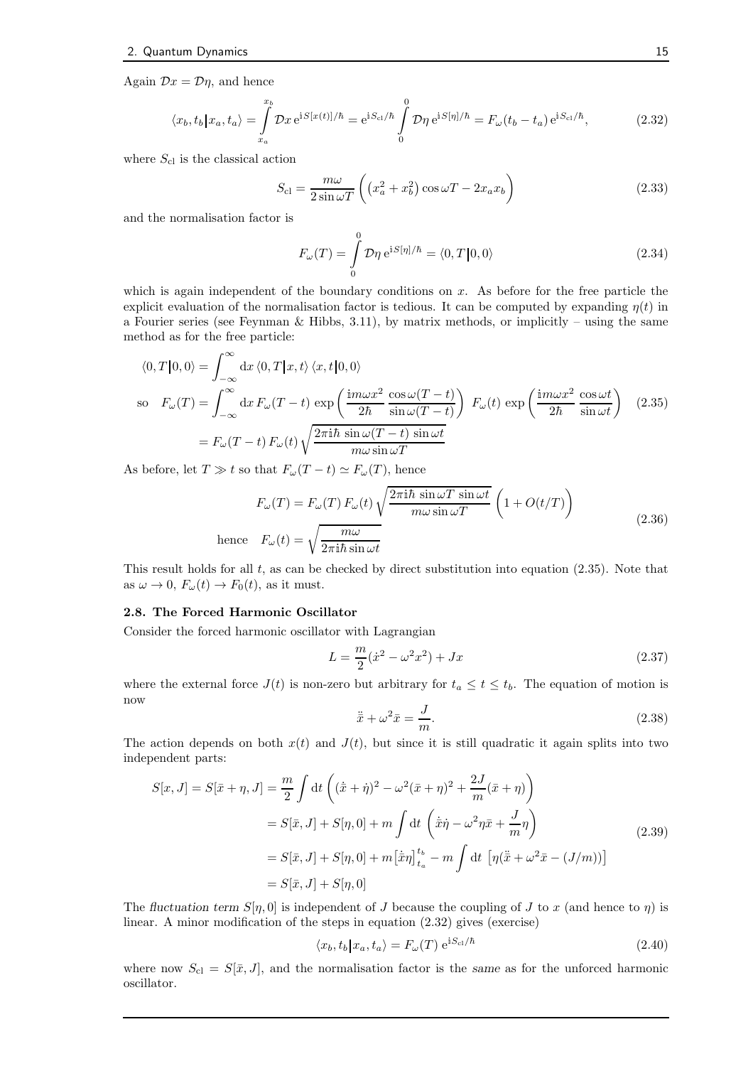Again $\mathcal{D}x = \mathcal{D}\eta$, and hence

$$
\langle x_b, t_b | x_a, t_a \rangle = \int_{x_a}^{x_b} \mathcal{D}x \, \mathrm{e}^{\mathrm{i}S[x(t)]/\hbar} = \mathrm{e}^{\mathrm{i}S_{\text{cl}}/\hbar} \int_0^0 \mathcal{D}\eta \, \mathrm{e}^{\mathrm{i}S[\eta]/\hbar} = F_\omega(t_b - t_a) \, \mathrm{e}^{\mathrm{i}S_{\text{cl}}/\hbar}, \tag{2.32}
$$

where $S_{\text{cl}}$ is the classical action

$$
S_{\text{cl}} = \frac{m\omega}{2\sin\omega T} \left( \left(x_a^2 + x_b^2\right) \cos\omega T - 2x_a x_b \right) \tag{2.33}
$$

and the normalisation factor is

$$
F_\omega(T) = \int_0^0 \mathcal{D}\eta \, \mathrm{e}^{\mathrm{i}S[\eta]/\hbar} = \langle 0, T | 0, 0 \rangle \tag{2.34}
$$

which is again independent of the boundary conditions on $x$. As before for the free particle the explicit evaluation of the normalisation factor is tedious. It can be computed by expanding $\eta(t)$ in a Fourier series (see Feynman & Hibbs, 3.11), by matrix methods, or implicitly – using the same method as for the free particle:

$$
\begin{aligned}
\langle 0, T | 0, 0 \rangle &= \int_{-\infty}^{\infty} \mathrm{d}x \, \langle 0, T | x, t \rangle \, \langle x, t | 0, 0 \rangle \\
\text{so} \quad F_\omega(T) &= \int_{-\infty}^{\infty} \mathrm{d}x \, F_\omega(T - t) \, \exp\left( \frac{\mathrm{i}m\omega x^2}{2\hbar} \, \frac{\cos\omega(T - t)}{\sin\omega(T - t)} \right) \, F_\omega(t) \, \exp\left( \frac{\mathrm{i}m\omega x^2}{2\hbar} \, \frac{\cos\omega t}{\sin\omega t} \right) \\
&= F_\omega(T - t) \, F_\omega(t) \sqrt{\frac{2\pi\mathrm{i}\hbar \, \sin\omega(T - t) \, \sin\omega t}{m\omega \sin\omega T}}
\end{aligned} \tag{2.35}
$$

As before, let $T \gg t$ so that $F_\omega(T - t) \simeq F_\omega(T)$, hence

$$
\begin{aligned}
F_\omega(T) &= F_\omega(T) \, F_\omega(t) \sqrt{\frac{2\pi\mathrm{i}\hbar \, \sin\omega T \, \sin\omega t}{m\omega \sin\omega T}} \, \Big( 1 + O(t/T) \Big) \\
\text{hence} \quad F_\omega(t) &= \sqrt{\frac{m\omega}{2\pi\mathrm{i}\hbar \sin\omega t}}
\end{aligned} \tag{2.36}
$$

This result holds for all $t$, as can be checked by direct substitution into equation (2.35). Note that as $\omega \to 0$, $F_\omega(t) \to F_0(t)$, as it must.

### 2.8. The Forced Harmonic Oscillator

Consider the forced harmonic oscillator with Lagrangian

$$
L = \frac{m}{2}(\dot{x}^2 - \omega^2 x^2) + Jx \tag{2.37}
$$

where the external force $J(t)$ is non-zero but arbitrary for $t_a \leq t \leq t_b$. The equation of motion is now

$$
\ddot{\bar{x}} + \omega^2 \bar{x} = \frac{J}{m}. \tag{2.38}
$$

The action depends on both $x(t)$ and $J(t)$, but since it is still quadratic it again splits into two independent parts:

$$
\begin{aligned}
S[x, J] = S[\bar{x} + \eta, J] &= \frac{m}{2} \int \mathrm{d}t \, \left( (\dot{\bar{x}} + \dot{\eta})^2 - \omega^2(\bar{x} + \eta)^2 + \frac{2J}{m}(\bar{x} + \eta) \right) \\
&= S[\bar{x}, J] + S[\eta, 0] + m \int \mathrm{d}t \, \left( \dot{\bar{x}}\dot{\eta} - \omega^2 \eta \bar{x} + \frac{J}{m}\eta \right) \\
&= S[\bar{x}, J] + S[\eta, 0] + m \big[ \dot{\bar{x}}\eta \big]_{t_a}^{t_b} - m \int \mathrm{d}t \, \left[ \eta(\ddot{\bar{x}} + \omega^2 \bar{x} - (J/m)) \right] \\
&= S[\bar{x}, J] + S[\eta, 0]
\end{aligned} \tag{2.39}
$$

The *fluctuation term* $S[\eta, 0]$ is independent of $J$ because the coupling of $J$ to $x$ (and hence to $\eta$) is linear. A minor modification of the steps in equation (2.32) gives (exercise)

$$
\langle x_b, t_b | x_a, t_a \rangle = F_\omega(T) \, \mathrm{e}^{\mathrm{i}S_{\text{cl}}/\hbar} \tag{2.40}
$$

where now $S_{\text{cl}} = S[\bar{x}, J]$, and the normalisation factor is the *same* as for the unforced harmonic oscillator.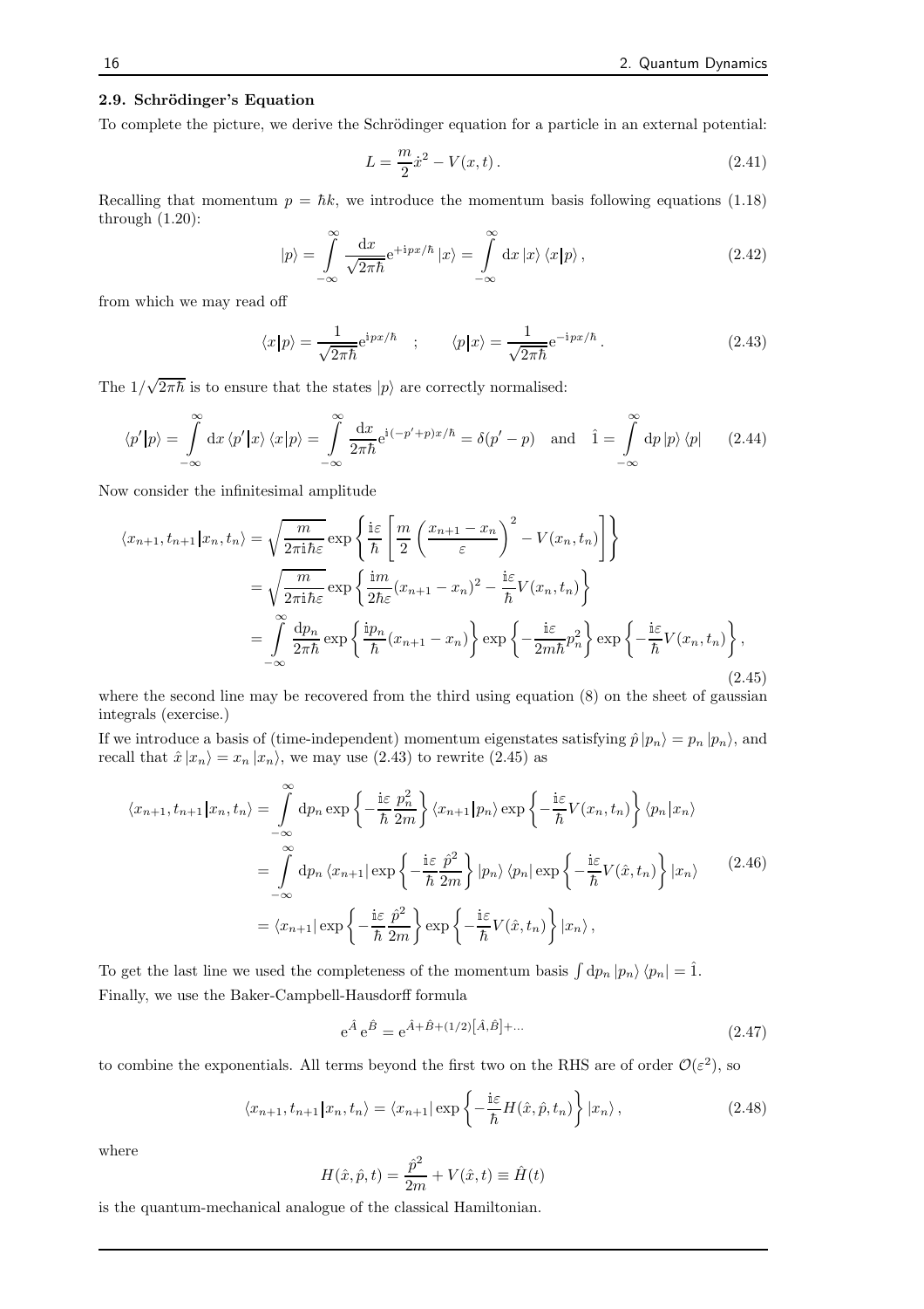### 2.9. Schrödinger's Equation

To complete the picture, we derive the Schrödinger equation for a particle in an external potential:

$$L = \frac{m}{2}\dot{x}^2 - V(x,t)\,. \tag{2.41}$$

Recalling that momentum $p = \hbar k$, we introduce the momentum basis following equations (1.18) through (1.20):

$$|p\rangle = \int_{-\infty}^{\infty} \frac{\mathrm{d}x}{\sqrt{2\pi\hbar}} \mathrm{e}^{+\mathrm{i}px/\hbar}\,|x\rangle = \int_{-\infty}^{\infty} \mathrm{d}x\,|x\rangle\,\langle x|p\rangle\,, \tag{2.42}$$

from which we may read off

$$\langle x|p\rangle = \frac{1}{\sqrt{2\pi\hbar}}\mathrm{e}^{\mathrm{i}px/\hbar} \quad ; \qquad \langle p|x\rangle = \frac{1}{\sqrt{2\pi\hbar}}\mathrm{e}^{-\mathrm{i}px/\hbar}\,. \tag{2.43}$$

The $1/\sqrt{2\pi\hbar}$ is to ensure that the states $|p\rangle$ are correctly normalised:

$$\langle p'|p\rangle = \int_{-\infty}^{\infty} \mathrm{d}x\,\langle p'|x\rangle\,\langle x|p\rangle = \int_{-\infty}^{\infty} \frac{\mathrm{d}x}{2\pi\hbar}\mathrm{e}^{\mathrm{i}(-p'+p)x/\hbar} = \delta(p'-p) \quad \text{and} \quad \hat{1} = \int_{-\infty}^{\infty} \mathrm{d}p\,|p\rangle\,\langle p| \tag{2.44}$$

Now consider the infinitesimal amplitude

$$\begin{aligned}
\langle x_{n+1}, t_{n+1}|x_n, t_n\rangle &= \sqrt{\frac{m}{2\pi\mathrm{i}\hbar\varepsilon}} \exp\left\{\frac{\mathrm{i}\varepsilon}{\hbar}\left[\frac{m}{2}\left(\frac{x_{n+1}-x_n}{\varepsilon}\right)^2 - V(x_n,t_n)\right]\right\} \\
&= \sqrt{\frac{m}{2\pi\mathrm{i}\hbar\varepsilon}} \exp\left\{\frac{\mathrm{i}m}{2\hbar\varepsilon}(x_{n+1}-x_n)^2 - \frac{\mathrm{i}\varepsilon}{\hbar}V(x_n,t_n)\right\} \\
&= \int_{-\infty}^{\infty} \frac{\mathrm{d}p_n}{2\pi\hbar} \exp\left\{\frac{\mathrm{i}p_n}{\hbar}(x_{n+1}-x_n)\right\} \exp\left\{-\frac{\mathrm{i}\varepsilon}{2m\hbar}p_n^2\right\} \exp\left\{-\frac{\mathrm{i}\varepsilon}{\hbar}V(x_n,t_n)\right\},
\end{aligned} \tag{2.45}$$

where the second line may be recovered from the third using equation (8) on the sheet of gaussian integrals (exercise.)

If we introduce a basis of (time-independent) momentum eigenstates satisfying $\hat{p}\,|p_n\rangle = p_n\,|p_n\rangle$, and recall that $\hat{x}\,|x_n\rangle = x_n\,|x_n\rangle$, we may use (2.43) to rewrite (2.45) as

$$\begin{aligned}
\langle x_{n+1}, t_{n+1}|x_n, t_n\rangle &= \int_{-\infty}^{\infty} \mathrm{d}p_n \exp\left\{-\frac{\mathrm{i}\varepsilon}{\hbar}\frac{p_n^2}{2m}\right\} \langle x_{n+1}|p_n\rangle \exp\left\{-\frac{\mathrm{i}\varepsilon}{\hbar}V(x_n,t_n)\right\} \langle p_n|x_n\rangle \\
&= \int_{-\infty}^{\infty} \mathrm{d}p_n\,\langle x_{n+1}| \exp\left\{-\frac{\mathrm{i}\varepsilon}{\hbar}\frac{\hat{p}^2}{2m}\right\} |p_n\rangle\,\langle p_n| \exp\left\{-\frac{\mathrm{i}\varepsilon}{\hbar}V(\hat{x},t_n)\right\} |x_n\rangle \\
&= \langle x_{n+1}| \exp\left\{-\frac{\mathrm{i}\varepsilon}{\hbar}\frac{\hat{p}^2}{2m}\right\} \exp\left\{-\frac{\mathrm{i}\varepsilon}{\hbar}V(\hat{x},t_n)\right\} |x_n\rangle\,,
\end{aligned} \tag{2.46}$$

To get the last line we used the completeness of the momentum basis $\int \mathrm{d}p_n\,|p_n\rangle\,\langle p_n| = \hat{1}$.

Finally, we use the Baker-Campbell-Hausdorff formula

$$\mathrm{e}^{\hat{A}}\,\mathrm{e}^{\hat{B}} = \mathrm{e}^{\hat{A}+\hat{B}+(1/2)[\hat{A},\hat{B}]+\ldots} \tag{2.47}$$

to combine the exponentials. All terms beyond the first two on the RHS are of order $\mathcal{O}(\varepsilon^2)$, so

$$\langle x_{n+1}, t_{n+1}|x_n, t_n\rangle = \langle x_{n+1}| \exp\left\{-\frac{\mathrm{i}\varepsilon}{\hbar}H(\hat{x},\hat{p},t_n)\right\} |x_n\rangle\,, \tag{2.48}$$

where

$$H(\hat{x},\hat{p},t) = \frac{\hat{p}^2}{2m} + V(\hat{x},t) \equiv \hat{H}(t)$$

is the quantum-mechanical analogue of the classical Hamiltonian.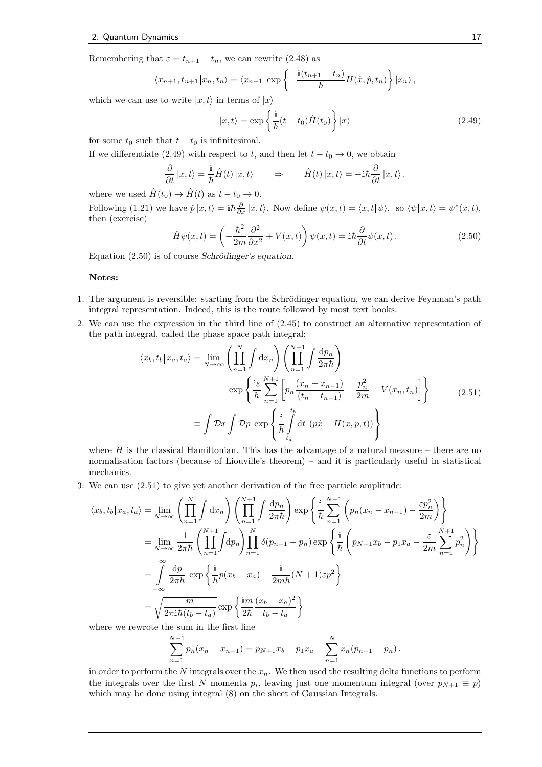Remembering that $\varepsilon = t_{n+1} - t_n$, we can rewrite (2.48) as

$$\langle x_{n+1}, t_{n+1} | x_n, t_n \rangle = \langle x_{n+1} | \exp\left\{ -\frac{\mathbb{i}(t_{n+1} - t_n)}{\hbar} H(\hat{x}, \hat{p}, t_n) \right\} | x_n \rangle ,$$

which we can use to write $|x, t\rangle$ in terms of $|x\rangle$

$$|x, t\rangle = \exp\left\{ \frac{\mathbb{i}}{\hbar}(t - t_0)\hat{H}(t_0) \right\} |x\rangle \tag{2.49}$$

for some $t_0$ such that $t - t_0$ is infinitesimal.

If we differentiate (2.49) with respect to $t$, and then let $t - t_0 \to 0$, we obtain

$$\frac{\partial}{\partial t} |x, t\rangle = \frac{\mathbb{i}}{\hbar} \hat{H}(t) |x, t\rangle \qquad \Rightarrow \qquad \hat{H}(t) |x, t\rangle = -\mathbb{i}\hbar \frac{\partial}{\partial t} |x, t\rangle .$$

where we used $\hat{H}(t_0) \to \hat{H}(t)$ as $t - t_0 \to 0$.

Following (1.21) we have $\hat{p} |x, t\rangle = \mathbb{i}\hbar \frac{\partial}{\partial x} |x, t\rangle$. Now define $\psi(x, t) = \langle x, t | \psi \rangle$, so $\langle \psi | x, t \rangle = \psi^*(x, t)$, then (exercise)

$$\hat{H}\psi(x, t) = \left( -\frac{\hbar^2}{2m} \frac{\partial^2}{\partial x^2} + V(x, t) \right) \psi(x, t) = \mathbb{i}\hbar \frac{\partial}{\partial t} \psi(x, t) . \tag{2.50}$$

Equation (2.50) is of course *Schrödinger's equation*.

**Notes:**

1. The argument is reversible: starting from the Schrödinger equation, we can derive Feynman's path integral representation. Indeed, this is the route followed by most text books.
2. We can use the expression in the third line of (2.45) to construct an alternative representation of the path integral, called the phase space path integral:

$$\begin{aligned}
\langle x_b, t_b | x_a, t_a \rangle &= \lim_{N \to \infty} \left( \prod_{n=1}^{N} \int \mathrm{d}x_n \right) \left( \prod_{n=1}^{N+1} \int \frac{\mathrm{d}p_n}{2\pi\hbar} \right) \\
&\qquad \exp\left\{ \frac{\mathbb{i}\varepsilon}{\hbar} \sum_{n=1}^{N+1} \left[ p_n \frac{(x_n - x_{n-1})}{(t_n - t_{n-1})} - \frac{p_n^2}{2m} - V(x_n, t_n) \right] \right\} \\
&\equiv \int \mathcal{D}x \int \mathcal{D}p \; \exp\left\{ \frac{\mathbb{i}}{\hbar} \int_{t_a}^{t_b} \mathrm{d}t \; (p\dot{x} - H(x, p, t)) \right\}
\end{aligned} \tag{2.51}$$

   where $H$ is the classical Hamiltonian. This has the advantage of a natural measure – there are no normalisation factors (because of Liouville's theorem) – and it is particularly useful in statistical mechanics.
3. We can use (2.51) to give yet another derivation of the free particle amplitude:

$$\begin{aligned}
\langle x_b, t_b | x_a, t_a \rangle &= \lim_{N \to \infty} \left( \prod_{n=1}^{N} \int \mathrm{d}x_n \right) \left( \prod_{n=1}^{N+1} \int \frac{\mathrm{d}p_n}{2\pi\hbar} \right) \exp\left\{ \frac{\mathbb{i}}{\hbar} \sum_{n=1}^{N+1} \left( p_n(x_n - x_{n-1}) - \frac{\varepsilon p_n^2}{2m} \right) \right\} \\
&= \lim_{N \to \infty} \frac{1}{2\pi\hbar} \left( \prod_{n=1}^{N+1} \int \mathrm{d}p_n \right) \prod_{n=1}^{N} \delta(p_{n+1} - p_n) \exp\left\{ \frac{\mathbb{i}}{\hbar} \left( p_{N+1}x_b - p_1 x_a - \frac{\varepsilon}{2m} \sum_{n=1}^{N+1} p_n^2 \right) \right\} \\
&= \int_{-\infty}^{\infty} \frac{\mathrm{d}p}{2\pi\hbar} \; \exp\left\{ \frac{\mathbb{i}}{\hbar} p(x_b - x_a) - \frac{\mathbb{i}}{2m\hbar}(N+1)\varepsilon p^2 \right\} \\
&= \sqrt{\frac{m}{2\pi\mathbb{i}\hbar(t_b - t_a)}} \exp\left\{ \frac{\mathbb{i}m}{2\hbar} \frac{(x_b - x_a)^2}{t_b - t_a} \right\}
\end{aligned}$$

   where we rewrote the sum in the first line

$$\sum_{n=1}^{N+1} p_n(x_n - x_{n-1}) = p_{N+1}x_b - p_1 x_a - \sum_{n=1}^{N} x_n(p_{n+1} - p_n) .$$

   in order to perform the $N$ integrals over the $x_n$. We then used the resulting delta functions to perform the integrals over the first $N$ momenta $p_i$, leaving just one momentum integral (over $p_{N+1} \equiv p$) which may be done using integral (8) on the sheet of Gaussian Integrals.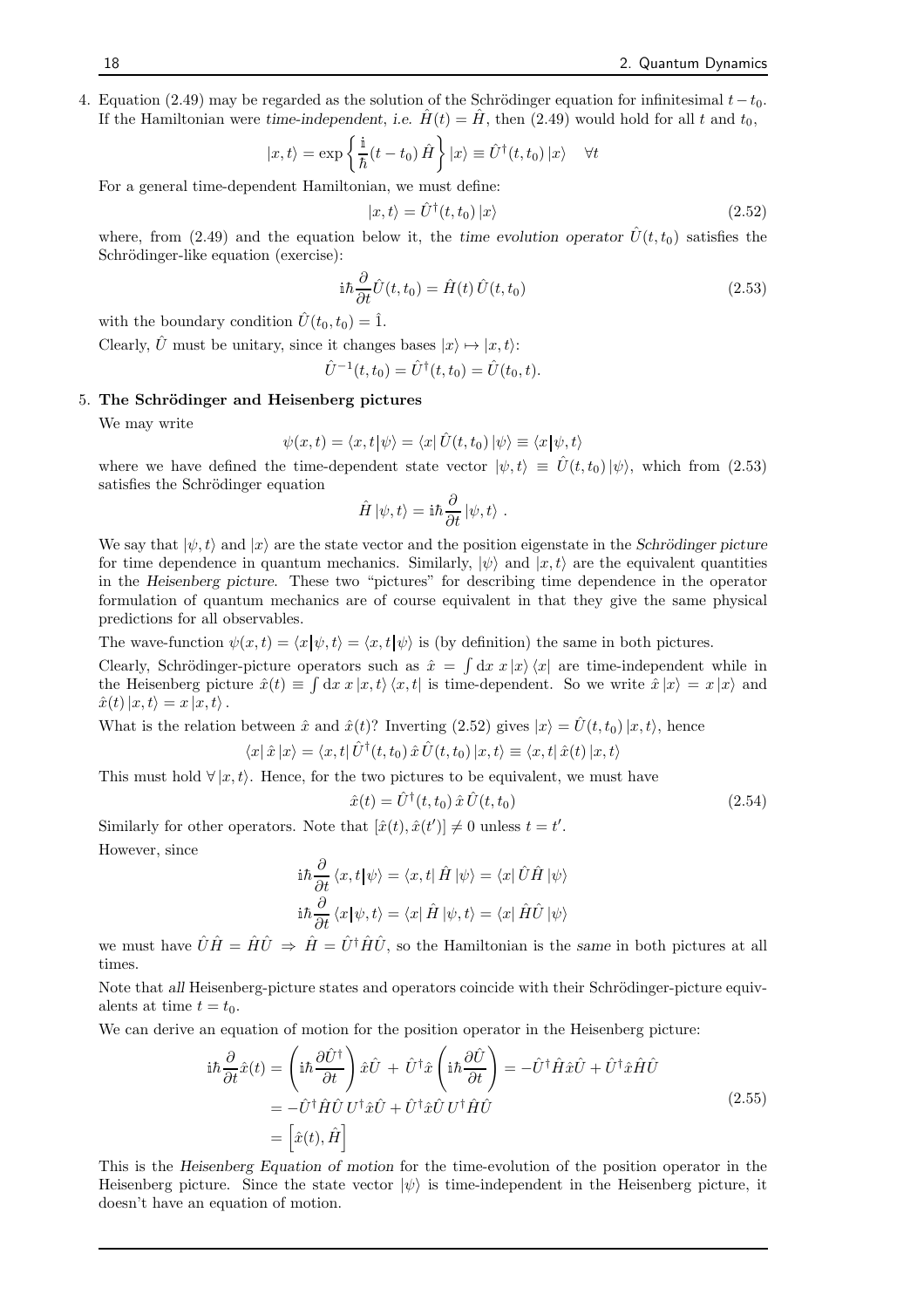4. Equation (2.49) may be regarded as the solution of the Schrödinger equation for infinitesimal $t - t_0$. If the Hamiltonian were *time-independent*, *i.e.* $\hat{H}(t) = \hat{H}$, then (2.49) would hold for all $t$ and $t_0$,

$$|x, t\rangle = \exp\left\{\frac{\mathbb{i}}{\hbar}(t - t_0)\,\hat{H}\right\}|x\rangle \equiv \hat{U}^\dagger(t, t_0)\,|x\rangle \quad \forall t$$

For a general time-dependent Hamiltonian, we must define:

$$|x, t\rangle = \hat{U}^\dagger(t, t_0)\,|x\rangle \tag{2.52}$$

where, from (2.49) and the equation below it, the *time evolution operator* $\hat{U}(t, t_0)$ satisfies the Schrödinger-like equation (exercise):

$$\mathbb{i}\hbar\frac{\partial}{\partial t}\hat{U}(t, t_0) = \hat{H}(t)\,\hat{U}(t, t_0) \tag{2.53}$$

with the boundary condition $\hat{U}(t_0, t_0) = \hat{1}$.

Clearly, $\hat{U}$ must be unitary, since it changes bases $|x\rangle \mapsto |x, t\rangle$:

$$\hat{U}^{-1}(t, t_0) = \hat{U}^\dagger(t, t_0) = \hat{U}(t_0, t).$$

5. **The Schrödinger and Heisenberg pictures**

We may write

$$\psi(x, t) = \langle x, t|\psi\rangle = \langle x|\,\hat{U}(t, t_0)\,|\psi\rangle \equiv \langle x|\psi, t\rangle$$

where we have defined the time-dependent state vector $|\psi, t\rangle \equiv \hat{U}(t, t_0)\,|\psi\rangle$, which from (2.53) satisfies the Schrödinger equation

$$\hat{H}\,|\psi, t\rangle = \mathbb{i}\hbar\frac{\partial}{\partial t}\,|\psi, t\rangle\ .$$

We say that $|\psi, t\rangle$ and $|x\rangle$ are the state vector and the position eigenstate in the *Schrödinger picture* for time dependence in quantum mechanics. Similarly, $|\psi\rangle$ and $|x, t\rangle$ are the equivalent quantities in the *Heisenberg picture*. These two "pictures" for describing time dependence in the operator formulation of quantum mechanics are of course equivalent in that they give the same physical predictions for all observables.

The wave-function $\psi(x, t) = \langle x|\psi, t\rangle = \langle x, t|\psi\rangle$ is (by definition) the same in both pictures.

Clearly, Schrödinger-picture operators such as $\hat{x} = \int \mathrm{d}x\; x\,|x\rangle\langle x|$ are time-independent while in the Heisenberg picture $\hat{x}(t) \equiv \int \mathrm{d}x\; x\,|x, t\rangle\langle x, t|$ is time-dependent. So we write $\hat{x}\,|x\rangle = x\,|x\rangle$ and $\hat{x}(t)\,|x, t\rangle = x\,|x, t\rangle$.

What is the relation between $\hat{x}$ and $\hat{x}(t)$? Inverting (2.52) gives $|x\rangle = \hat{U}(t, t_0)\,|x, t\rangle$, hence

$$\langle x|\,\hat{x}\,|x\rangle = \langle x, t|\,\hat{U}^\dagger(t, t_0)\,\hat{x}\,\hat{U}(t, t_0)\,|x, t\rangle \equiv \langle x, t|\,\hat{x}(t)\,|x, t\rangle$$

This must hold $\forall\,|x, t\rangle$. Hence, for the two pictures to be equivalent, we must have

$$\hat{x}(t) = \hat{U}^\dagger(t, t_0)\,\hat{x}\,\hat{U}(t, t_0) \tag{2.54}$$

Similarly for other operators. Note that $[\hat{x}(t), \hat{x}(t')] \neq 0$ unless $t = t'$.

However, since

$$\mathbb{i}\hbar\frac{\partial}{\partial t}\,\langle x, t|\psi\rangle = \langle x, t|\,\hat{H}\,|\psi\rangle = \langle x|\,\hat{U}\hat{H}\,|\psi\rangle$$

$$\mathbb{i}\hbar\frac{\partial}{\partial t}\,\langle x|\psi, t\rangle = \langle x|\,\hat{H}\,|\psi, t\rangle = \langle x|\,\hat{H}\hat{U}\,|\psi\rangle$$

we must have $\hat{U}\hat{H} = \hat{H}\hat{U} \;\Rightarrow\; \hat{H} = \hat{U}^\dagger\hat{H}\hat{U}$, so the Hamiltonian is the *same* in both pictures at all times.

Note that *all* Heisenberg-picture states and operators coincide with their Schrödinger-picture equivalents at time $t = t_0$.

We can derive an equation of motion for the position operator in the Heisenberg picture:

$$\begin{aligned}
\mathbb{i}\hbar\frac{\partial}{\partial t}\hat{x}(t) &= \left(\mathbb{i}\hbar\frac{\partial\hat{U}^\dagger}{\partial t}\right)\hat{x}\hat{U} \;+\; \hat{U}^\dagger\hat{x}\left(\mathbb{i}\hbar\frac{\partial\hat{U}}{\partial t}\right) = -\hat{U}^\dagger\hat{H}\hat{x}\hat{U} + \hat{U}^\dagger\hat{x}\hat{H}\hat{U} \\
&= -\hat{U}^\dagger\hat{H}\hat{U}\,U^\dagger\hat{x}\hat{U} + \hat{U}^\dagger\hat{x}\hat{U}\,U^\dagger\hat{H}\hat{U} \\
&= \left[\hat{x}(t), \hat{H}\right]
\end{aligned} \tag{2.55}$$

This is the *Heisenberg Equation of motion* for the time-evolution of the position operator in the Heisenberg picture. Since the state vector $|\psi\rangle$ is time-independent in the Heisenberg picture, it doesn't have an equation of motion.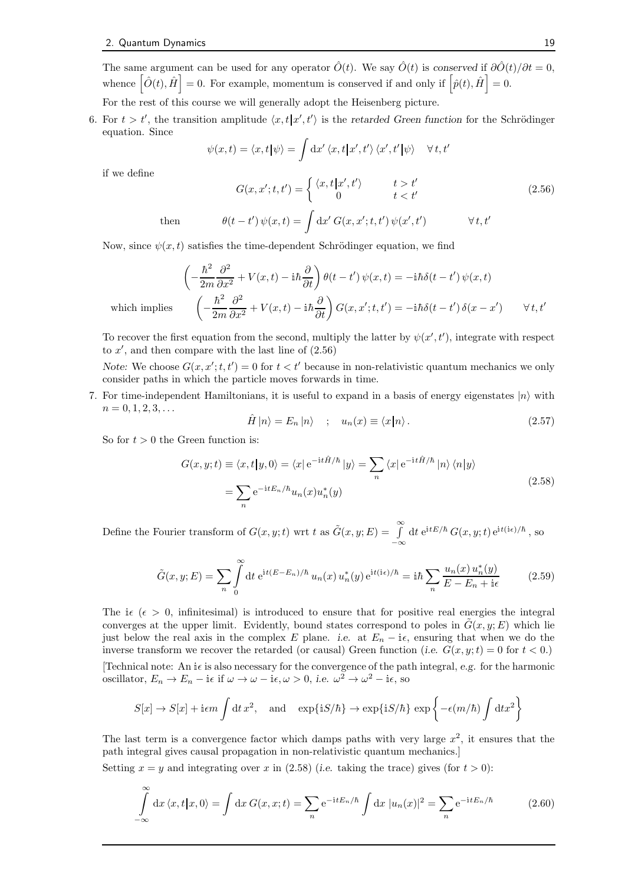The same argument can be used for any operator $\hat{O}(t)$. We say $\hat{O}(t)$ is *conserved* if $\partial\hat{O}(t)/\partial t = 0$, whence $\left[\hat{O}(t), \hat{H}\right] = 0$. For example, momentum is conserved if and only if $\left[\hat{p}(t), \hat{H}\right] = 0$.

For the rest of this course we will generally adopt the Heisenberg picture.

6. For $t > t'$, the transition amplitude $\langle x, t | x', t' \rangle$ is the *retarded Green function* for the Schrödinger equation. Since

$$\psi(x,t) = \langle x, t | \psi \rangle = \int \mathrm{d}x' \, \langle x, t | x', t' \rangle \, \langle x', t' | \psi \rangle \quad \forall \, t, t'$$

if we define

$$G(x, x'; t, t') = \begin{cases} \langle x, t | x', t' \rangle & t > t' \\ 0 & t < t' \end{cases} \tag{2.56}$$

then

$$\theta(t - t') \, \psi(x, t) = \int \mathrm{d}x' \, G(x, x'; t, t') \, \psi(x', t') \qquad \forall \, t, t'$$

Now, since $\psi(x,t)$ satisfies the time-dependent Schrödinger equation, we find

$$\left( -\frac{\hbar^2}{2m} \frac{\partial^2}{\partial x^2} + V(x,t) - \mathrm{i}\hbar \frac{\partial}{\partial t} \right) \theta(t - t') \, \psi(x,t) = -\mathrm{i}\hbar \delta(t - t') \, \psi(x,t)$$

which implies

$$\left( -\frac{\hbar^2}{2m} \frac{\partial^2}{\partial x^2} + V(x,t) - \mathrm{i}\hbar \frac{\partial}{\partial t} \right) G(x, x'; t, t') = -\mathrm{i}\hbar \delta(t - t') \, \delta(x - x') \qquad \forall \, t, t'$$

To recover the first equation from the second, multiply the latter by $\psi(x', t')$, integrate with respect to $x'$, and then compare with the last line of (2.56)

*Note:* We choose $G(x, x'; t, t') = 0$ for $t < t'$ because in non-relativistic quantum mechanics we only consider paths in which the particle moves forwards in time.

7. For time-independent Hamiltonians, it is useful to expand in a basis of energy eigenstates $|n\rangle$ with $n = 0, 1, 2, 3, \ldots$

$$\hat{H} \, |n\rangle = E_n \, |n\rangle \quad ; \quad u_n(x) \equiv \langle x | n \rangle \, . \tag{2.57}$$

So for $t > 0$ the Green function is:

$$\begin{aligned} G(x, y; t) \equiv \langle x, t | y, 0 \rangle &= \langle x | \, \mathrm{e}^{-\mathrm{i}t\hat{H}/\hbar} \, | y \rangle = \sum_n \langle x | \, \mathrm{e}^{-\mathrm{i}t\hat{H}/\hbar} \, | n \rangle \, \langle n | y \rangle \\ &= \sum_n \mathrm{e}^{-\mathrm{i}tE_n/\hbar} u_n(x) u_n^*(y) \end{aligned} \tag{2.58}$$

Define the Fourier transform of $G(x, y; t)$ wrt $t$ as $\tilde{G}(x, y; E) = \int\limits_{-\infty}^{\infty} \mathrm{d}t \; \mathrm{e}^{\mathrm{i}tE/\hbar} \, G(x, y; t) \, \mathrm{e}^{\mathrm{i}t(\mathrm{i}\epsilon)/\hbar}$, so

$$\tilde{G}(x, y; E) = \sum_n \int\limits_0^{\infty} \mathrm{d}t \; \mathrm{e}^{\mathrm{i}t(E - E_n)/\hbar} \, u_n(x) \, u_n^*(y) \, \mathrm{e}^{\mathrm{i}t(\mathrm{i}\epsilon)/\hbar} = \mathrm{i}\hbar \sum_n \frac{u_n(x) \, u_n^*(y)}{E - E_n + \mathrm{i}\epsilon} \tag{2.59}$$

The $\mathrm{i}\epsilon$ ($\epsilon > 0$, infinitesimal) is introduced to ensure that for positive real energies the integral converges at the upper limit. Evidently, bound states correspond to poles in $\tilde{G}(x, y; E)$ which lie just below the real axis in the complex $E$ plane. *i.e.* at $E_n - \mathrm{i}\epsilon$, ensuring that when we do the inverse transform we recover the retarded (or causal) Green function (*i.e.* $G(x, y; t) = 0$ for $t < 0$.)

[Technical note: An $\mathrm{i}\epsilon$ is also necessary for the convergence of the path integral, *e.g.* for the harmonic oscillator, $E_n \to E_n - \mathrm{i}\epsilon$ if $\omega \to \omega - \mathrm{i}\epsilon, \omega > 0$, *i.e.* $\omega^2 \to \omega^2 - \mathrm{i}\epsilon$, so

$$S[x] \to S[x] + \mathrm{i}\epsilon m \int \mathrm{d}t \, x^2, \quad \text{and} \quad \exp\{\mathrm{i}S/\hbar\} \to \exp\{\mathrm{i}S/\hbar\} \, \exp\left\{ -\epsilon(m/\hbar) \int \mathrm{d}t x^2 \right\}$$

The last term is a convergence factor which damps paths with very large $x^2$, it ensures that the path integral gives causal propagation in non-relativistic quantum mechanics.]

Setting $x = y$ and integrating over $x$ in (2.58) (*i.e.* taking the trace) gives (for $t > 0$):

$$\int\limits_{-\infty}^{\infty} \mathrm{d}x \, \langle x, t | x, 0 \rangle = \int \mathrm{d}x \, G(x, x; t) = \sum_n \mathrm{e}^{-\mathrm{i}tE_n/\hbar} \int \mathrm{d}x \, |u_n(x)|^2 = \sum_n \mathrm{e}^{-\mathrm{i}tE_n/\hbar} \tag{2.60}$$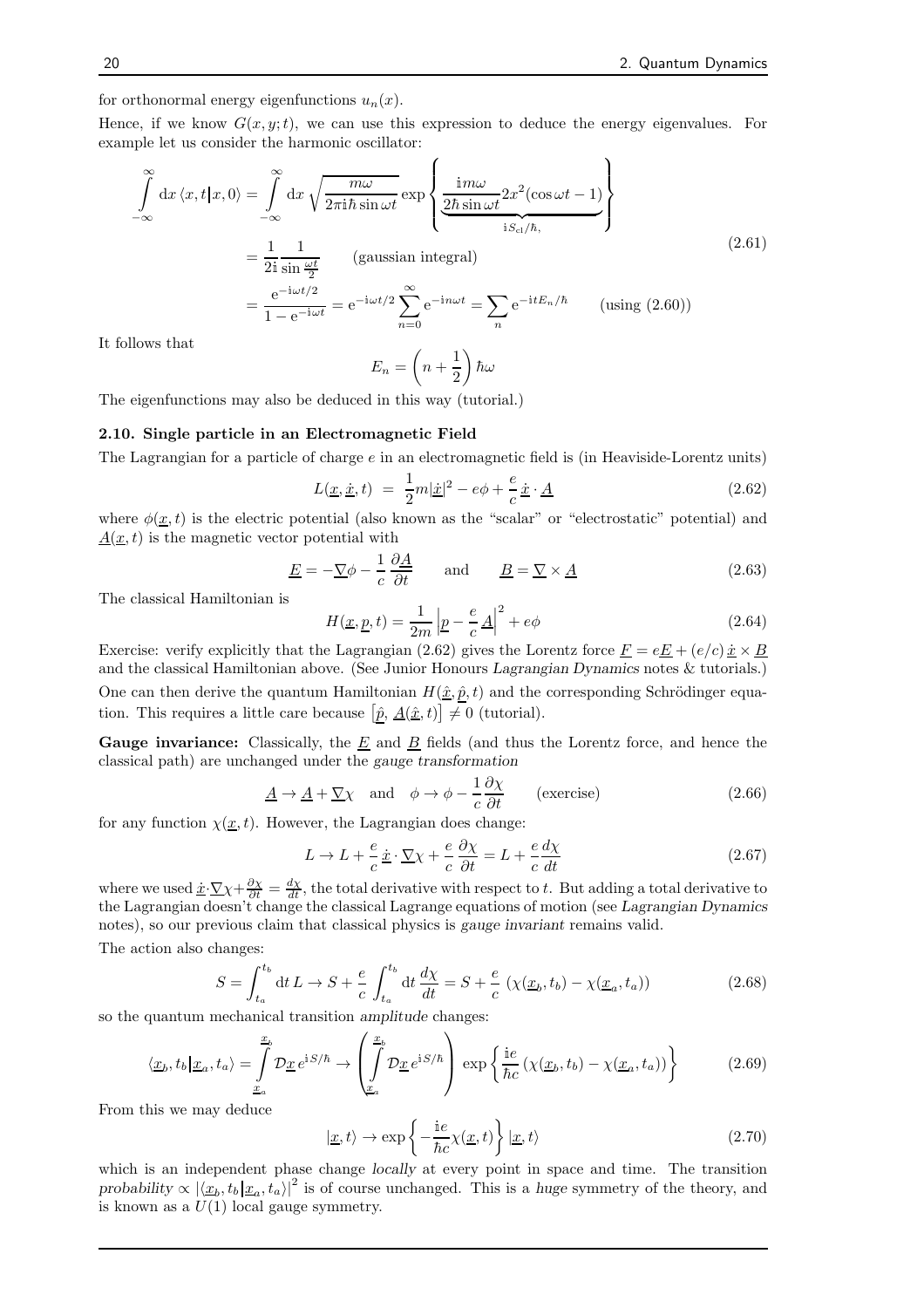for orthonormal energy eigenfunctions $u_n(x)$.

Hence, if we know $G(x, y; t)$, we can use this expression to deduce the energy eigenvalues. For example let us consider the harmonic oscillator:

$$
\begin{aligned}
\int_{-\infty}^{\infty} \mathrm{d}x \, \langle x, t | x, 0\rangle &= \int_{-\infty}^{\infty} \mathrm{d}x \, \sqrt{\frac{m\omega}{2\pi \mathrm{i}\hbar \sin\omega t}} \exp\left\{ \underbrace{\frac{\mathrm{i} m\omega}{2\hbar \sin\omega t} 2x^2(\cos\omega t - 1)}_{\mathrm{i}S_{\mathrm{cl}}/\hbar,} \right\} \\
&= \frac{1}{2\mathrm{i}} \frac{1}{\sin\frac{\omega t}{2}} \qquad \text{(gaussian integral)} \\
&= \frac{\mathrm{e}^{-\mathrm{i}\omega t/2}}{1 - \mathrm{e}^{-\mathrm{i}\omega t}} = \mathrm{e}^{-\mathrm{i}\omega t/2} \sum_{n=0}^{\infty} \mathrm{e}^{-\mathrm{i}n\omega t} = \sum_n \mathrm{e}^{-\mathrm{i}tE_n/\hbar} \qquad \text{(using (2.60))}
\end{aligned}
\tag{2.61}
$$

It follows that

$$
E_n = \left(n + \frac{1}{2}\right)\hbar\omega
$$

The eigenfunctions may also be deduced in this way (tutorial.)

### 2.10. Single particle in an Electromagnetic Field

The Lagrangian for a particle of charge $e$ in an electromagnetic field is (in Heaviside-Lorentz units)

$$
L(\underline{x}, \dot{\underline{x}}, t) \;=\; \frac{1}{2} m |\dot{\underline{x}}|^2 - e\phi + \frac{e}{c} \dot{\underline{x}} \cdot \underline{A} \tag{2.62}
$$

where $\phi(\underline{x}, t)$ is the electric potential (also known as the "scalar" or "electrostatic" potential) and $\underline{A}(\underline{x}, t)$ is the magnetic vector potential with

$$
\underline{E} = -\underline{\nabla}\phi - \frac{1}{c}\frac{\partial \underline{A}}{\partial t} \qquad \text{and} \qquad \underline{B} = \underline{\nabla} \times \underline{A} \tag{2.63}
$$

The classical Hamiltonian is

$$
H(\underline{x}, \underline{p}, t) = \frac{1}{2m} \left| \underline{p} - \frac{e}{c} \underline{A} \right|^2 + e\phi \tag{2.64}
$$

Exercise: verify explicitly that the Lagrangian (2.62) gives the Lorentz force $\underline{F} = e\underline{E} + (e/c)\, \dot{\underline{x}} \times \underline{B}$ and the classical Hamiltonian above. (See Junior Honours *Lagrangian Dynamics* notes & tutorials.)

One can then derive the quantum Hamiltonian $H(\hat{\underline{x}}, \hat{\underline{p}}, t)$ and the corresponding Schrödinger equation. This requires a little care because $\left[\hat{p}, \underline{A}(\hat{\underline{x}}, t)\right] \neq 0$ (tutorial).

**Gauge invariance:** Classically, the $\underline{E}$ and $\underline{B}$ fields (and thus the Lorentz force, and hence the classical path) are unchanged under the *gauge transformation*

$$
\underline{A} \to \underline{A} + \underline{\nabla}\chi \quad \text{and} \quad \phi \to \phi - \frac{1}{c}\frac{\partial \chi}{\partial t} \qquad \text{(exercise)} \tag{2.66}
$$

for any function $\chi(\underline{x}, t)$. However, the Lagrangian does change:

$$
L \to L + \frac{e}{c}\, \dot{\underline{x}} \cdot \underline{\nabla}\chi + \frac{e}{c}\frac{\partial \chi}{\partial t} = L + \frac{e}{c}\frac{d\chi}{dt} \tag{2.67}
$$

where we used $\dot{\underline{x}} \cdot \underline{\nabla}\chi + \frac{\partial \chi}{\partial t} = \frac{d\chi}{dt}$, the total derivative with respect to $t$. But adding a total derivative to the Lagrangian doesn't change the classical Lagrange equations of motion (see *Lagrangian Dynamics* notes), so our previous claim that classical physics is *gauge invariant* remains valid.

The action also changes:

$$
S = \int_{t_a}^{t_b} \mathrm{d}t\, L \to S + \frac{e}{c} \int_{t_a}^{t_b} \mathrm{d}t\, \frac{d\chi}{dt} = S + \frac{e}{c}\, \left(\chi(\underline{x}_b, t_b) - \chi(\underline{x}_a, t_a)\right) \tag{2.68}
$$

so the quantum mechanical transition *amplitude* changes:

$$
\langle \underline{x}_b, t_b | \underline{x}_a, t_a\rangle = \int_{\underline{x}_a}^{\underline{x}_b} \mathcal{D}\underline{x}\, e^{\mathrm{i}S/\hbar} \to \left( \int_{\underline{x}_a}^{\underline{x}_b} \mathcal{D}\underline{x}\, e^{\mathrm{i}S/\hbar} \right) \exp\left\{ \frac{\mathrm{i}e}{\hbar c} \left(\chi(\underline{x}_b, t_b) - \chi(\underline{x}_a, t_a)\right) \right\} \tag{2.69}
$$

From this we may deduce

$$
|\underline{x}, t\rangle \to \exp\left\{ -\frac{\mathrm{i}e}{\hbar c}\chi(\underline{x}, t) \right\} |\underline{x}, t\rangle \tag{2.70}
$$

which is an independent phase change *locally* at every point in space and time. The transition *probability* $\propto |\langle \underline{x}_b, t_b | \underline{x}_a, t_a\rangle|^2$ is of course unchanged. This is a *huge* symmetry of the theory, and is known as a $U(1)$ local gauge symmetry.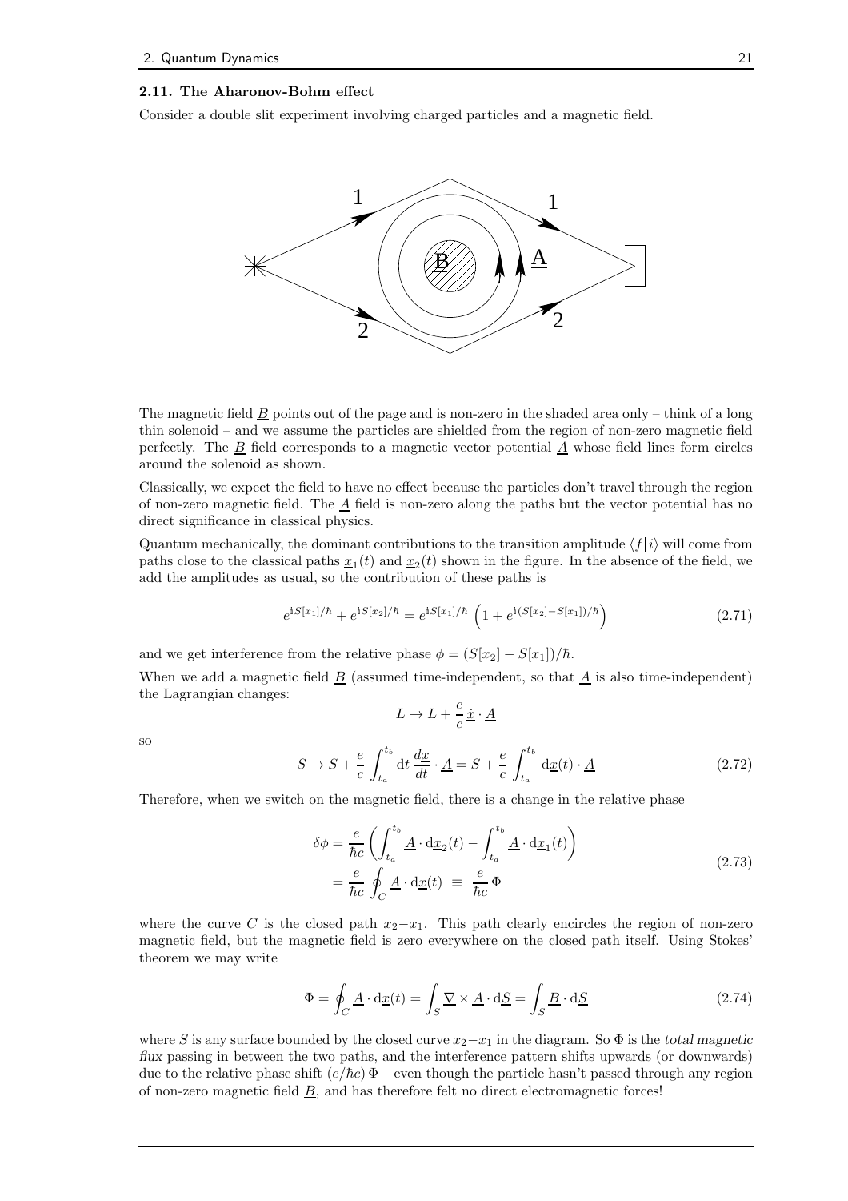### 2.11. The Aharonov-Bohm effect

Consider a double slit experiment involving charged particles and a magnetic field.

The magnetic field $\underline{B}$ points out of the page and is non-zero in the shaded area only – think of a long thin solenoid – and we assume the particles are shielded from the region of non-zero magnetic field perfectly. The $\underline{B}$ field corresponds to a magnetic vector potential $\underline{A}$ whose field lines form circles around the solenoid as shown.

Classically, we expect the field to have no effect because the particles don't travel through the region of non-zero magnetic field. The $\underline{A}$ field is non-zero along the paths but the vector potential has no direct significance in classical physics.

Quantum mechanically, the dominant contributions to the transition amplitude $\langle f | i \rangle$ will come from paths close to the classical paths $\underline{x}_1(t)$ and $\underline{x}_2(t)$ shown in the figure. In the absence of the field, we add the amplitudes as usual, so the contribution of these paths is

$$e^{\mathrm{i}S[x_1]/\hbar} + e^{\mathrm{i}S[x_2]/\hbar} = e^{\mathrm{i}S[x_1]/\hbar}\left(1 + e^{\mathrm{i}(S[x_2]-S[x_1])/\hbar}\right) \tag{2.71}$$

and we get interference from the relative phase $\phi = (S[x_2] - S[x_1])/\hbar$.

When we add a magnetic field $\underline{B}$ (assumed time-independent, so that $\underline{A}$ is also time-independent) the Lagrangian changes:

$$L \to L + \frac{e}{c}\,\dot{\underline{x}} \cdot \underline{A}$$

so

$$S \to S + \frac{e}{c}\int_{t_a}^{t_b} \mathrm{d}t\, \frac{d\underline{x}}{dt} \cdot \underline{A} = S + \frac{e}{c}\int_{t_a}^{t_b} \mathrm{d}\underline{x}(t) \cdot \underline{A} \tag{2.72}$$

Therefore, when we switch on the magnetic field, there is a change in the relative phase

$$\begin{aligned}\delta\phi &= \frac{e}{\hbar c}\left(\int_{t_a}^{t_b} \underline{A}\cdot \mathrm{d}\underline{x}_2(t) - \int_{t_a}^{t_b} \underline{A}\cdot \mathrm{d}\underline{x}_1(t)\right) \\ &= \frac{e}{\hbar c}\oint_C \underline{A}\cdot \mathrm{d}\underline{x}(t) \;\equiv\; \frac{e}{\hbar c}\,\Phi\end{aligned} \tag{2.73}$$

where the curve $C$ is the closed path $x_2 - x_1$. This path clearly encircles the region of non-zero magnetic field, but the magnetic field is zero everywhere on the closed path itself. Using Stokes' theorem we may write

$$\Phi = \oint_C \underline{A}\cdot \mathrm{d}\underline{x}(t) = \int_S \underline{\nabla} \times \underline{A} \cdot \mathrm{d}\underline{S} = \int_S \underline{B}\cdot \mathrm{d}\underline{S} \tag{2.74}$$

where $S$ is any surface bounded by the closed curve $x_2 - x_1$ in the diagram. So $\Phi$ is the *total magnetic flux* passing in between the two paths, and the interference pattern shifts upwards (or downwards) due to the relative phase shift $(e/\hbar c)\,\Phi$ – even though the particle hasn't passed through any region of non-zero magnetic field $\underline{B}$, and has therefore felt no direct electromagnetic forces!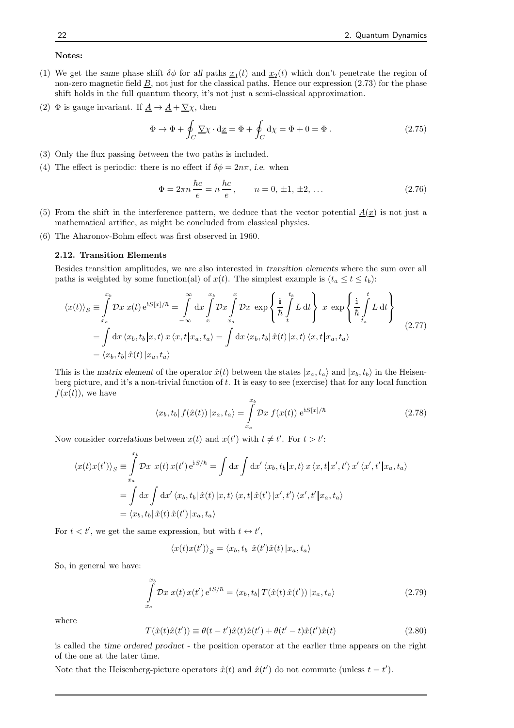**Notes:**

(1) We get the *same* phase shift $\delta\phi$ for *all* paths $\underline{x}_1(t)$ and $\underline{x}_2(t)$ which don't penetrate the region of non-zero magnetic field $\underline{B}$, not just for the classical paths. Hence our expression (2.73) for the phase shift holds in the full quantum theory, it's not just a semi-classical approximation.

(2) $\Phi$ is gauge invariant. If $\underline{A} \to \underline{A} + \underline{\nabla}\chi$, then

$$\Phi \to \Phi + \oint_C \underline{\nabla}\chi \cdot \mathrm{d}\underline{x} = \Phi + \oint_C \mathrm{d}\chi = \Phi + 0 = \Phi \,. \tag{2.75}$$

(3) Only the flux passing *between* the two paths is included.

(4) The effect is periodic: there is no effect if $\delta\phi = 2n\pi$, *i.e.* when

$$\Phi = 2\pi n \, \frac{\hbar c}{e} = n \, \frac{hc}{e} \,, \qquad n = 0, \, \pm 1, \, \pm 2, \, \ldots \tag{2.76}$$

(5) From the shift in the interference pattern, we deduce that the vector potential $\underline{A}(\underline{x})$ is not just a mathematical artifice, as might be concluded from classical physics.

(6) The Aharonov-Bohm effect was first observed in 1960.

### 2.12. Transition Elements

Besides transition amplitudes, we are also interested in *transition elements* where the sum over all paths is weighted by some function(al) of $x(t)$. The simplest example is ($t_a \le t \le t_b$):

$$\begin{aligned}
\langle x(t) \rangle_S &\equiv \int_{x_a}^{x_b} \mathcal{D}x \; x(t) \, \mathrm{e}^{\mathrm{i} S[x]/\hbar} = \int_{-\infty}^{\infty} \mathrm{d}x \int_{x}^{x_b} \mathcal{D}x \int_{x_a}^{x} \mathcal{D}x \; \exp\left\{ \frac{\mathrm{i}}{\hbar} \int_{t}^{t_b} L \, \mathrm{d}t \right\} \; x \; \exp\left\{ \frac{\mathrm{i}}{\hbar} \int_{t_a}^{t} L \, \mathrm{d}t \right\} \\
&= \int \mathrm{d}x \, \langle x_b, t_b | x, t \rangle \, x \, \langle x, t | x_a, t_a \rangle = \int \mathrm{d}x \, \langle x_b, t_b | \, \hat{x}(t) \, | x, t \rangle \, \langle x, t | x_a, t_a \rangle \\
&= \langle x_b, t_b | \, \hat{x}(t) \, | x_a, t_a \rangle
\end{aligned} \tag{2.77}$$

This is the *matrix element* of the operator $\hat{x}(t)$ between the states $|x_a, t_a\rangle$ and $|x_b, t_b\rangle$ in the Heisenberg picture, and it's a non-trivial function of $t$. It is easy to see (exercise) that for any local function $f(x(t))$, we have

$$\langle x_b, t_b | \, f(\hat{x}(t)) \, | x_a, t_a \rangle = \int_{x_a}^{x_b} \mathcal{D}x \; f(x(t)) \, \mathrm{e}^{\mathrm{i} S[x]/\hbar} \tag{2.78}$$

Now consider *correlations* between $x(t)$ and $x(t')$ with $t \neq t'$. For $t > t'$:

$$\begin{aligned}
\langle x(t) x(t') \rangle_S &\equiv \int_{x_a}^{x_b} \mathcal{D}x \; x(t) \, x(t') \, \mathrm{e}^{\mathrm{i} S/\hbar} = \int \mathrm{d}x \int \mathrm{d}x' \, \langle x_b, t_b | x, t \rangle \, x \, \langle x, t | x', t' \rangle \, x' \, \langle x', t' | x_a, t_a \rangle \\
&= \int \mathrm{d}x \int \mathrm{d}x' \, \langle x_b, t_b | \, \hat{x}(t) \, | x, t \rangle \, \langle x, t | \, \hat{x}(t') \, | x', t' \rangle \, \langle x', t' | x_a, t_a \rangle \\
&= \langle x_b, t_b | \, \hat{x}(t) \, \hat{x}(t') \, | x_a, t_a \rangle
\end{aligned}$$

For $t < t'$, we get the same expression, but with $t \leftrightarrow t'$,

$$\langle x(t) x(t') \rangle_S = \langle x_b, t_b | \, \hat{x}(t') \hat{x}(t) \, | x_a, t_a \rangle$$

So, in general we have:

$$\int_{x_a}^{x_b} \mathcal{D}x \; x(t) \, x(t') \, \mathrm{e}^{\mathrm{i} S/\hbar} = \langle x_b, t_b | \, T(\hat{x}(t) \, \hat{x}(t')) \, | x_a, t_a \rangle \tag{2.79}$$

where

$$T(\hat{x}(t) \hat{x}(t')) \equiv \theta(t - t') \hat{x}(t) \hat{x}(t') + \theta(t' - t) \hat{x}(t') \hat{x}(t) \tag{2.80}$$

is called the *time ordered product* - the position operator at the earlier time appears on the right of the one at the later time.

Note that the Heisenberg-picture operators $\hat{x}(t)$ and $\hat{x}(t')$ do not commute (unless $t = t'$).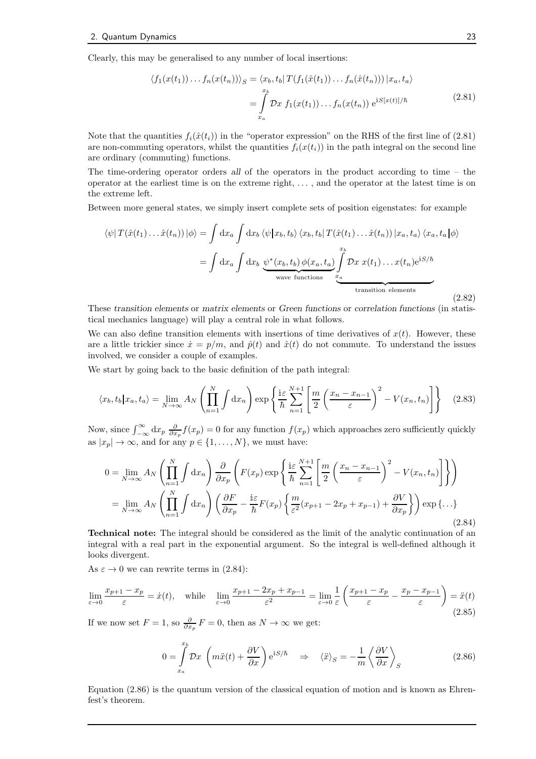Clearly, this may be generalised to any number of local insertions:

$$
\begin{aligned}
\langle f_1(x(t_1)) \dots f_n(x(t_n)) \rangle_S &= \langle x_b, t_b | \, T(f_1(\hat{x}(t_1)) \dots f_n(\hat{x}(t_n))) \, | x_a, t_a \rangle \\
&= \int_{x_a}^{x_b} \mathcal{D}x \; f_1(x(t_1)) \dots f_n(x(t_n)) \, \mathrm{e}^{\mathrm{i}S[x(t)]/\hbar}
\end{aligned} \tag{2.81}
$$

Note that the quantities $f_i(\hat{x}(t_i))$ in the "operator expression" on the RHS of the first line of (2.81) are non-commuting operators, whilst the quantities $f_i(x(t_i))$ in the path integral on the second line are ordinary (commuting) functions.

The time-ordering operator orders *all* of the operators in the product according to time – the operator at the earliest time is on the extreme right, ... , and the operator at the latest time is on the extreme left.

Between more general states, we simply insert complete sets of position eigenstates: for example

$$
\begin{aligned}
\langle \psi | \, T(\hat{x}(t_1) \dots \hat{x}(t_n)) \, | \phi \rangle &= \int \mathrm{d}x_a \int \mathrm{d}x_b \, \langle \psi | x_b, t_b \rangle \, \langle x_b, t_b | \, T(\hat{x}(t_1) \dots \hat{x}(t_n)) \, | x_a, t_a \rangle \, \langle x_a, t_a | \phi \rangle \\
&= \int \mathrm{d}x_a \int \mathrm{d}x_b \, \underbrace{\psi^*(x_b, t_b) \, \phi(x_a, t_a)}_{\text{wave functions}} \underbrace{\int_{x_a}^{x_b} \mathcal{D}x \; x(t_1) \dots x(t_n) \mathrm{e}^{\mathrm{i}S/\hbar}}_{\text{transition elements}}
\end{aligned} \tag{2.82}
$$

These *transition elements* or *matrix elements* or *Green functions* or *correlation functions* (in statistical mechanics language) will play a central role in what follows.

We can also define transition elements with insertions of time derivatives of $x(t)$. However, these are a little trickier since $\dot{x} = p/m$, and $\hat{p}(t)$ and $\hat{x}(t)$ do not commute. To understand the issues involved, we consider a couple of examples.

We start by going back to the basic definition of the path integral:

$$
\langle x_b, t_b | x_a, t_a \rangle = \lim_{N \to \infty} A_N \left( \prod_{n=1}^{N} \int \mathrm{d}x_n \right) \exp \left\{ \frac{\mathrm{i}\varepsilon}{\hbar} \sum_{n=1}^{N+1} \left[ \frac{m}{2} \left( \frac{x_n - x_{n-1}}{\varepsilon} \right)^2 - V(x_n, t_n) \right] \right\} \tag{2.83}
$$

Now, since $\int_{-\infty}^{\infty} \mathrm{d}x_p \, \frac{\partial}{\partial x_p} f(x_p) = 0$ for any function $f(x_p)$ which approaches zero sufficiently quickly as $|x_p| \to \infty$, and for any $p \in \{1, \dots, N\}$, we must have:

$$
\begin{aligned}
0 &= \lim_{N \to \infty} A_N \left( \prod_{n=1}^{N} \int \mathrm{d}x_n \right) \frac{\partial}{\partial x_p} \left( F(x_p) \exp \left\{ \frac{\mathrm{i}\varepsilon}{\hbar} \sum_{n=1}^{N+1} \left[ \frac{m}{2} \left( \frac{x_n - x_{n-1}}{\varepsilon} \right)^2 - V(x_n, t_n) \right] \right\} \right) \\
&= \lim_{N \to \infty} A_N \left( \prod_{n=1}^{N} \int \mathrm{d}x_n \right) \left( \frac{\partial F}{\partial x_p} - \frac{\mathrm{i}\varepsilon}{\hbar} F(x_p) \left\{ \frac{m}{\varepsilon^2} (x_{p+1} - 2x_p + x_{p-1}) + \frac{\partial V}{\partial x_p} \right\} \right) \exp \{ \dots \}
\end{aligned} \tag{2.84}
$$

**Technical note:** The integral should be considered as the limit of the analytic continuation of an integral with a real part in the exponential argument. So the integral is well-defined although it looks divergent.

As $\varepsilon \to 0$ we can rewrite terms in (2.84):

$$
\lim_{\varepsilon \to 0} \frac{x_{p+1} - x_p}{\varepsilon} = \dot{x}(t), \quad \text{while} \quad \lim_{\varepsilon \to 0} \frac{x_{p+1} - 2x_p + x_{p-1}}{\varepsilon^2} = \lim_{\varepsilon \to 0} \frac{1}{\varepsilon} \left( \frac{x_{p+1} - x_p}{\varepsilon} - \frac{x_p - x_{p-1}}{\varepsilon} \right) = \ddot{x}(t) \tag{2.85}
$$

If we now set $F = 1$, so $\frac{\partial}{\partial x_p} F = 0$, then as $N \to \infty$ we get:

$$
0 = \int_{x_a}^{x_b} \mathcal{D}x \, \left( m\ddot{x}(t) + \frac{\partial V}{\partial x} \right) \mathrm{e}^{\mathrm{i}S/\hbar} \quad \Rightarrow \quad \langle \ddot{x} \rangle_S = -\frac{1}{m} \left\langle \frac{\partial V}{\partial x} \right\rangle_S \tag{2.86}
$$

Equation (2.86) is the quantum version of the classical equation of motion and is known as Ehrenfest's theorem.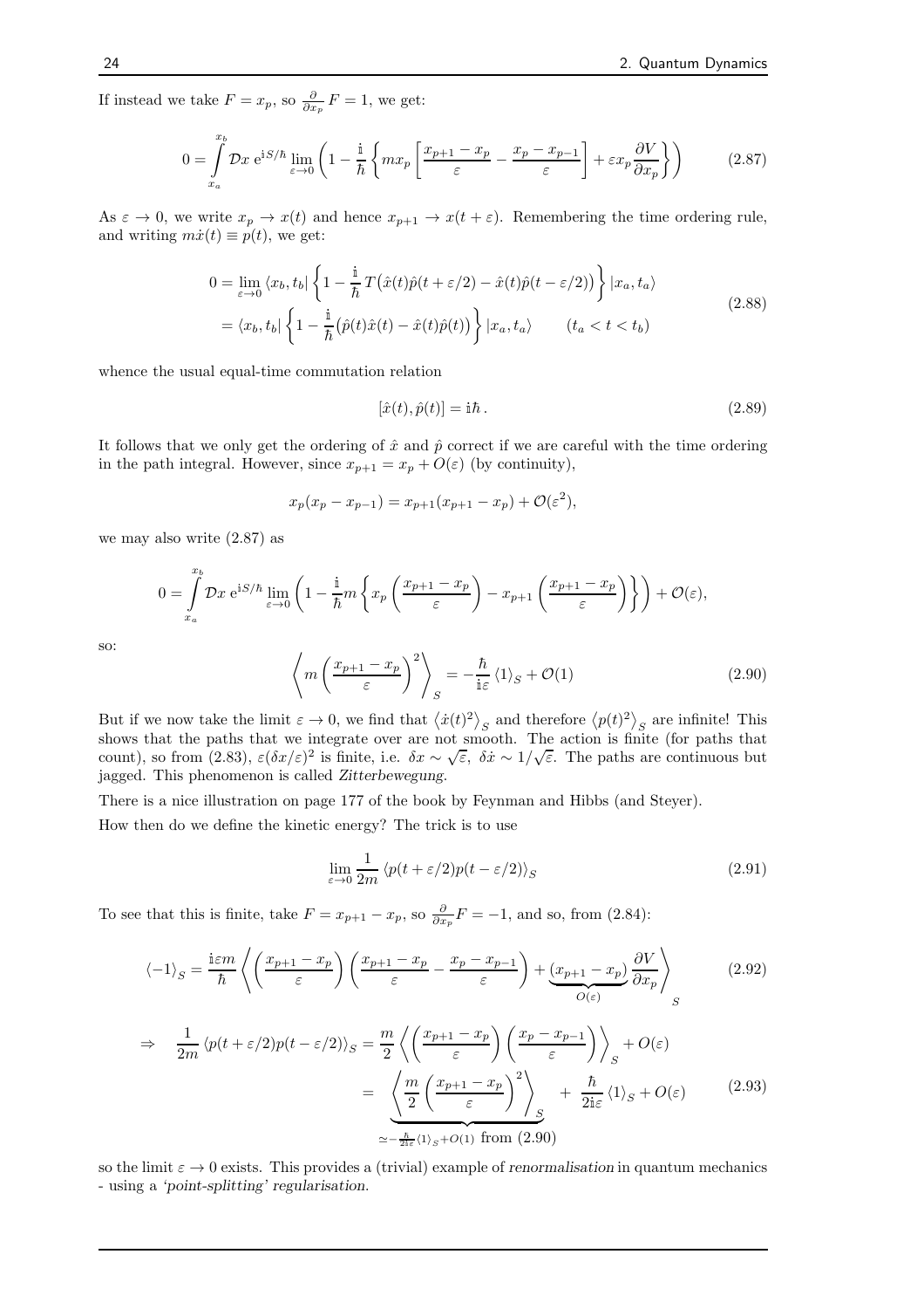If instead we take $F = x_p$, so $\frac{\partial}{\partial x_p} F = 1$, we get:

$$
0 = \int_{x_a}^{x_b} \mathcal{D}x \, e^{iS/\hbar} \lim_{\varepsilon \to 0} \left( 1 - \frac{i}{\hbar} \left\{ m x_p \left[ \frac{x_{p+1} - x_p}{\varepsilon} - \frac{x_p - x_{p-1}}{\varepsilon} \right] + \varepsilon x_p \frac{\partial V}{\partial x_p} \right\} \right) \tag{2.87}
$$

As $\varepsilon \to 0$, we write $x_p \to x(t)$ and hence $x_{p+1} \to x(t+\varepsilon)$. Remembering the time ordering rule, and writing $m\dot{x}(t) \equiv p(t)$, we get:

$$
\begin{aligned}
0 &= \lim_{\varepsilon \to 0} \langle x_b, t_b | \left\{ 1 - \frac{i}{\hbar} T\big(\hat{x}(t)\hat{p}(t+\varepsilon/2) - \hat{x}(t)\hat{p}(t-\varepsilon/2)\big) \right\} | x_a, t_a \rangle \\
&= \langle x_b, t_b | \left\{ 1 - \frac{i}{\hbar} \big(\hat{p}(t)\hat{x}(t) - \hat{x}(t)\hat{p}(t)\big) \right\} | x_a, t_a \rangle \qquad (t_a < t < t_b)
\end{aligned} \tag{2.88}
$$

whence the usual equal-time commutation relation

$$
[\hat{x}(t), \hat{p}(t)] = i\hbar \, . \tag{2.89}
$$

It follows that we only get the ordering of $\hat{x}$ and $\hat{p}$ correct if we are careful with the time ordering in the path integral. However, since $x_{p+1} = x_p + O(\varepsilon)$ (by continuity),

$$
x_p(x_p - x_{p-1}) = x_{p+1}(x_{p+1} - x_p) + \mathcal{O}(\varepsilon^2),
$$

we may also write (2.87) as

$$
0 = \int_{x_a}^{x_b} \mathcal{D}x \, e^{iS/\hbar} \lim_{\varepsilon \to 0} \left( 1 - \frac{i}{\hbar} m \left\{ x_p \left( \frac{x_{p+1} - x_p}{\varepsilon} \right) - x_{p+1} \left( \frac{x_{p+1} - x_p}{\varepsilon} \right) \right\} \right) + \mathcal{O}(\varepsilon),
$$

so:

$$
\left\langle m \left( \frac{x_{p+1} - x_p}{\varepsilon} \right)^2 \right\rangle_S = -\frac{\hbar}{i\varepsilon} \langle 1 \rangle_S + \mathcal{O}(1) \tag{2.90}
$$

But if we now take the limit $\varepsilon \to 0$, we find that $\langle \dot{x}(t)^2 \rangle_S$ and therefore $\langle p(t)^2 \rangle_S$ are infinite! This shows that the paths that we integrate over are not smooth. The action is finite (for paths that count), so from (2.83), $\varepsilon(\delta x/\varepsilon)^2$ is finite, i.e. $\delta x \sim \sqrt{\varepsilon}$, $\delta \dot{x} \sim 1/\sqrt{\varepsilon}$. The paths are continuous but jagged. This phenomenon is called *Zitterbewegung*.

There is a nice illustration on page 177 of the book by Feynman and Hibbs (and Steyer).

How then do we define the kinetic energy? The trick is to use

$$
\lim_{\varepsilon \to 0} \frac{1}{2m} \langle p(t+\varepsilon/2) p(t-\varepsilon/2) \rangle_S \tag{2.91}
$$

To see that this is finite, take $F = x_{p+1} - x_p$, so $\frac{\partial}{\partial x_p} F = -1$, and so, from (2.84):

$$
\langle -1 \rangle_S = \frac{i\varepsilon m}{\hbar} \left\langle \left( \frac{x_{p+1} - x_p}{\varepsilon} \right) \left( \frac{x_{p+1} - x_p}{\varepsilon} - \frac{x_p - x_{p-1}}{\varepsilon} \right) + \underbrace{(x_{p+1} - x_p)}_{O(\varepsilon)} \frac{\partial V}{\partial x_p} \right\rangle_S \tag{2.92}
$$

$$
\begin{aligned}
\Rightarrow \quad \frac{1}{2m} \langle p(t+\varepsilon/2) p(t-\varepsilon/2) \rangle_S &= \frac{m}{2} \left\langle \left( \frac{x_{p+1} - x_p}{\varepsilon} \right) \left( \frac{x_p - x_{p-1}}{\varepsilon} \right) \right\rangle_S + O(\varepsilon) \\
&= \underbrace{\left\langle \frac{m}{2} \left( \frac{x_{p+1} - x_p}{\varepsilon} \right)^2 \right\rangle_S}_{\simeq -\frac{\hbar}{2i\varepsilon}\langle 1 \rangle_S + O(1) \text{ from (2.90)}} + \frac{\hbar}{2i\varepsilon} \langle 1 \rangle_S + O(\varepsilon)
\end{aligned} \tag{2.93}
$$

so the limit $\varepsilon \to 0$ exists. This provides a (trivial) example of *renormalisation* in quantum mechanics - using a *'point-splitting' regularisation*.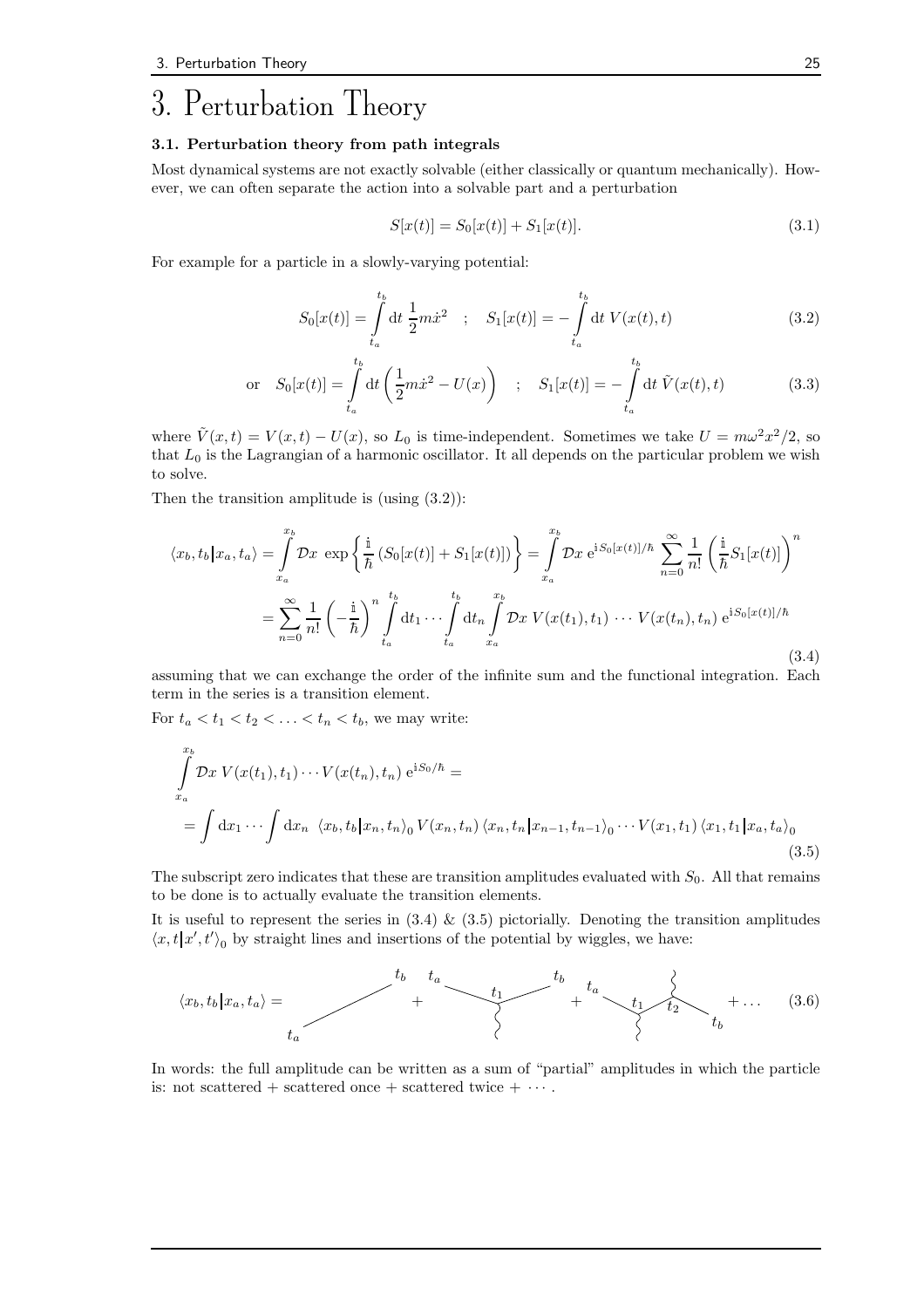# 3. Perturbation Theory

### 3.1. Perturbation theory from path integrals

Most dynamical systems are not exactly solvable (either classically or quantum mechanically). However, we can often separate the action into a solvable part and a perturbation

$$S[x(t)] = S_0[x(t)] + S_1[x(t)]. \tag{3.1}$$

For example for a particle in a slowly-varying potential:

$$S_0[x(t)] = \int_{t_a}^{t_b} \mathrm{d}t\, \frac{1}{2}m\dot{x}^2 \quad ; \quad S_1[x(t)] = -\int_{t_a}^{t_b} \mathrm{d}t\, V(x(t),t) \tag{3.2}$$

$$\text{or} \quad S_0[x(t)] = \int_{t_a}^{t_b} \mathrm{d}t \left(\frac{1}{2}m\dot{x}^2 - U(x)\right) \quad ; \quad S_1[x(t)] = -\int_{t_a}^{t_b} \mathrm{d}t\, \tilde{V}(x(t),t) \tag{3.3}$$

where $\tilde{V}(x,t) = V(x,t) - U(x)$, so $L_0$ is time-independent. Sometimes we take $U = m\omega^2 x^2/2$, so that $L_0$ is the Lagrangian of a harmonic oscillator. It all depends on the particular problem we wish to solve.

Then the transition amplitude is (using (3.2)):

$$\begin{aligned}
\langle x_b, t_b | x_a, t_a \rangle &= \int_{x_a}^{x_b} \mathcal{D}x\, \exp\left\{\frac{\mathrm{i}}{\hbar}\left(S_0[x(t)] + S_1[x(t)]\right)\right\} = \int_{x_a}^{x_b} \mathcal{D}x\, \mathrm{e}^{\mathrm{i}S_0[x(t)]/\hbar} \sum_{n=0}^{\infty} \frac{1}{n!}\left(\frac{\mathrm{i}}{\hbar}S_1[x(t)]\right)^n \\
&= \sum_{n=0}^{\infty} \frac{1}{n!}\left(-\frac{\mathrm{i}}{\hbar}\right)^n \int_{t_a}^{t_b} \mathrm{d}t_1 \cdots \int_{t_a}^{t_b} \mathrm{d}t_n \int_{x_a}^{x_b} \mathcal{D}x\, V(x(t_1),t_1)\cdots V(x(t_n),t_n)\, \mathrm{e}^{\mathrm{i}S_0[x(t)]/\hbar}
\end{aligned} \tag{3.4}$$

assuming that we can exchange the order of the infinite sum and the functional integration. Each term in the series is a transition element.

For $t_a < t_1 < t_2 < \ldots < t_n < t_b$, we may write:

$$\begin{aligned}
&\int_{x_a}^{x_b} \mathcal{D}x\, V(x(t_1),t_1)\cdots V(x(t_n),t_n)\, \mathrm{e}^{\mathrm{i}S_0/\hbar} = \\
&= \int \mathrm{d}x_1 \cdots \int \mathrm{d}x_n\, \langle x_b, t_b | x_n, t_n \rangle_0\, V(x_n,t_n)\, \langle x_n, t_n | x_{n-1}, t_{n-1} \rangle_0 \cdots V(x_1,t_1)\, \langle x_1, t_1 | x_a, t_a \rangle_0
\end{aligned} \tag{3.5}$$

The subscript zero indicates that these are transition amplitudes evaluated with $S_0$. All that remains to be done is to actually evaluate the transition elements.

It is useful to represent the series in (3.4) & (3.5) pictorially. Denoting the transition amplitudes $\langle x, t | x', t' \rangle_0$ by straight lines and insertions of the potential by wiggles, we have:

$$\langle x_b, t_b | x_a, t_a \rangle = \text{(line } t_a \to t_b) + \text{(line } t_a \to t_1 \to t_b \text{ with one wiggle at } t_1) + \text{(line } t_a \to t_1 \to t_2 \to t_b \text{ with wiggles at } t_1, t_2) + \ldots \tag{3.6}$$

In words: the full amplitude can be written as a sum of "partial" amplitudes in which the particle is: not scattered + scattered once + scattered twice + $\cdots$.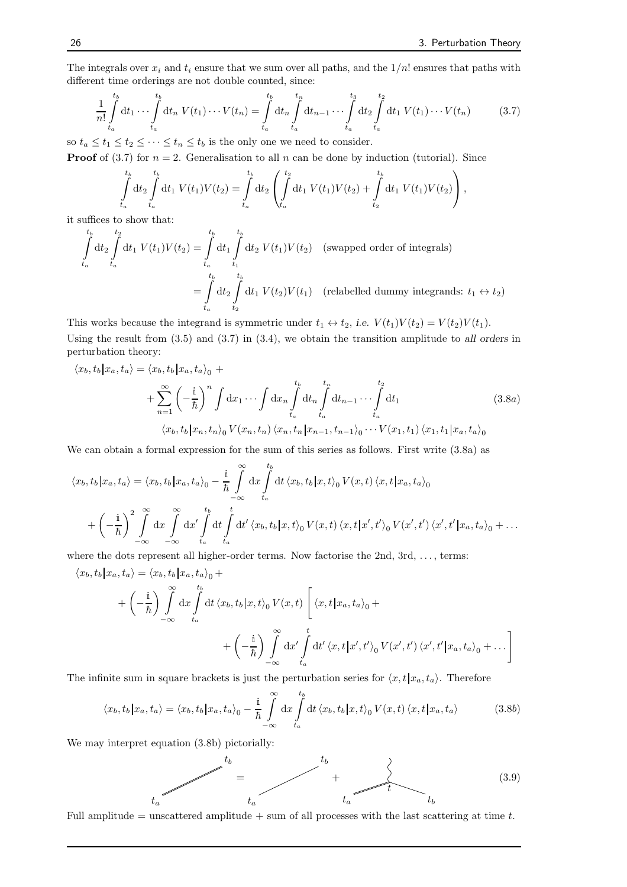The integrals over $x_i$ and $t_i$ ensure that we sum over all paths, and the $1/n!$ ensures that paths with different time orderings are not double counted, since:

$$\frac{1}{n!}\int_{t_a}^{t_b} \mathrm{d}t_1 \cdots \int_{t_a}^{t_b} \mathrm{d}t_n \; V(t_1)\cdots V(t_n) = \int_{t_a}^{t_b} \mathrm{d}t_n \int_{t_a}^{t_n} \mathrm{d}t_{n-1} \cdots \int_{t_a}^{t_3} \mathrm{d}t_2 \int_{t_a}^{t_2} \mathrm{d}t_1 \; V(t_1)\cdots V(t_n) \tag{3.7}$$

so $t_a \le t_1 \le t_2 \le \cdots \le t_n \le t_b$ is the only one we need to consider.

**Proof** of (3.7) for $n = 2$. Generalisation to all $n$ can be done by induction (tutorial). Since

$$\int_{t_a}^{t_b} \mathrm{d}t_2 \int_{t_a}^{t_b} \mathrm{d}t_1 \; V(t_1)V(t_2) = \int_{t_a}^{t_b} \mathrm{d}t_2 \left( \int_{t_a}^{t_2} \mathrm{d}t_1 \; V(t_1)V(t_2) + \int_{t_2}^{t_b} \mathrm{d}t_1 \; V(t_1)V(t_2) \right),$$

it suffices to show that:

$$\begin{aligned}
\int_{t_a}^{t_b} \mathrm{d}t_2 \int_{t_a}^{t_2} \mathrm{d}t_1 \; V(t_1)V(t_2) &= \int_{t_a}^{t_b} \mathrm{d}t_1 \int_{t_1}^{t_b} \mathrm{d}t_2 \; V(t_1)V(t_2) \quad \text{(swapped order of integrals)} \\
&= \int_{t_a}^{t_b} \mathrm{d}t_2 \int_{t_2}^{t_b} \mathrm{d}t_1 \; V(t_2)V(t_1) \quad \text{(relabelled dummy integrands: } t_1 \leftrightarrow t_2\text{)}
\end{aligned}$$

This works because the integrand is symmetric under $t_1 \leftrightarrow t_2$, *i.e.* $V(t_1)V(t_2) = V(t_2)V(t_1)$.

Using the result from (3.5) and (3.7) in (3.4), we obtain the transition amplitude to *all orders* in perturbation theory:

$$\begin{aligned}
\langle x_b, t_b | x_a, t_a \rangle &= \langle x_b, t_b | x_a, t_a \rangle_0 \, + \\
&\quad + \sum_{n=1}^{\infty} \left( -\frac{\mathrm{i}}{\hbar} \right)^n \int \mathrm{d}x_1 \cdots \int \mathrm{d}x_n \int_{t_a}^{t_b} \mathrm{d}t_n \int_{t_a}^{t_n} \mathrm{d}t_{n-1} \cdots \int_{t_a}^{t_2} \mathrm{d}t_1 \\
&\qquad \langle x_b, t_b | x_n, t_n \rangle_0 \, V(x_n, t_n) \, \langle x_n, t_n | x_{n-1}, t_{n-1} \rangle_0 \cdots V(x_1, t_1) \, \langle x_1, t_1 | x_a, t_a \rangle_0
\end{aligned} \tag{3.8a}$$

We can obtain a formal expression for the sum of this series as follows. First write (3.8a) as

$$\begin{aligned}
\langle x_b, t_b | x_a, t_a \rangle &= \langle x_b, t_b | x_a, t_a \rangle_0 - \frac{\mathrm{i}}{\hbar} \int_{-\infty}^{\infty} \mathrm{d}x \int_{t_a}^{t_b} \mathrm{d}t \, \langle x_b, t_b | x, t \rangle_0 \, V(x, t) \, \langle x, t | x_a, t_a \rangle_0 \\
&+ \left( -\frac{\mathrm{i}}{\hbar} \right)^2 \int_{-\infty}^{\infty} \mathrm{d}x \int_{-\infty}^{\infty} \mathrm{d}x' \int_{t_a}^{t_b} \mathrm{d}t \int_{t_a}^{t} \mathrm{d}t' \, \langle x_b, t_b | x, t \rangle_0 \, V(x, t) \, \langle x, t | x', t' \rangle_0 \, V(x', t') \, \langle x', t' | x_a, t_a \rangle_0 + \ldots
\end{aligned}$$

where the dots represent all higher-order terms. Now factorise the 2nd, 3rd, ..., terms:

$$\begin{aligned}
\langle x_b, t_b | x_a, t_a \rangle &= \langle x_b, t_b | x_a, t_a \rangle_0 + \\
&+ \left( -\frac{\mathrm{i}}{\hbar} \right) \int_{-\infty}^{\infty} \mathrm{d}x \int_{t_a}^{t_b} \mathrm{d}t \, \langle x_b, t_b | x, t \rangle_0 \, V(x, t) \Bigg[ \langle x, t | x_a, t_a \rangle_0 + \\
&\qquad + \left( -\frac{\mathrm{i}}{\hbar} \right) \int_{-\infty}^{\infty} \mathrm{d}x' \int_{t_a}^{t} \mathrm{d}t' \, \langle x, t | x', t' \rangle_0 \, V(x', t') \, \langle x', t' | x_a, t_a \rangle_0 + \ldots \Bigg]
\end{aligned}$$

The infinite sum in square brackets is just the perturbation series for $\langle x, t | x_a, t_a \rangle$. Therefore

$$\langle x_b, t_b | x_a, t_a \rangle = \langle x_b, t_b | x_a, t_a \rangle_0 - \frac{\mathrm{i}}{\hbar} \int_{-\infty}^{\infty} \mathrm{d}x \int_{t_a}^{t_b} \mathrm{d}t \, \langle x_b, t_b | x, t \rangle_0 \, V(x, t) \, \langle x, t | x_a, t_a \rangle \tag{3.8b}$$

We may interpret equation (3.8b) pictorially:

$$(3.9)$$

Full amplitude = unscattered amplitude + sum of all processes with the last scattering at time $t$.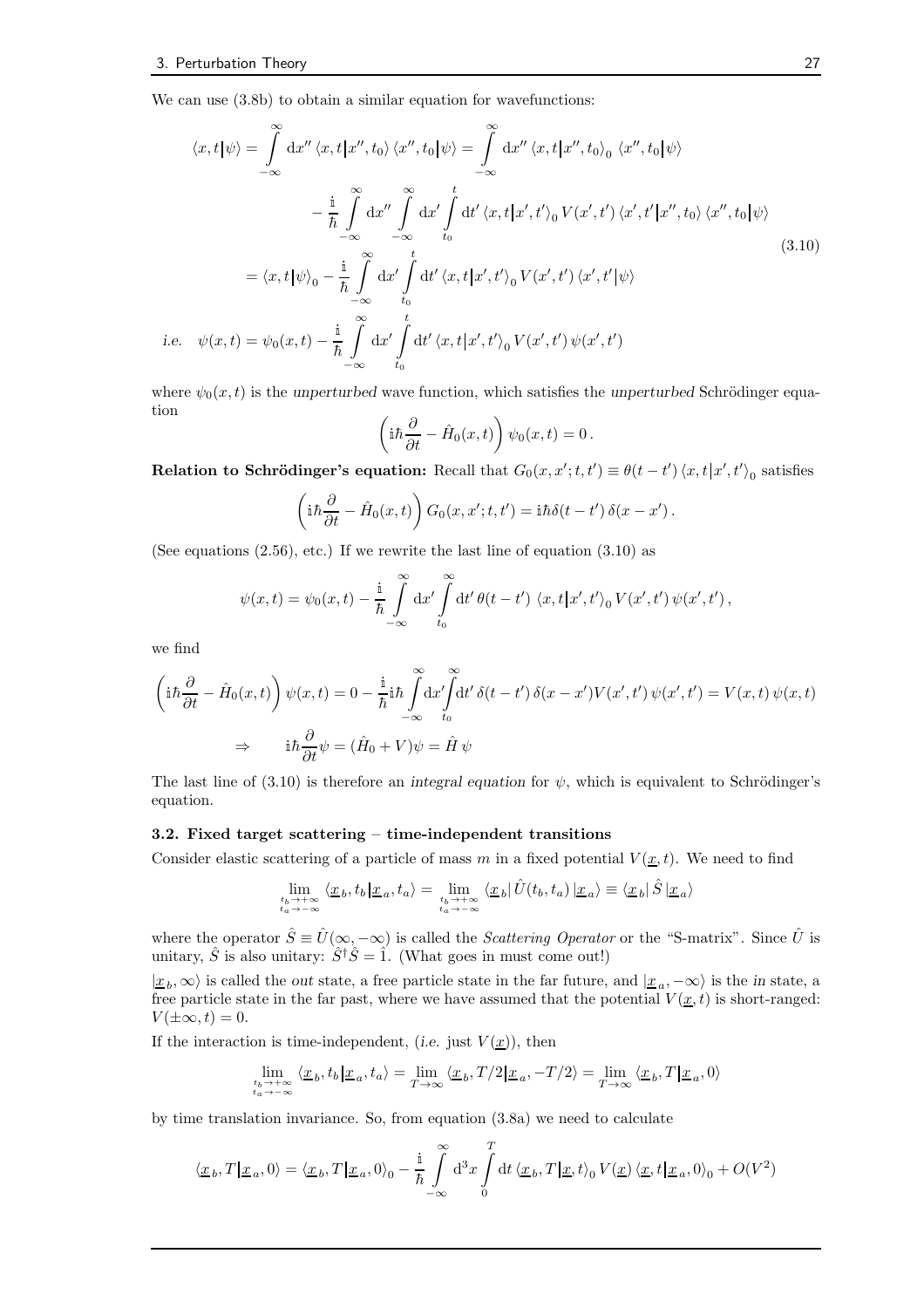We can use (3.8b) to obtain a similar equation for wavefunctions:

$$
\begin{aligned}
\langle x,t|\psi\rangle &= \int_{-\infty}^{\infty} \mathrm{d}x'' \, \langle x,t|x'',t_0\rangle \, \langle x'',t_0|\psi\rangle = \int_{-\infty}^{\infty} \mathrm{d}x'' \, \langle x,t|x'',t_0\rangle_0 \, \langle x'',t_0|\psi\rangle \\
&\quad - \frac{\mathbb{i}}{\hbar} \int_{-\infty}^{\infty} \mathrm{d}x'' \int_{-\infty}^{\infty} \mathrm{d}x' \int_{t_0}^{t} \mathrm{d}t' \, \langle x,t|x',t'\rangle_0 \, V(x',t') \, \langle x',t'|x'',t_0\rangle \, \langle x'',t_0|\psi\rangle \\
&= \langle x,t|\psi\rangle_0 - \frac{\mathbb{i}}{\hbar} \int_{-\infty}^{\infty} \mathrm{d}x' \int_{t_0}^{t} \mathrm{d}t' \, \langle x,t|x',t'\rangle_0 \, V(x',t') \, \langle x',t'|\psi\rangle \\
\textit{i.e.} \quad \psi(x,t) &= \psi_0(x,t) - \frac{\mathbb{i}}{\hbar} \int_{-\infty}^{\infty} \mathrm{d}x' \int_{t_0}^{t} \mathrm{d}t' \, \langle x,t|x',t'\rangle_0 \, V(x',t') \, \psi(x',t')
\end{aligned}
\tag{3.10}
$$

where $\psi_0(x,t)$ is the *unperturbed* wave function, which satisfies the *unperturbed* Schrödinger equation

$$
\left( \mathbb{i}\hbar \frac{\partial}{\partial t} - \hat{H}_0(x,t) \right) \psi_0(x,t) = 0 \,.
$$

**Relation to Schrödinger's equation:** Recall that $G_0(x,x';t,t') \equiv \theta(t-t') \, \langle x,t|x',t'\rangle_0$ satisfies

$$
\left( \mathbb{i}\hbar \frac{\partial}{\partial t} - \hat{H}_0(x,t) \right) G_0(x,x';t,t') = \mathbb{i}\hbar \delta(t-t') \, \delta(x-x') \,.
$$

(See equations (2.56), etc.) If we rewrite the last line of equation (3.10) as

$$
\psi(x,t) = \psi_0(x,t) - \frac{\mathbb{i}}{\hbar} \int_{-\infty}^{\infty} \mathrm{d}x' \int_{t_0}^{\infty} \mathrm{d}t' \, \theta(t-t') \, \langle x,t|x',t'\rangle_0 \, V(x',t') \, \psi(x',t') \,,
$$

we find

$$
\left( \mathbb{i}\hbar \frac{\partial}{\partial t} - \hat{H}_0(x,t) \right) \psi(x,t) = 0 - \frac{\mathbb{i}}{\hbar} \mathbb{i}\hbar \int_{-\infty}^{\infty} \mathrm{d}x' \int_{t_0}^{\infty} \mathrm{d}t' \, \delta(t-t') \, \delta(x-x') V(x',t') \, \psi(x',t') = V(x,t) \, \psi(x,t)
$$

$$
\Rightarrow \qquad \mathbb{i}\hbar \frac{\partial}{\partial t} \psi = (\hat{H}_0 + V)\psi = \hat{H} \, \psi
$$

The last line of (3.10) is therefore an *integral equation* for $\psi$, which is equivalent to Schrödinger's equation.

### 3.2. Fixed target scattering – time-independent transitions

Consider elastic scattering of a particle of mass $m$ in a fixed potential $V(\underline{x},t)$. We need to find

$$
\lim_{\substack{t_b \to +\infty \\ t_a \to -\infty}} \langle \underline{x}_b, t_b | \underline{x}_a, t_a \rangle = \lim_{\substack{t_b \to +\infty \\ t_a \to -\infty}} \langle \underline{x}_b | \, \hat{U}(t_b, t_a) \, | \underline{x}_a \rangle \equiv \langle \underline{x}_b | \, \hat{S} \, | \underline{x}_a \rangle
$$

where the operator $\hat{S} \equiv \hat{U}(\infty, -\infty)$ is called the *Scattering Operator* or the "S-matrix". Since $\hat{U}$ is unitary, $\hat{S}$ is also unitary: $\hat{S}^\dagger \hat{S} = \hat{1}$. (What goes in must come out!)

$|\underline{x}_b, \infty\rangle$ is called the *out* state, a free particle state in the far future, and $|\underline{x}_a, -\infty\rangle$ is the *in* state, a free particle state in the far past, where we have assumed that the potential $V(\underline{x},t)$ is short-ranged: $V(\pm\infty, t) = 0$.

If the interaction is time-independent, (*i.e.* just $V(\underline{x})$), then

$$
\lim_{\substack{t_b \to +\infty \\ t_a \to -\infty}} \langle \underline{x}_b, t_b | \underline{x}_a, t_a \rangle = \lim_{T \to \infty} \langle \underline{x}_b, T/2 | \underline{x}_a, -T/2 \rangle = \lim_{T \to \infty} \langle \underline{x}_b, T | \underline{x}_a, 0 \rangle
$$

by time translation invariance. So, from equation (3.8a) we need to calculate

$$
\langle \underline{x}_b, T | \underline{x}_a, 0 \rangle = \langle \underline{x}_b, T | \underline{x}_a, 0 \rangle_0 - \frac{\mathbb{i}}{\hbar} \int_{-\infty}^{\infty} \mathrm{d}^3 x \int_0^T \mathrm{d}t \, \langle \underline{x}_b, T | \underline{x}, t \rangle_0 \, V(\underline{x}) \, \langle \underline{x}, t | \underline{x}_a, 0 \rangle_0 + O(V^2)
$$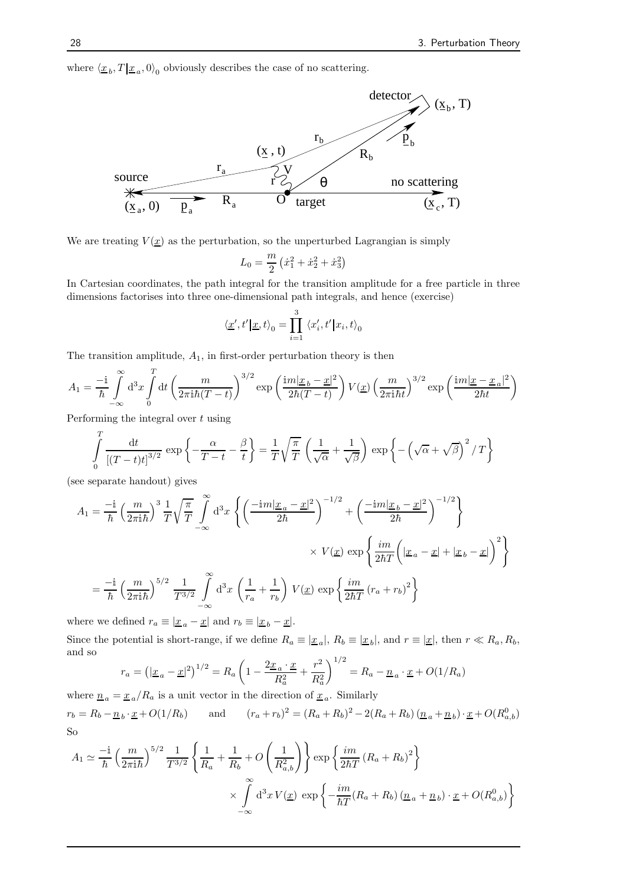where $\langle \underline{x}_b, T | \underline{x}_a, 0 \rangle_0$ obviously describes the case of no scattering.

We are treating $V(\underline{x})$ as the perturbation, so the unperturbed Lagrangian is simply

$$L_0 = \frac{m}{2}\left(\dot{x}_1^2 + \dot{x}_2^2 + \dot{x}_3^2\right)$$

In Cartesian coordinates, the path integral for the transition amplitude for a free particle in three dimensions factorises into three one-dimensional path integrals, and hence (exercise)

$$\langle \underline{x}', t' | \underline{x}, t \rangle_0 = \prod_{i=1}^{3} \langle x_i', t' | x_i, t \rangle_0$$

The transition amplitude, $A_1$, in first-order perturbation theory is then

$$A_1 = \frac{-\mathrm{i}}{\hbar} \int_{-\infty}^{\infty} \mathrm{d}^3x \int_0^T \mathrm{d}t \left(\frac{m}{2\pi \mathrm{i}\hbar (T-t)}\right)^{3/2} \exp\left(\frac{\mathrm{i}m|\underline{x}_b - \underline{x}|^2}{2\hbar(T-t)}\right) V(\underline{x}) \left(\frac{m}{2\pi \mathrm{i}\hbar t}\right)^{3/2} \exp\left(\frac{\mathrm{i}m|\underline{x} - \underline{x}_a|^2}{2\hbar t}\right)$$

Performing the integral over $t$ using

$$\int_0^T \frac{\mathrm{d}t}{\left[(T-t)t\right]^{3/2}} \exp\left\{-\frac{\alpha}{T-t} - \frac{\beta}{t}\right\} = \frac{1}{T}\sqrt{\frac{\pi}{T}}\left(\frac{1}{\sqrt{\alpha}} + \frac{1}{\sqrt{\beta}}\right) \exp\left\{-\left(\sqrt{\alpha} + \sqrt{\beta}\right)^2 / T\right\}$$

(see separate handout) gives

$$\begin{aligned}
A_1 &= \frac{-\mathrm{i}}{\hbar}\left(\frac{m}{2\pi \mathrm{i}\hbar}\right)^3 \frac{1}{T}\sqrt{\frac{\pi}{T}} \int_{-\infty}^{\infty} \mathrm{d}^3x \left\{\left(\frac{-\mathrm{i}m|\underline{x}_a - \underline{x}|^2}{2\hbar}\right)^{-1/2} + \left(\frac{-\mathrm{i}m|\underline{x}_b - \underline{x}|^2}{2\hbar}\right)^{-1/2}\right\} \\
&\qquad\qquad \times V(\underline{x}) \exp\left\{\frac{im}{2\hbar T}\Big(|\underline{x}_a - \underline{x}| + |\underline{x}_b - \underline{x}|\Big)^2\right\} \\
&= \frac{-\mathrm{i}}{\hbar}\left(\frac{m}{2\pi \mathrm{i}\hbar}\right)^{5/2} \frac{1}{T^{3/2}} \int_{-\infty}^{\infty} \mathrm{d}^3x \left(\frac{1}{r_a} + \frac{1}{r_b}\right) V(\underline{x}) \exp\left\{\frac{im}{2\hbar T}\left(r_a + r_b\right)^2\right\}
\end{aligned}$$

where we defined $r_a \equiv |\underline{x}_a - \underline{x}|$ and $r_b \equiv |\underline{x}_b - \underline{x}|$.

Since the potential is short-range, if we define $R_a \equiv |\underline{x}_a|$, $R_b \equiv |\underline{x}_b|$, and $r \equiv |\underline{x}|$, then $r \ll R_a, R_b$, and so

$$r_a = \left(|\underline{x}_a - \underline{x}|^2\right)^{1/2} = R_a\left(1 - \frac{2\underline{x}_a \cdot \underline{x}}{R_a^2} + \frac{r^2}{R_a^2}\right)^{1/2} = R_a - \underline{n}_a \cdot \underline{x} + O(1/R_a)$$

where $\underline{n}_a = \underline{x}_a / R_a$ is a unit vector in the direction of $\underline{x}_a$. Similarly

$$r_b = R_b - \underline{n}_b \cdot \underline{x} + O(1/R_b) \qquad \text{and} \qquad (r_a + r_b)^2 = (R_a + R_b)^2 - 2(R_a + R_b)\left(\underline{n}_a + \underline{n}_b\right) \cdot \underline{x} + O(R_{a,b}^0)$$

So

$$\begin{aligned}
A_1 \simeq \frac{-\mathrm{i}}{\hbar}\left(\frac{m}{2\pi \mathrm{i}\hbar}\right)^{5/2} \frac{1}{T^{3/2}} &\left\{\frac{1}{R_a} + \frac{1}{R_b} + O\left(\frac{1}{R_{a,b}^2}\right)\right\} \exp\left\{\frac{im}{2\hbar T}\left(R_a + R_b\right)^2\right\} \\
&\times \int_{-\infty}^{\infty} \mathrm{d}^3x\, V(\underline{x}) \exp\left\{-\frac{im}{\hbar T}(R_a + R_b)\left(\underline{n}_a + \underline{n}_b\right) \cdot \underline{x} + O(R_{a,b}^0)\right\}
\end{aligned}$$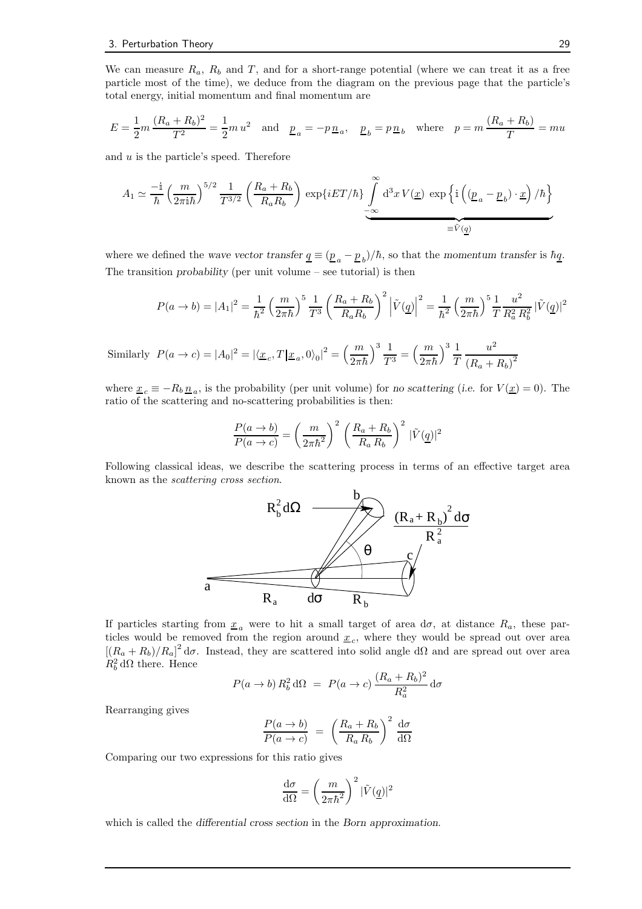We can measure $R_a$, $R_b$ and $T$, and for a short-range potential (where we can treat it as a free particle most of the time), we deduce from the diagram on the previous page that the particle's total energy, initial momentum and final momentum are

$$E = \frac{1}{2}m\,\frac{(R_a+R_b)^2}{T^2} = \frac{1}{2}m\,u^2 \quad \text{and} \quad \underline{p}_a = -p\,\underline{n}_a, \quad \underline{p}_b = p\,\underline{n}_b \quad \text{where} \quad p = m\,\frac{(R_a+R_b)}{T} = mu$$

and $u$ is the particle's speed. Therefore

$$A_1 \simeq \frac{-\mathrm{i}}{\hbar}\left(\frac{m}{2\pi\mathrm{i}\hbar}\right)^{5/2}\frac{1}{T^{3/2}}\left(\frac{R_a+R_b}{R_aR_b}\right)\exp\{iET/\hbar\}\underbrace{\int_{-\infty}^{\infty}\mathrm{d}^3x\,V(\underline{x})\,\exp\left\{\mathrm{i}\left((\underline{p}_a-\underline{p}_b)\cdot\underline{x}\right)/\hbar\right\}}_{\equiv\tilde{V}(\underline{q})}$$

where we defined the *wave vector transfer* $\underline{q} \equiv (\underline{p}_a - \underline{p}_b)/\hbar$, so that the *momentum transfer* is $\hbar\underline{q}$. The transition *probability* (per unit volume – see tutorial) is then

$$P(a\to b) = |A_1|^2 = \frac{1}{\hbar^2}\left(\frac{m}{2\pi\hbar}\right)^5\frac{1}{T^3}\left(\frac{R_a+R_b}{R_aR_b}\right)^2\left|\tilde{V}(\underline{q})\right|^2 = \frac{1}{\hbar^2}\left(\frac{m}{2\pi\hbar}\right)^5\frac{1}{T}\frac{u^2}{R_a^2R_b^2}|\tilde{V}(\underline{q})|^2$$

$$\text{Similarly} \quad P(a\to c) = |A_0|^2 = |\langle\underline{x}_c, T|\underline{x}_a, 0\rangle_0|^2 = \left(\frac{m}{2\pi\hbar}\right)^3\frac{1}{T^3} = \left(\frac{m}{2\pi\hbar}\right)^3\frac{1}{T}\frac{u^2}{(R_a+R_b)^2}$$

where $\underline{x}_c \equiv -R_b\,\underline{n}_a$, is the probability (per unit volume) for *no scattering* (*i.e.* for $V(\underline{x}) = 0$). The ratio of the scattering and no-scattering probabilities is then:

$$\frac{P(a\to b)}{P(a\to c)} = \left(\frac{m}{2\pi\hbar^2}\right)^2\left(\frac{R_a+R_b}{R_a\,R_b}\right)^2|\tilde{V}(\underline{q})|^2$$

Following classical ideas, we describe the scattering process in terms of an effective target area known as the *scattering cross section*.

If particles starting from $\underline{x}_a$ were to hit a small target of area $\mathrm{d}\sigma$, at distance $R_a$, these particles would be removed from the region around $\underline{x}_c$, where they would be spread out over area $[(R_a+R_b)/R_a]^2\,\mathrm{d}\sigma$. Instead, they are scattered into solid angle $\mathrm{d}\Omega$ and are spread out over area $R_b^2\,\mathrm{d}\Omega$ there. Hence

$$P(a\to b)\,R_b^2\,\mathrm{d}\Omega \;=\; P(a\to c)\,\frac{(R_a+R_b)^2}{R_a^2}\,\mathrm{d}\sigma$$

Rearranging gives

$$\frac{P(a\to b)}{P(a\to c)} \;=\; \left(\frac{R_a+R_b}{R_a\,R_b}\right)^2\frac{\mathrm{d}\sigma}{\mathrm{d}\Omega}$$

Comparing our two expressions for this ratio gives

$$\frac{\mathrm{d}\sigma}{\mathrm{d}\Omega} = \left(\frac{m}{2\pi\hbar^2}\right)^2|\tilde{V}(\underline{q})|^2$$

which is called the *differential cross section* in the *Born approximation*.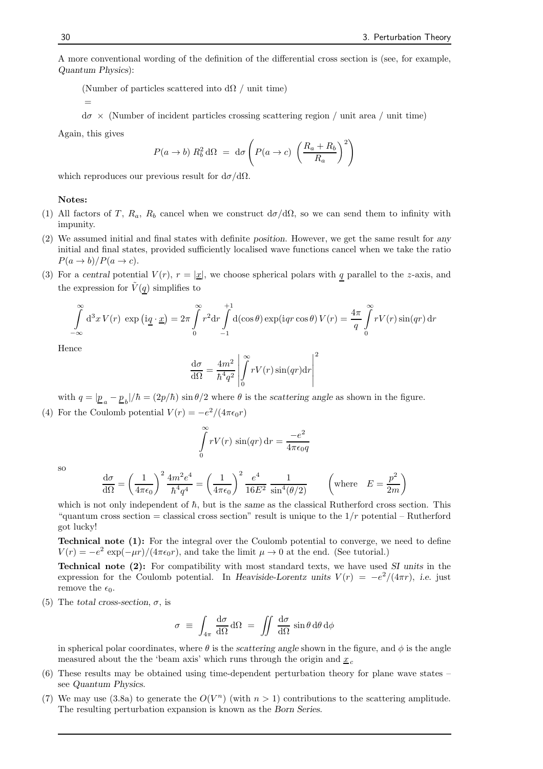A more conventional wording of the definition of the differential cross section is (see, for example, *Quantum Physics*):

(Number of particles scattered into $\mathrm{d}\Omega$ / unit time)

=

$\mathrm{d}\sigma$ × (Number of incident particles crossing scattering region / unit area / unit time)

Again, this gives

$$P(a \to b)\, R_b^2\, \mathrm{d}\Omega \;=\; \mathrm{d}\sigma \left( P(a \to c) \; \left( \frac{R_a + R_b}{R_a} \right)^2 \right)$$

which reproduces our previous result for $\mathrm{d}\sigma/\mathrm{d}\Omega$.

**Notes:**

(1) All factors of $T$, $R_a$, $R_b$ cancel when we construct $\mathrm{d}\sigma/\mathrm{d}\Omega$, so we can send them to infinity with impunity.

(2) We assumed initial and final states with definite *position*. However, we get the same result for *any* initial and final states, provided sufficiently localised wave functions cancel when we take the ratio $P(a \to b)/P(a \to c)$.

(3) For a *central* potential $V(r)$, $r = |\underline{x}|$, we choose spherical polars with $\underline{q}$ parallel to the $z$-axis, and the expression for $\tilde{V}(\underline{q})$ simplifies to

$$\int_{-\infty}^{\infty} \mathrm{d}^3x\, V(r)\; \exp\left(\mathrm{i}\underline{q} \cdot \underline{x}\right) = 2\pi \int_0^{\infty} r^2 \mathrm{d}r \int_{-1}^{+1} \mathrm{d}(\cos\theta) \exp(\mathrm{i}qr\cos\theta)\, V(r) = \frac{4\pi}{q} \int_0^{\infty} rV(r)\sin(qr)\,\mathrm{d}r$$

Hence

$$\frac{\mathrm{d}\sigma}{\mathrm{d}\Omega} = \frac{4m^2}{\hbar^4 q^2} \left| \int_0^{\infty} rV(r)\sin(qr)\mathrm{d}r \right|^2$$

with $q = |\underline{p}_a - \underline{p}_b|/\hbar = (2p/\hbar)\,\sin\theta/2$ where $\theta$ is the *scattering angle* as shown in the figure.

(4) For the Coulomb potential $V(r) = -e^2/(4\pi\epsilon_0 r)$

$$\int_0^{\infty} rV(r)\,\sin(qr)\,\mathrm{d}r = \frac{-e^2}{4\pi\epsilon_0 q}$$

so

$$\frac{\mathrm{d}\sigma}{\mathrm{d}\Omega} = \left(\frac{1}{4\pi\epsilon_0}\right)^2 \frac{4m^2 e^4}{\hbar^4 q^4} = \left(\frac{1}{4\pi\epsilon_0}\right)^2 \frac{e^4}{16E^2}\,\frac{1}{\sin^4(\theta/2)} \qquad \left(\text{where} \quad E = \frac{p^2}{2m}\right)$$

which is not only independent of $\hbar$, but is the *same* as the classical Rutherford cross section. This "quantum cross section = classical cross section" result is unique to the $1/r$ potential – Rutherford got lucky!

**Technical note (1):** For the integral over the Coulomb potential to converge, we need to define $V(r) = -e^2\exp(-\mu r)/(4\pi\epsilon_0 r)$, and take the limit $\mu \to 0$ at the end. (See tutorial.)

**Technical note (2):** For compatibility with most standard texts, we have used *SI units* in the expression for the Coulomb potential. In *Heaviside-Lorentz units* $V(r) = -e^2/(4\pi r)$, *i.e.* just remove the $\epsilon_0$.

(5) The *total cross-section*, $\sigma$, is

$$\sigma \;\equiv\; \int_{4\pi} \frac{\mathrm{d}\sigma}{\mathrm{d}\Omega}\,\mathrm{d}\Omega \;=\; \iint \frac{\mathrm{d}\sigma}{\mathrm{d}\Omega}\,\sin\theta\,\mathrm{d}\theta\,\mathrm{d}\phi$$

in spherical polar coordinates, where $\theta$ is the *scattering angle* shown in the figure, and $\phi$ is the angle measured about the the 'beam axis' which runs through the origin and $\underline{x}_c$

(6) These results may be obtained using time-dependent perturbation theory for plane wave states – see *Quantum Physics*.

(7) We may use (3.8a) to generate the $O(V^n)$ (with $n > 1$) contributions to the scattering amplitude. The resulting perturbation expansion is known as the *Born Series*.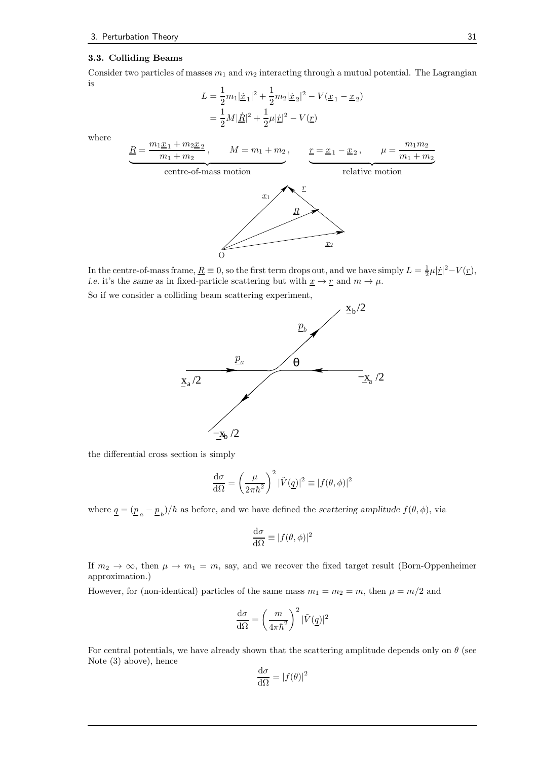### 3.3. Colliding Beams

Consider two particles of masses $m_1$ and $m_2$ interacting through a mutual potential. The Lagrangian is

$$L = \frac{1}{2}m_1|\dot{\underline{x}}_1|^2 + \frac{1}{2}m_2|\dot{\underline{x}}_2|^2 - V(\underline{x}_1 - \underline{x}_2)$$
$$= \frac{1}{2}M|\dot{\underline{R}}|^2 + \frac{1}{2}\mu|\dot{\underline{r}}|^2 - V(\underline{r})$$

where

$$\underbrace{\underline{R} = \frac{m_1\underline{x}_1 + m_2\underline{x}_2}{m_1+m_2}\,, \qquad M = m_1 + m_2\,,}_{\text{centre-of-mass motion}} \qquad \underbrace{\underline{r} = \underline{x}_1 - \underline{x}_2\,, \qquad \mu = \frac{m_1 m_2}{m_1+m_2}}_{\text{relative motion}}$$

In the centre-of-mass frame, $\underline{R} \equiv 0$, so the first term drops out, and we have simply $L = \frac{1}{2}\mu|\dot{\underline{r}}|^2 - V(\underline{r})$, *i.e.* it's the *same* as in fixed-particle scattering but with $\underline{x} \to \underline{r}$ and $m \to \mu$.

So if we consider a colliding beam scattering experiment,

the differential cross section is simply

$$\frac{\mathrm{d}\sigma}{\mathrm{d}\Omega} = \left(\frac{\mu}{2\pi\hbar^2}\right)^2 |\tilde{V}(\underline{q})|^2 \equiv |f(\theta,\phi)|^2$$

where $\underline{q} = (\underline{p}_a - \underline{p}_b)/\hbar$ as before, and we have defined the *scattering amplitude* $f(\theta, \phi)$, via

$$\frac{\mathrm{d}\sigma}{\mathrm{d}\Omega} \equiv |f(\theta,\phi)|^2$$

If $m_2 \to \infty$, then $\mu \to m_1 = m$, say, and we recover the fixed target result (Born-Oppenheimer approximation.)

However, for (non-identical) particles of the same mass $m_1 = m_2 = m$, then $\mu = m/2$ and

$$\frac{\mathrm{d}\sigma}{\mathrm{d}\Omega} = \left(\frac{m}{4\pi\hbar^2}\right)^2 |\tilde{V}(\underline{q})|^2$$

For central potentials, we have already shown that the scattering amplitude depends only on $\theta$ (see Note (3) above), hence

$$\frac{\mathrm{d}\sigma}{\mathrm{d}\Omega} = |f(\theta)|^2$$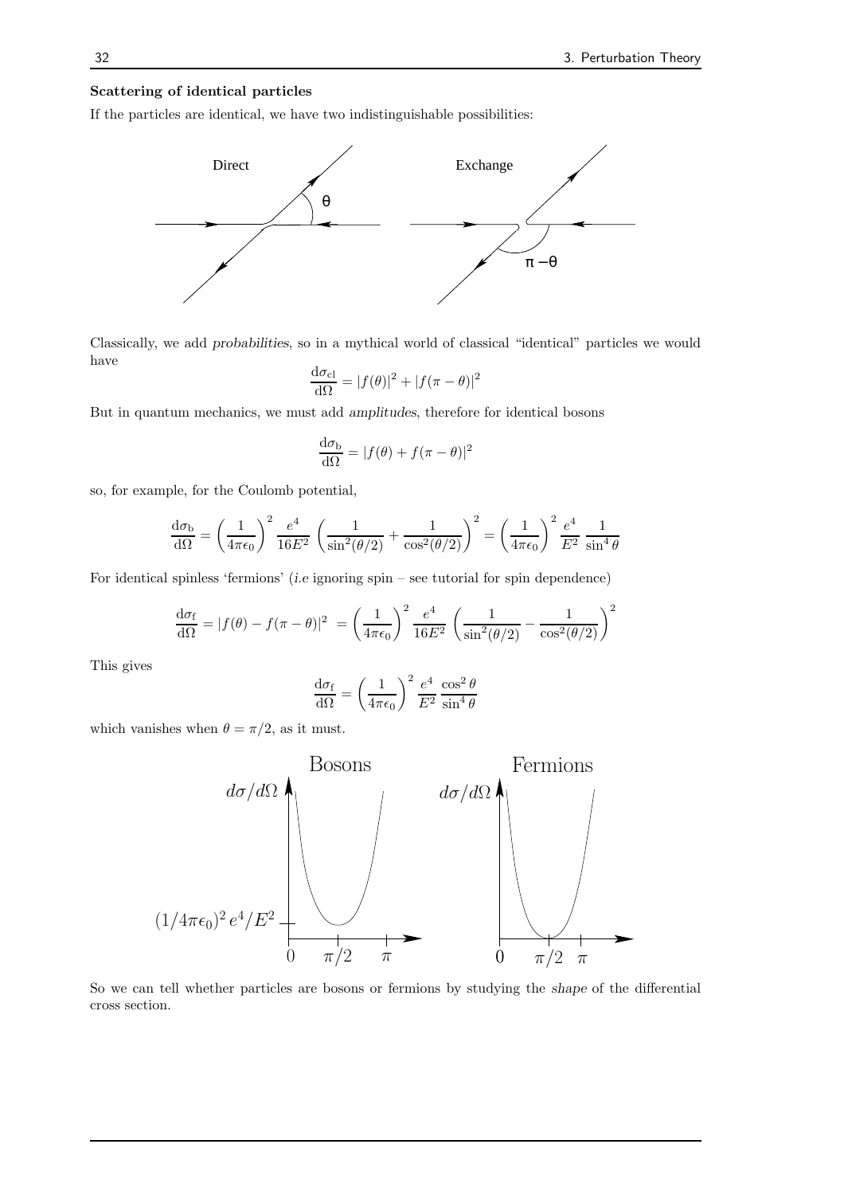**Scattering of identical particles**

If the particles are identical, we have two indistinguishable possibilities:

Classically, we add *probabilities*, so in a mythical world of classical "identical" particles we would have

$$\frac{d\sigma_{\rm cl}}{d\Omega} = |f(\theta)|^2 + |f(\pi-\theta)|^2$$

But in quantum mechanics, we must add *amplitudes*, therefore for identical bosons

$$\frac{d\sigma_{\rm b}}{d\Omega} = |f(\theta) + f(\pi-\theta)|^2$$

so, for example, for the Coulomb potential,

$$\frac{d\sigma_{\rm b}}{d\Omega} = \left(\frac{1}{4\pi\epsilon_0}\right)^2 \frac{e^4}{16E^2}\left(\frac{1}{\sin^2(\theta/2)} + \frac{1}{\cos^2(\theta/2)}\right)^2 = \left(\frac{1}{4\pi\epsilon_0}\right)^2 \frac{e^4}{E^2}\,\frac{1}{\sin^4\theta}$$

For identical spinless 'fermions' (*i.e* ignoring spin – see tutorial for spin dependence)

$$\frac{d\sigma_{\rm f}}{d\Omega} = |f(\theta) - f(\pi-\theta)|^2 = \left(\frac{1}{4\pi\epsilon_0}\right)^2 \frac{e^4}{16E^2}\left(\frac{1}{\sin^2(\theta/2)} - \frac{1}{\cos^2(\theta/2)}\right)^2$$

This gives

$$\frac{d\sigma_{\rm f}}{d\Omega} = \left(\frac{1}{4\pi\epsilon_0}\right)^2 \frac{e^4}{E^2}\,\frac{\cos^2\theta}{\sin^4\theta}$$

which vanishes when $\theta = \pi/2$, as it must.

So we can tell whether particles are bosons or fermions by studying the *shape* of the differential cross section.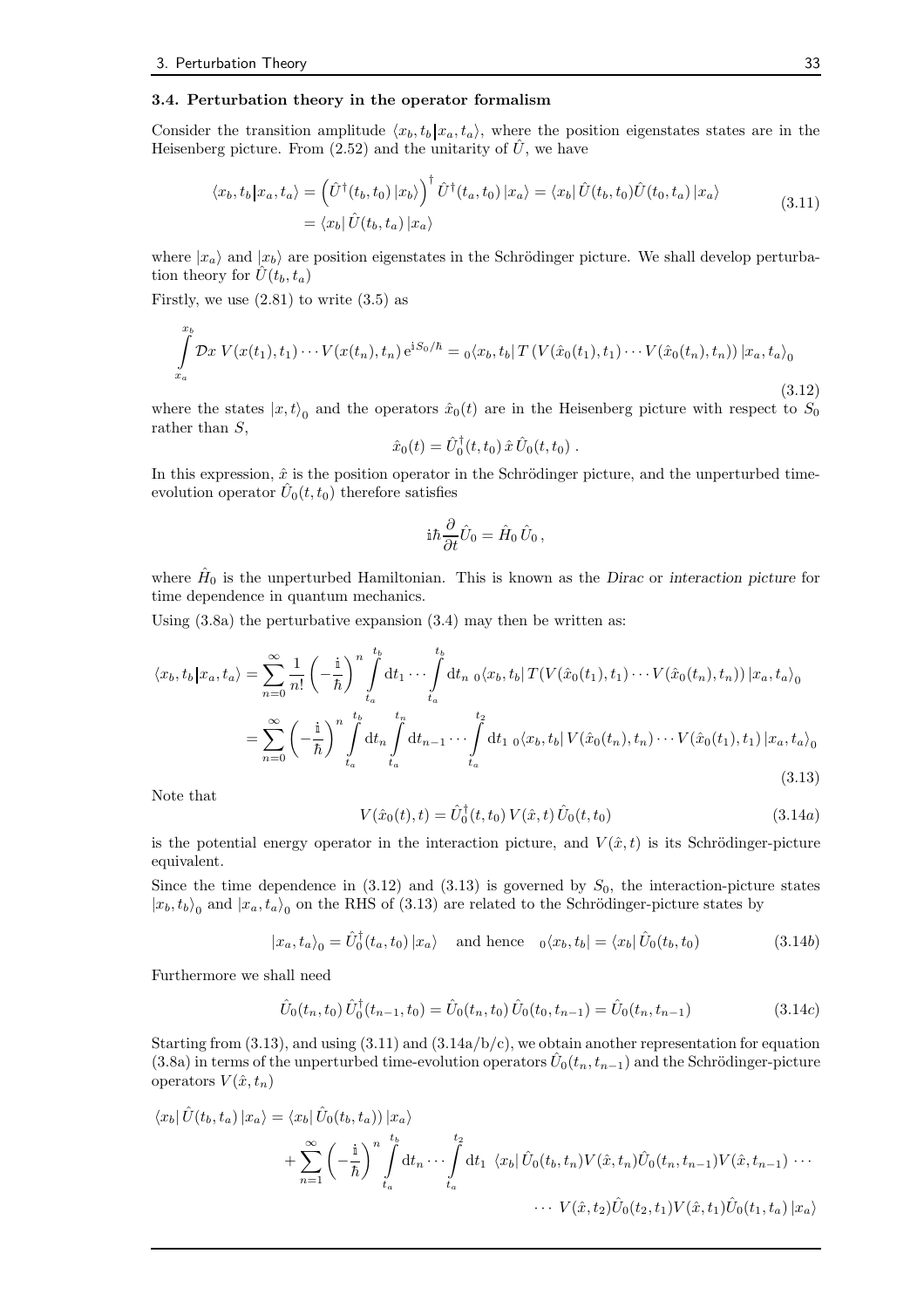### 3.4. Perturbation theory in the operator formalism

Consider the transition amplitude $\langle x_b, t_b | x_a, t_a \rangle$, where the position eigenstates states are in the Heisenberg picture. From (2.52) and the unitarity of $\hat{U}$, we have

$$
\begin{aligned}
\langle x_b, t_b | x_a, t_a \rangle &= \left( \hat{U}^\dagger(t_b, t_0) \,|x_b\rangle \right)^\dagger \hat{U}^\dagger(t_a, t_0) \,|x_a\rangle = \langle x_b | \, \hat{U}(t_b, t_0) \hat{U}(t_0, t_a) \,|x_a\rangle \\
&= \langle x_b | \, \hat{U}(t_b, t_a) \,|x_a\rangle
\end{aligned}
\tag{3.11}
$$

where $|x_a\rangle$ and $|x_b\rangle$ are position eigenstates in the Schrödinger picture. We shall develop perturbation theory for $\hat{U}(t_b, t_a)$

Firstly, we use (2.81) to write (3.5) as

$$
\int_{x_a}^{x_b} \mathcal{D}x \; V(x(t_1), t_1) \cdots V(x(t_n), t_n) \, \mathrm{e}^{\mathrm{i} S_0/\hbar} = {}_0\langle x_b, t_b | \, T\left( V(\hat{x}_0(t_1), t_1) \cdots V(\hat{x}_0(t_n), t_n) \right) |x_a, t_a\rangle_0
\tag{3.12}
$$

where the states $|x, t\rangle_0$ and the operators $\hat{x}_0(t)$ are in the Heisenberg picture with respect to $S_0$ rather than $S$,

$$
\hat{x}_0(t) = \hat{U}_0^\dagger(t, t_0) \, \hat{x} \, \hat{U}_0(t, t_0) \, .
$$

In this expression, $\hat{x}$ is the position operator in the Schrödinger picture, and the unperturbed time-evolution operator $\hat{U}_0(t, t_0)$ therefore satisfies

$$
\mathrm{i}\hbar \frac{\partial}{\partial t} \hat{U}_0 = \hat{H}_0 \, \hat{U}_0 \, ,
$$

where $\hat{H}_0$ is the unperturbed Hamiltonian. This is known as the *Dirac* or *interaction picture* for time dependence in quantum mechanics.

Using (3.8a) the perturbative expansion (3.4) may then be written as:

$$
\begin{aligned}
\langle x_b, t_b | x_a, t_a \rangle &= \sum_{n=0}^{\infty} \frac{1}{n!} \left( -\frac{\mathrm{i}}{\hbar} \right)^n \int_{t_a}^{t_b} \mathrm{d}t_1 \cdots \int_{t_a}^{t_b} \mathrm{d}t_n \; {}_0\langle x_b, t_b | \, T(V(\hat{x}_0(t_1), t_1) \cdots V(\hat{x}_0(t_n), t_n)) \,|x_a, t_a\rangle_0 \\
&= \sum_{n=0}^{\infty} \left( -\frac{\mathrm{i}}{\hbar} \right)^n \int_{t_a}^{t_b} \mathrm{d}t_n \int_{t_a}^{t_n} \mathrm{d}t_{n-1} \cdots \int_{t_a}^{t_2} \mathrm{d}t_1 \; {}_0\langle x_b, t_b | \, V(\hat{x}_0(t_n), t_n) \cdots V(\hat{x}_0(t_1), t_1) \,|x_a, t_a\rangle_0
\end{aligned}
\tag{3.13}
$$

Note that

$$
V(\hat{x}_0(t), t) = \hat{U}_0^\dagger(t, t_0) \, V(\hat{x}, t) \, \hat{U}_0(t, t_0)
\tag{3.14a}
$$

is the potential energy operator in the interaction picture, and $V(\hat{x}, t)$ is its Schrödinger-picture equivalent.

Since the time dependence in (3.12) and (3.13) is governed by $S_0$, the interaction-picture states $|x_b, t_b\rangle_0$ and $|x_a, t_a\rangle_0$ on the RHS of (3.13) are related to the Schrödinger-picture states by

$$
|x_a, t_a\rangle_0 = \hat{U}_0^\dagger(t_a, t_0) \,|x_a\rangle \quad \text{and hence} \quad {}_0\langle x_b, t_b| = \langle x_b| \, \hat{U}_0(t_b, t_0)
\tag{3.14b}
$$

Furthermore we shall need

$$
\hat{U}_0(t_n, t_0) \, \hat{U}_0^\dagger(t_{n-1}, t_0) = \hat{U}_0(t_n, t_0) \, \hat{U}_0(t_0, t_{n-1}) = \hat{U}_0(t_n, t_{n-1})
\tag{3.14c}
$$

Starting from (3.13), and using (3.11) and (3.14a/b/c), we obtain another representation for equation (3.8a) in terms of the unperturbed time-evolution operators $\hat{U}_0(t_n, t_{n-1})$ and the Schrödinger-picture operators $V(\hat{x}, t_n)$

$$
\begin{aligned}
\langle x_b | \, \hat{U}(t_b, t_a) \,|x_a\rangle &= \langle x_b | \, \hat{U}_0(t_b, t_a)) \,|x_a\rangle \\
&\quad + \sum_{n=1}^{\infty} \left( -\frac{\mathrm{i}}{\hbar} \right)^n \int_{t_a}^{t_b} \mathrm{d}t_n \cdots \int_{t_a}^{t_2} \mathrm{d}t_1 \;\; \langle x_b | \, \hat{U}_0(t_b, t_n) V(\hat{x}, t_n) \hat{U}_0(t_n, t_{n-1}) V(\hat{x}, t_{n-1}) \cdots \\
&\qquad\qquad \cdots \; V(\hat{x}, t_2) \hat{U}_0(t_2, t_1) V(\hat{x}, t_1) \hat{U}_0(t_1, t_a) \,|x_a\rangle
\end{aligned}
$$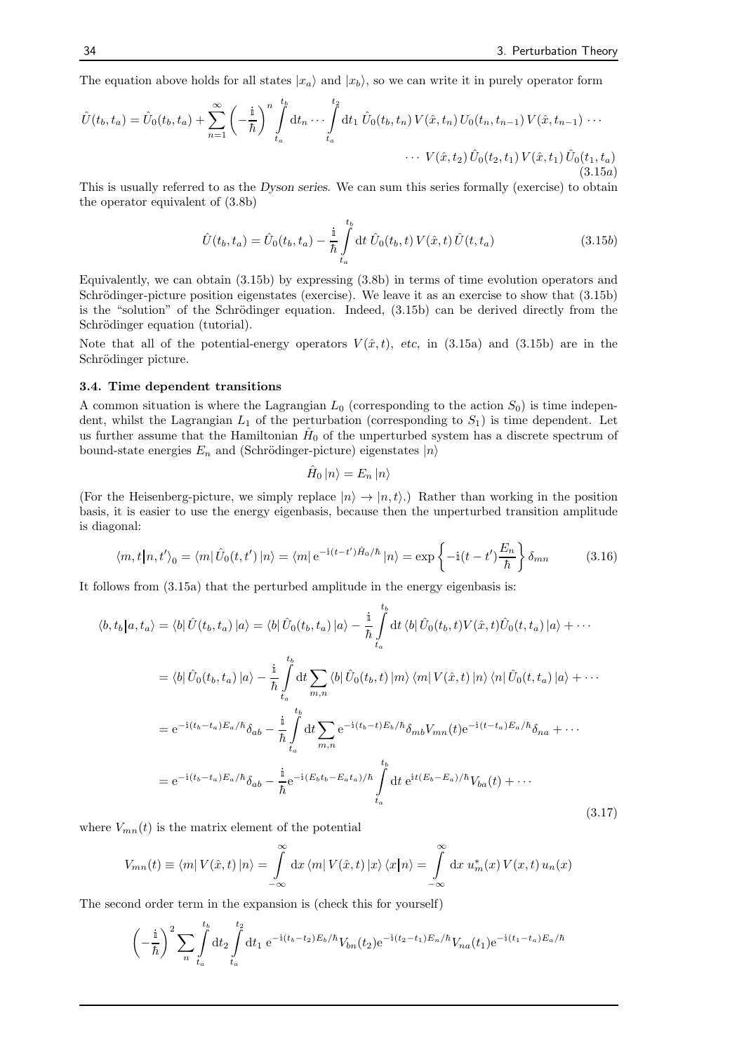The equation above holds for all states $|x_a\rangle$ and $|x_b\rangle$, so we can write it in purely operator form

$$\hat{U}(t_b,t_a) = \hat{U}_0(t_b,t_a) + \sum_{n=1}^{\infty}\left(-\frac{\mathrm{i}}{\hbar}\right)^n \int_{t_a}^{t_b} \mathrm{d}t_n \cdots \int_{t_a}^{t_2} \mathrm{d}t_1\, \hat{U}_0(t_b,t_n)\, V(\hat{x},t_n)\, U_0(t_n,t_{n-1})\, V(\hat{x},t_{n-1}) \cdots$$
$$\cdots\; V(\hat{x},t_2)\, \hat{U}_0(t_2,t_1)\, V(\hat{x},t_1)\, \hat{U}_0(t_1,t_a) \tag{3.15a}$$

This is usually referred to as the *Dyson series*. We can sum this series formally (exercise) to obtain the operator equivalent of (3.8b)

$$\hat{U}(t_b,t_a) = \hat{U}_0(t_b,t_a) - \frac{\mathrm{i}}{\hbar}\int_{t_a}^{t_b} \mathrm{d}t\, \hat{U}_0(t_b,t)\, V(\hat{x},t)\, \hat{U}(t,t_a) \tag{3.15b}$$

Equivalently, we can obtain (3.15b) by expressing (3.8b) in terms of time evolution operators and Schrödinger-picture position eigenstates (exercise). We leave it as an exercise to show that (3.15b) is the "solution" of the Schrödinger equation. Indeed, (3.15b) can be derived directly from the Schrödinger equation (tutorial).

Note that all of the potential-energy operators $V(\hat{x},t)$, *etc*, in (3.15a) and (3.15b) are in the Schrödinger picture.

### 3.4. Time dependent transitions

A common situation is where the Lagrangian $L_0$ (corresponding to the action $S_0$) is time independent, whilst the Lagrangian $L_1$ of the perturbation (corresponding to $S_1$) is time dependent. Let us further assume that the Hamiltonian $\hat{H}_0$ of the unperturbed system has a discrete spectrum of bound-state energies $E_n$ and (Schrödinger-picture) eigenstates $|n\rangle$

$$\hat{H}_0\,|n\rangle = E_n\,|n\rangle$$

(For the Heisenberg-picture, we simply replace $|n\rangle \to |n,t\rangle$.) Rather than working in the position basis, it is easier to use the energy eigenbasis, because then the unperturbed transition amplitude is diagonal:

$$\langle m,t|n,t'\rangle_0 = \langle m|\,\hat{U}_0(t,t')\,|n\rangle = \langle m|\,\mathrm{e}^{-\mathrm{i}(t-t')\hat{H}_0/\hbar}\,|n\rangle = \exp\left\{-\mathrm{i}(t-t')\frac{E_n}{\hbar}\right\}\delta_{mn} \tag{3.16}$$

It follows from (3.15a) that the perturbed amplitude in the energy eigenbasis is:

$$\begin{aligned}
\langle b,t_b|a,t_a\rangle &= \langle b|\,\hat{U}(t_b,t_a)\,|a\rangle = \langle b|\,\hat{U}_0(t_b,t_a)\,|a\rangle - \frac{\mathrm{i}}{\hbar}\int_{t_a}^{t_b}\mathrm{d}t\,\langle b|\,\hat{U}_0(t_b,t)V(\hat{x},t)\hat{U}_0(t,t_a)\,|a\rangle + \cdots \\
&= \langle b|\,\hat{U}_0(t_b,t_a)\,|a\rangle - \frac{\mathrm{i}}{\hbar}\int_{t_a}^{t_b}\mathrm{d}t\sum_{m,n}\langle b|\,\hat{U}_0(t_b,t)\,|m\rangle\,\langle m|\,V(\hat{x},t)\,|n\rangle\,\langle n|\,\hat{U}_0(t,t_a)\,|a\rangle + \cdots \\
&= \mathrm{e}^{-\mathrm{i}(t_b-t_a)E_a/\hbar}\delta_{ab} - \frac{\mathrm{i}}{\hbar}\int_{t_a}^{t_b}\mathrm{d}t\sum_{m,n}\mathrm{e}^{-\mathrm{i}(t_b-t)E_b/\hbar}\delta_{mb}V_{mn}(t)\mathrm{e}^{-\mathrm{i}(t-t_a)E_a/\hbar}\delta_{na} + \cdots \\
&= \mathrm{e}^{-\mathrm{i}(t_b-t_a)E_a/\hbar}\delta_{ab} - \frac{\mathrm{i}}{\hbar}\mathrm{e}^{-\mathrm{i}(E_bt_b-E_at_a)/\hbar}\int_{t_a}^{t_b}\mathrm{d}t\;\mathrm{e}^{\mathrm{i}t(E_b-E_a)/\hbar}V_{ba}(t) + \cdots
\end{aligned} \tag{3.17}$$

where $V_{mn}(t)$ is the matrix element of the potential

$$V_{mn}(t) \equiv \langle m|\,V(\hat{x},t)\,|n\rangle = \int_{-\infty}^{\infty}\mathrm{d}x\,\langle m|\,V(\hat{x},t)\,|x\rangle\,\langle x|n\rangle = \int_{-\infty}^{\infty}\mathrm{d}x\;u_m^*(x)\,V(x,t)\,u_n(x)$$

The second order term in the expansion is (check this for yourself)

$$\left(-\frac{\mathrm{i}}{\hbar}\right)^2\sum_n\int_{t_a}^{t_b}\mathrm{d}t_2\int_{t_a}^{t_2}\mathrm{d}t_1\;\mathrm{e}^{-\mathrm{i}(t_b-t_2)E_b/\hbar}V_{bn}(t_2)\mathrm{e}^{-\mathrm{i}(t_2-t_1)E_n/\hbar}V_{na}(t_1)\mathrm{e}^{-\mathrm{i}(t_1-t_a)E_a/\hbar}$$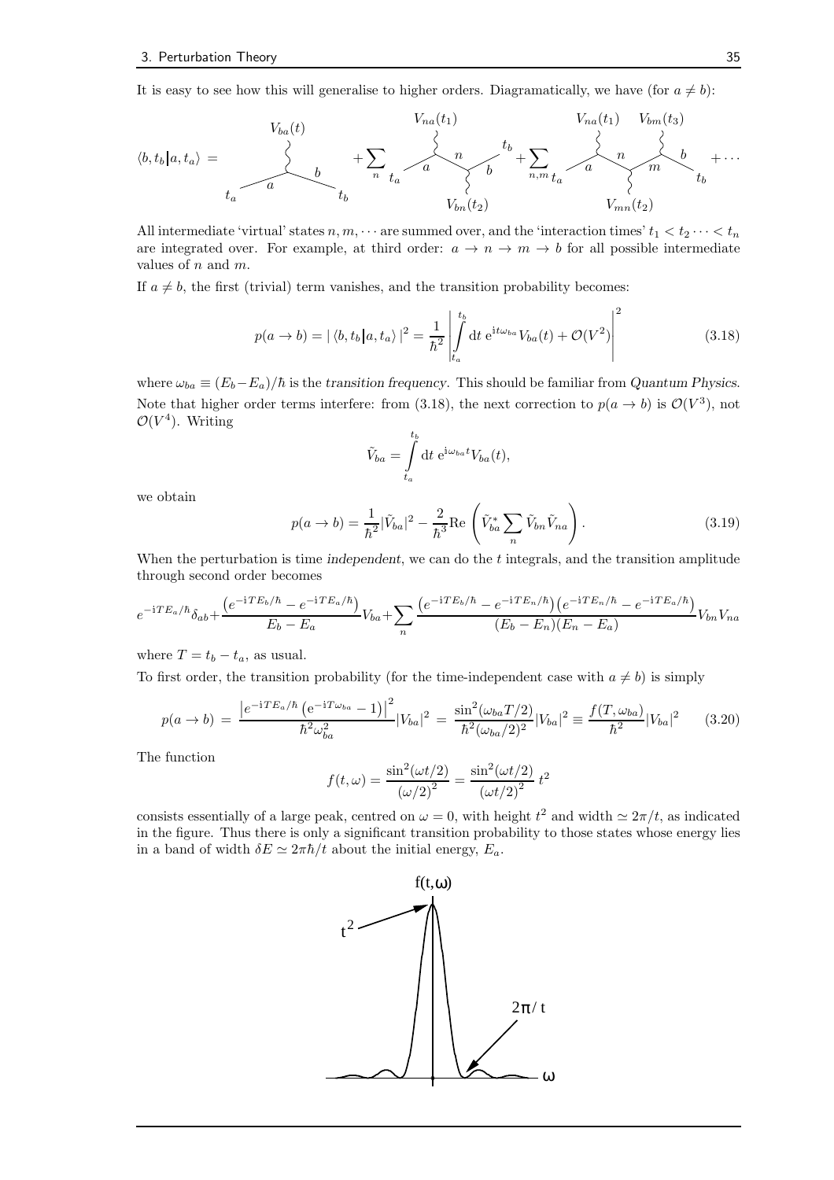It is easy to see how this will generalise to higher orders. Diagramatically, we have (for $a \neq b$):

$$\langle b, t_b | a, t_a\rangle = \quad [V_{ba}(t)] \quad + \sum_n [V_{na}(t_1),\, V_{bn}(t_2)] + \sum_{n,m} [V_{na}(t_1),\, V_{mn}(t_2),\, V_{bm}(t_3)] + \cdots$$

All intermediate 'virtual' states $n, m, \cdots$ are summed over, and the 'interaction times' $t_1 < t_2 \cdots < t_n$ are integrated over. For example, at third order: $a \to n \to m \to b$ for all possible intermediate values of $n$ and $m$.

If $a \neq b$, the first (trivial) term vanishes, and the transition probability becomes:

$$p(a \to b) = |\langle b, t_b | a, t_a\rangle|^2 = \frac{1}{\hbar^2}\left|\int_{t_a}^{t_b} \mathrm{d}t\; \mathrm{e}^{\mathrm{i}t\omega_{ba}} V_{ba}(t) + \mathcal{O}(V^2)\right|^2 \tag{3.18}$$

where $\omega_{ba} \equiv (E_b - E_a)/\hbar$ is the *transition frequency*. This should be familiar from *Quantum Physics*. Note that higher order terms interfere: from (3.18), the next correction to $p(a \to b)$ is $\mathcal{O}(V^3)$, not $\mathcal{O}(V^4)$. Writing

$$\tilde{V}_{ba} = \int_{t_a}^{t_b} \mathrm{d}t\; \mathrm{e}^{\mathrm{i}\omega_{ba}t} V_{ba}(t),$$

we obtain

$$p(a \to b) = \frac{1}{\hbar^2}|\tilde{V}_{ba}|^2 - \frac{2}{\hbar^3}\mathrm{Re}\left(\tilde{V}_{ba}^* \sum_n \tilde{V}_{bn}\tilde{V}_{na}\right). \tag{3.19}$$

When the perturbation is time *independent*, we can do the $t$ integrals, and the transition amplitude through second order becomes

$$e^{-\mathrm{i}TE_a/\hbar}\delta_{ab} + \frac{\left(e^{-\mathrm{i}TE_b/\hbar} - e^{-\mathrm{i}TE_a/\hbar}\right)}{E_b - E_a}V_{ba} + \sum_n \frac{\left(e^{-\mathrm{i}TE_b/\hbar} - e^{-\mathrm{i}TE_n/\hbar}\right)\left(e^{-\mathrm{i}TE_n/\hbar} - e^{-\mathrm{i}TE_a/\hbar}\right)}{(E_b - E_n)(E_n - E_a)}V_{bn}V_{na}$$

where $T = t_b - t_a$, as usual.

To first order, the transition probability (for the time-independent case with $a \neq b$) is simply

$$p(a \to b) = \frac{\left|e^{-\mathrm{i}TE_a/\hbar}\left(\mathrm{e}^{-\mathrm{i}T\omega_{ba}} - 1\right)\right|^2}{\hbar^2\omega_{ba}^2}|V_{ba}|^2 = \frac{\sin^2(\omega_{ba}T/2)}{\hbar^2(\omega_{ba}/2)^2}|V_{ba}|^2 \equiv \frac{f(T, \omega_{ba})}{\hbar^2}|V_{ba}|^2 \tag{3.20}$$

The function

$$f(t, \omega) = \frac{\sin^2(\omega t/2)}{(\omega/2)^2} = \frac{\sin^2(\omega t/2)}{(\omega t/2)^2}\, t^2$$

consists essentially of a large peak, centred on $\omega = 0$, with height $t^2$ and width $\simeq 2\pi/t$, as indicated in the figure. Thus there is only a significant transition probability to those states whose energy lies in a band of width $\delta E \simeq 2\pi\hbar/t$ about the initial energy, $E_a$.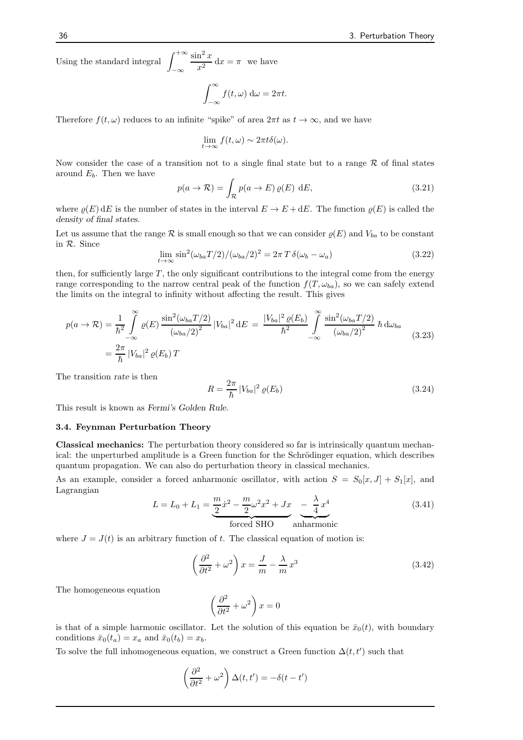Using the standard integral $\displaystyle\int_{-\infty}^{+\infty} \frac{\sin^2 x}{x^2}\,\mathrm{d}x = \pi$ we have

$$\int_{-\infty}^{\infty} f(t,\omega)\,\mathrm{d}\omega = 2\pi t.$$

Therefore $f(t,\omega)$ reduces to an infinite "spike" of area $2\pi t$ as $t \to \infty$, and we have

$$\lim_{t\to\infty} f(t,\omega) \sim 2\pi t \delta(\omega).$$

Now consider the case of a transition not to a single final state but to a range $\mathcal{R}$ of final states around $E_b$. Then we have

$$p(a \to \mathcal{R}) = \int_{\mathcal{R}} p(a \to E)\,\varrho(E)\;\mathrm{d}E, \tag{3.21}$$

where $\varrho(E)\,\mathrm{d}E$ is the number of states in the interval $E \to E + \mathrm{d}E$. The function $\varrho(E)$ is called the *density of final states*.

Let us assume that the range $\mathcal{R}$ is small enough so that we can consider $\varrho(E)$ and $V_{ba}$ to be constant in $\mathcal{R}$. Since

$$\lim_{t\to\infty} \sin^2(\omega_{ba}T/2)/(\omega_{ba}/2)^2 = 2\pi\,T\,\delta(\omega_b - \omega_a) \tag{3.22}$$

then, for sufficiently large $T$, the only significant contributions to the integral come from the energy range corresponding to the narrow central peak of the function $f(T,\omega_{ba})$, so we can safely extend the limits on the integral to infinity without affecting the result. This gives

$$\begin{aligned} p(a \to \mathcal{R}) &= \frac{1}{\hbar^2}\int_{-\infty}^{\infty} \varrho(E)\,\frac{\sin^2(\omega_{ba}T/2)}{(\omega_{ba}/2)^2}\,|V_{ba}|^2\,\mathrm{d}E \;=\; \frac{|V_{ba}|^2\,\varrho(E_b)}{\hbar^2}\int_{-\infty}^{\infty} \frac{\sin^2(\omega_{ba}T/2)}{(\omega_{ba}/2)^2}\,\hbar\,\mathrm{d}\omega_{ba} \\ &= \frac{2\pi}{\hbar}\,|V_{ba}|^2\,\varrho(E_b)\,T \end{aligned} \tag{3.23}$$

The transition *rate* is then

$$R = \frac{2\pi}{\hbar}\,|V_{ba}|^2\,\varrho(E_b) \tag{3.24}$$

This result is known as *Fermi's Golden Rule*.

### 3.4. Feynman Perturbation Theory

**Classical mechanics:** The perturbation theory considered so far is intrinsically quantum mechanical: the unperturbed amplitude is a Green function for the Schrödinger equation, which describes quantum propagation. We can also do perturbation theory in classical mechanics.

As an example, consider a forced anharmonic oscillator, with action $S = S_0[x,J] + S_1[x]$, and Lagrangian

$$L = L_0 + L_1 = \underbrace{\frac{m}{2}\dot{x}^2 - \frac{m}{2}\omega^2 x^2 + Jx}_{\text{forced SHO}} \quad \underbrace{-\;\frac{\lambda}{4}\,x^4}_{\text{anharmonic}} \tag{3.41}$$

where $J = J(t)$ is an arbitrary function of $t$. The classical equation of motion is:

$$\left(\frac{\partial^2}{\partial t^2} + \omega^2\right) x = \frac{J}{m} - \frac{\lambda}{m}\,x^3 \tag{3.42}$$

The homogeneous equation

$$\left(\frac{\partial^2}{\partial t^2} + \omega^2\right) x = 0$$

is that of a simple harmonic oscillator. Let the solution of this equation be $\bar{x}_0(t)$, with boundary conditions $\bar{x}_0(t_a) = x_a$ and $\bar{x}_0(t_b) = x_b$.

To solve the full inhomogeneous equation, we construct a Green function $\Delta(t,t')$ such that

$$\left(\frac{\partial^2}{\partial t^2} + \omega^2\right) \Delta(t,t') = -\delta(t - t')$$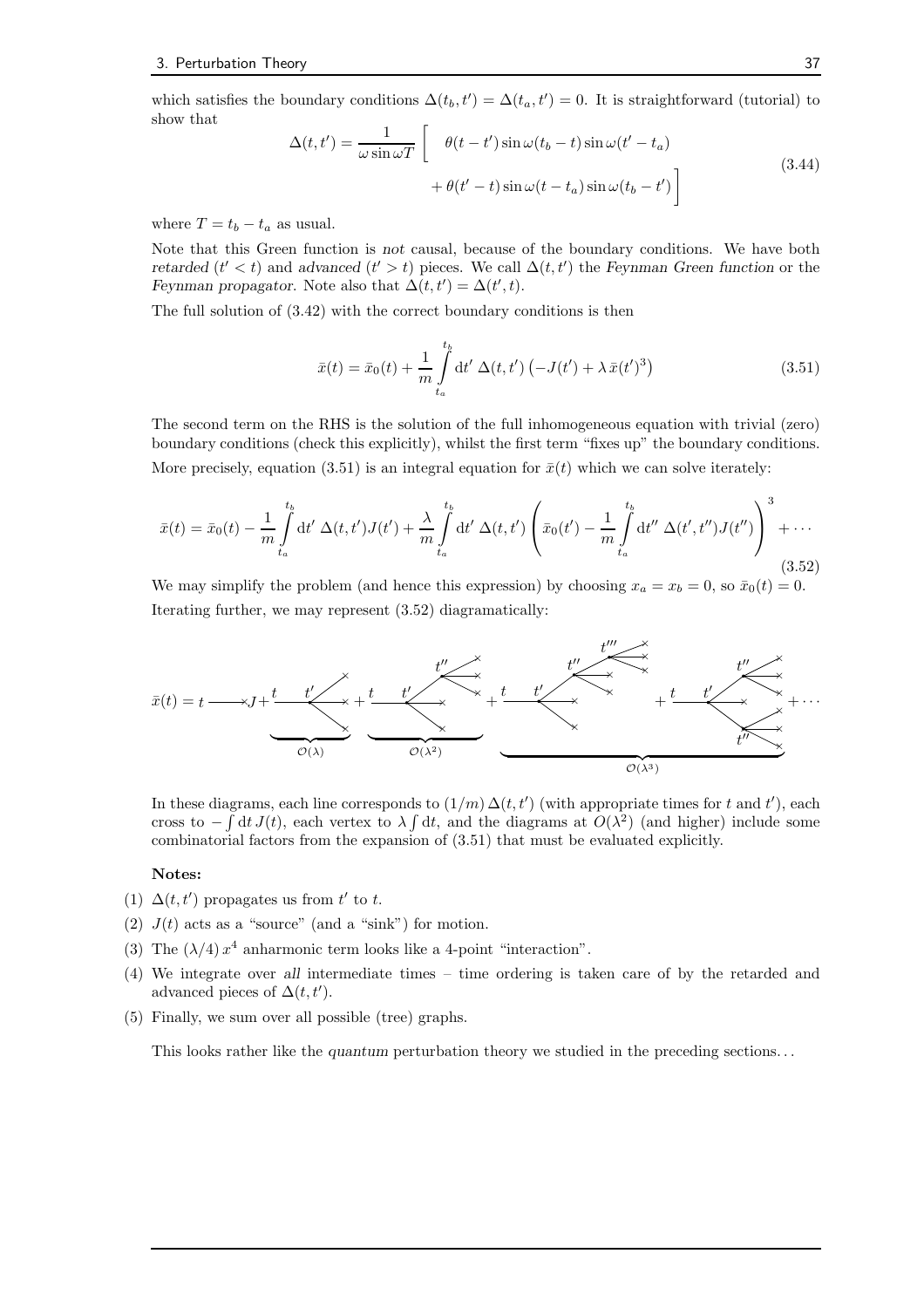which satisfies the boundary conditions $\Delta(t_b, t') = \Delta(t_a, t') = 0$. It is straightforward (tutorial) to show that

$$\Delta(t,t') = \frac{1}{\omega \sin \omega T} \Big[ \theta(t-t') \sin \omega(t_b - t) \sin \omega(t' - t_a) + \theta(t'-t) \sin \omega(t - t_a) \sin \omega(t_b - t') \Big] \tag{3.44}$$

where $T = t_b - t_a$ as usual.

Note that this Green function is *not* causal, because of the boundary conditions. We have both *retarded* ($t' < t$) and *advanced* ($t' > t$) pieces. We call $\Delta(t,t')$ the *Feynman Green function* or the *Feynman propagator*. Note also that $\Delta(t,t') = \Delta(t',t)$.

The full solution of (3.42) with the correct boundary conditions is then

$$\bar{x}(t) = \bar{x}_0(t) + \frac{1}{m} \int_{t_a}^{t_b} \mathrm{d}t' \, \Delta(t,t') \left( -J(t') + \lambda \, \bar{x}(t')^3 \right) \tag{3.51}$$

The second term on the RHS is the solution of the full inhomogeneous equation with trivial (zero) boundary conditions (check this explicitly), whilst the first term "fixes up" the boundary conditions. More precisely, equation (3.51) is an integral equation for $\bar{x}(t)$ which we can solve iterately:

$$\bar{x}(t) = \bar{x}_0(t) - \frac{1}{m} \int_{t_a}^{t_b} \mathrm{d}t' \, \Delta(t,t') J(t') + \frac{\lambda}{m} \int_{t_a}^{t_b} \mathrm{d}t' \, \Delta(t,t') \left( \bar{x}_0(t') - \frac{1}{m} \int_{t_a}^{t_b} \mathrm{d}t'' \, \Delta(t',t'') J(t'') \right)^3 + \cdots \tag{3.52}$$

We may simplify the problem (and hence this expression) by choosing $x_a = x_b = 0$, so $\bar{x}_0(t) = 0$. Iterating further, we may represent (3.52) diagramatically:

$$\bar{x}(t) = t \longrightarrow\!\!\times J + \underbrace{(\text{diagram})}_{\mathcal{O}(\lambda)} + \underbrace{(\text{diagram})}_{\mathcal{O}(\lambda^2)} + \underbrace{(\text{diagram}) + (\text{diagram})}_{\mathcal{O}(\lambda^3)} + \cdots$$

In these diagrams, each line corresponds to $(1/m)\, \Delta(t,t')$ (with appropriate times for $t$ and $t'$), each cross to $-\int \mathrm{d}t \, J(t)$, each vertex to $\lambda \int \mathrm{d}t$, and the diagrams at $O(\lambda^2)$ (and higher) include some combinatorial factors from the expansion of (3.51) that must be evaluated explicitly.

**Notes:**

(1) $\Delta(t,t')$ propagates us from $t'$ to $t$.

(2) $J(t)$ acts as a "source" (and a "sink") for motion.

(3) The $(\lambda/4)\, x^4$ anharmonic term looks like a 4-point "interaction".

(4) We integrate over *all* intermediate times – time ordering is taken care of by the retarded and advanced pieces of $\Delta(t,t')$.

(5) Finally, we sum over all possible (tree) graphs.

This looks rather like the *quantum* perturbation theory we studied in the preceding sections. . .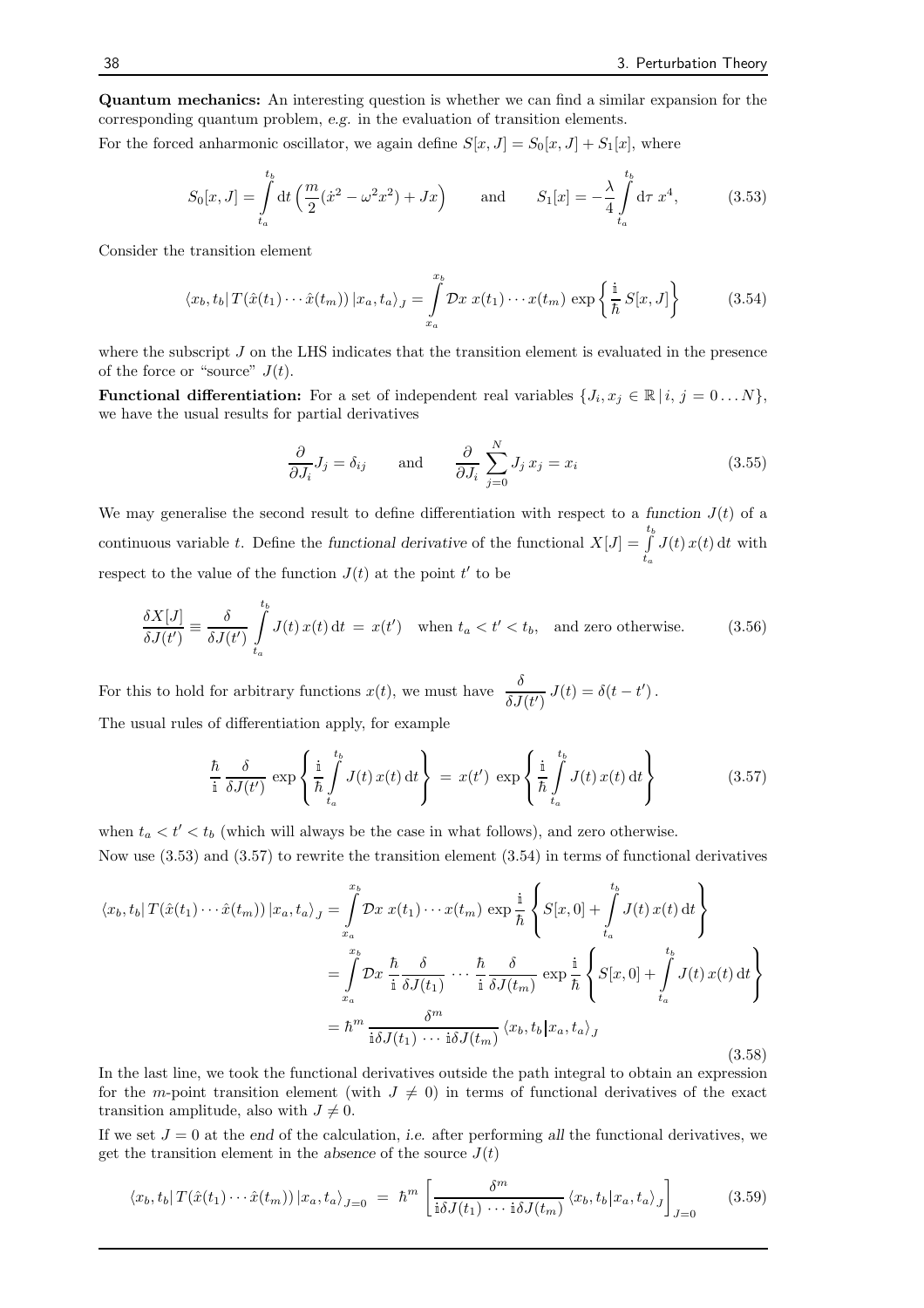**Quantum mechanics:** An interesting question is whether we can find a similar expansion for the corresponding quantum problem, *e.g.* in the evaluation of transition elements.

For the forced anharmonic oscillator, we again define $S[x,J] = S_0[x,J] + S_1[x]$, where

$$S_0[x,J] = \int_{t_a}^{t_b} \mathrm{d}t \left( \frac{m}{2}(\dot{x}^2 - \omega^2 x^2) + Jx \right) \qquad \text{and} \qquad S_1[x] = -\frac{\lambda}{4} \int_{t_a}^{t_b} \mathrm{d}\tau \; x^4, \tag{3.53}$$

Consider the transition element

$$\langle x_b, t_b | \, T(\hat{x}(t_1) \cdots \hat{x}(t_m)) \, | x_a, t_a \rangle_J = \int_{x_a}^{x_b} \mathcal{D}x \; x(t_1) \cdots x(t_m) \, \exp\left\{ \frac{\mathbb{i}}{\hbar} \, S[x,J] \right\} \tag{3.54}$$

where the subscript $J$ on the LHS indicates that the transition element is evaluated in the presence of the force or "source" $J(t)$.

**Functional differentiation:** For a set of independent real variables $\{J_i, x_j \in \mathbb{R} \, | \, i, \, j = 0 \ldots N\}$, we have the usual results for partial derivatives

$$\frac{\partial}{\partial J_i} J_j = \delta_{ij} \qquad \text{and} \qquad \frac{\partial}{\partial J_i} \sum_{j=0}^{N} J_j \, x_j = x_i \tag{3.55}$$

We may generalise the second result to define differentiation with respect to a *function* $J(t)$ of a continuous variable $t$. Define the *functional derivative* of the functional $X[J] = \int_{t_a}^{t_b} J(t) \, x(t) \, \mathrm{d}t$ with respect to the value of the function $J(t)$ at the point $t'$ to be

$$\frac{\delta X[J]}{\delta J(t')} \equiv \frac{\delta}{\delta J(t')} \int_{t_a}^{t_b} J(t) \, x(t) \, \mathrm{d}t \; = \; x(t') \quad \text{when } t_a < t' < t_b, \quad \text{and zero otherwise.} \tag{3.56}$$

For this to hold for arbitrary functions $x(t)$, we must have $\dfrac{\delta}{\delta J(t')} \, J(t) = \delta(t - t')$.

The usual rules of differentiation apply, for example

$$\frac{\hbar}{\mathbb{i}} \frac{\delta}{\delta J(t')} \, \exp\left\{ \frac{\mathbb{i}}{\hbar} \int_{t_a}^{t_b} J(t) \, x(t) \, \mathrm{d}t \right\} \; = \; x(t') \, \exp\left\{ \frac{\mathbb{i}}{\hbar} \int_{t_a}^{t_b} J(t) \, x(t) \, \mathrm{d}t \right\} \tag{3.57}$$

when $t_a < t' < t_b$ (which will always be the case in what follows), and zero otherwise.

Now use (3.53) and (3.57) to rewrite the transition element (3.54) in terms of functional derivatives

$$\begin{aligned}
\langle x_b, t_b | \, T(\hat{x}(t_1) \cdots \hat{x}(t_m)) \, | x_a, t_a \rangle_J &= \int_{x_a}^{x_b} \mathcal{D}x \; x(t_1) \cdots x(t_m) \, \exp \frac{\mathbb{i}}{\hbar} \left\{ S[x,0] + \int_{t_a}^{t_b} J(t) \, x(t) \, \mathrm{d}t \right\} \\
&= \int_{x_a}^{x_b} \mathcal{D}x \; \frac{\hbar}{\mathbb{i}} \frac{\delta}{\delta J(t_1)} \, \cdots \, \frac{\hbar}{\mathbb{i}} \frac{\delta}{\delta J(t_m)} \, \exp \frac{\mathbb{i}}{\hbar} \left\{ S[x,0] + \int_{t_a}^{t_b} J(t) \, x(t) \, \mathrm{d}t \right\} \\
&= \hbar^m \, \frac{\delta^m}{\mathbb{i}\delta J(t_1) \, \cdots \, \mathbb{i}\delta J(t_m)} \, \langle x_b, t_b | x_a, t_a \rangle_J
\end{aligned} \tag{3.58}$$

In the last line, we took the functional derivatives outside the path integral to obtain an expression for the $m$-point transition element (with $J \neq 0$) in terms of functional derivatives of the exact transition amplitude, also with $J \neq 0$.

If we set $J = 0$ at the *end* of the calculation, *i.e.* after performing *all* the functional derivatives, we get the transition element in the *absence* of the source $J(t)$

$$\langle x_b, t_b | \, T(\hat{x}(t_1) \cdots \hat{x}(t_m)) \, | x_a, t_a \rangle_{J=0} \; = \; \hbar^m \left[ \frac{\delta^m}{\mathbb{i}\delta J(t_1) \, \cdots \, \mathbb{i}\delta J(t_m)} \, \langle x_b, t_b | x_a, t_a \rangle_J \right]_{J=0} \tag{3.59}$$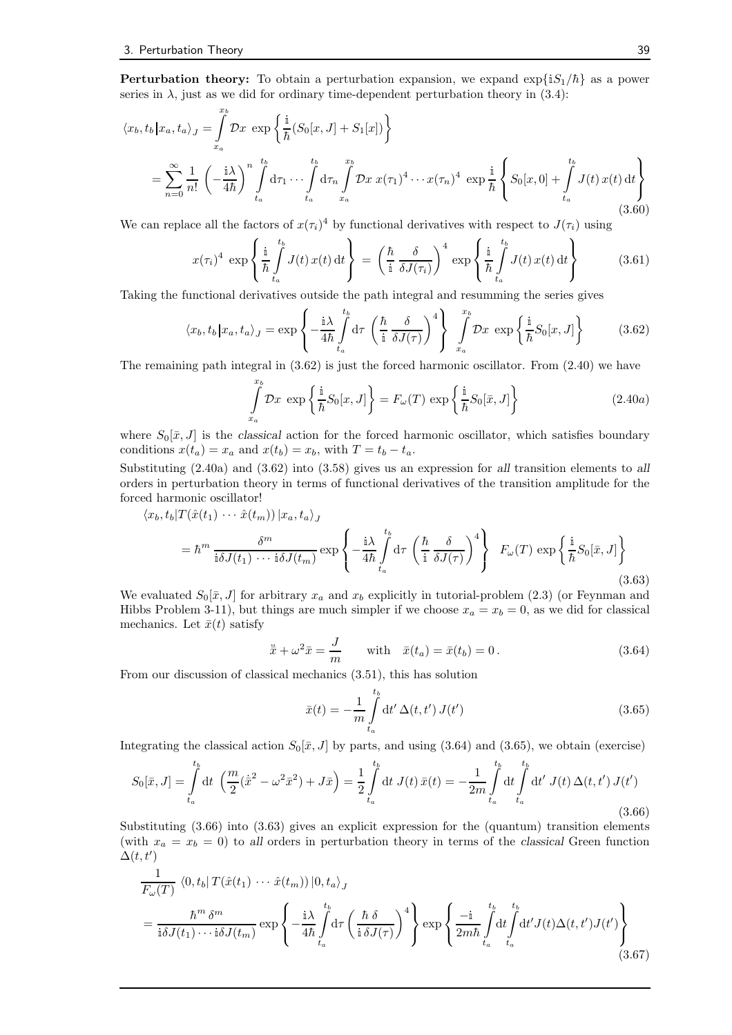**Perturbation theory:** To obtain a perturbation expansion, we expand $\exp\{\mathrm{i}S_1/\hbar\}$ as a power series in $\lambda$, just as we did for ordinary time-dependent perturbation theory in (3.4):

$$
\begin{aligned}
\langle x_b, t_b | x_a, t_a \rangle_J &= \int_{x_a}^{x_b} \mathcal{D}x \, \exp\left\{ \frac{\mathrm{i}}{\hbar}(S_0[x,J] + S_1[x]) \right\} \\
&= \sum_{n=0}^{\infty} \frac{1}{n!} \left( -\frac{\mathrm{i}\lambda}{4\hbar} \right)^n \int_{t_a}^{t_b} \mathrm{d}\tau_1 \cdots \int_{t_a}^{t_b} \mathrm{d}\tau_n \int_{x_a}^{x_b} \mathcal{D}x \; x(\tau_1)^4 \cdots x(\tau_n)^4 \, \exp \frac{\mathrm{i}}{\hbar} \left\{ S_0[x,0] + \int_{t_a}^{t_b} J(t)\, x(t)\, \mathrm{d}t \right\}
\end{aligned}
\tag{3.60}
$$

We can replace all the factors of $x(\tau_i)^4$ by functional derivatives with respect to $J(\tau_i)$ using

$$
x(\tau_i)^4 \, \exp\left\{ \frac{\mathrm{i}}{\hbar} \int_{t_a}^{t_b} J(t)\, x(t)\, \mathrm{d}t \right\} = \left( \frac{\hbar}{\mathrm{i}} \frac{\delta}{\delta J(\tau_i)} \right)^4 \exp\left\{ \frac{\mathrm{i}}{\hbar} \int_{t_a}^{t_b} J(t)\, x(t)\, \mathrm{d}t \right\}
\tag{3.61}
$$

Taking the functional derivatives outside the path integral and resumming the series gives

$$
\langle x_b, t_b | x_a, t_a \rangle_J = \exp\left\{ -\frac{\mathrm{i}\lambda}{4\hbar} \int_{t_a}^{t_b} \mathrm{d}\tau \, \left( \frac{\hbar}{\mathrm{i}} \frac{\delta}{\delta J(\tau)} \right)^4 \right\} \int_{x_a}^{x_b} \mathcal{D}x \, \exp\left\{ \frac{\mathrm{i}}{\hbar} S_0[x,J] \right\}
\tag{3.62}
$$

The remaining path integral in (3.62) is just the forced harmonic oscillator. From (2.40) we have

$$
\int_{x_a}^{x_b} \mathcal{D}x \, \exp\left\{ \frac{\mathrm{i}}{\hbar} S_0[x,J] \right\} = F_\omega(T) \, \exp\left\{ \frac{\mathrm{i}}{\hbar} S_0[\bar{x},J] \right\}
\tag{2.40a}
$$

where $S_0[\bar{x},J]$ is the *classical* action for the forced harmonic oscillator, which satisfies boundary conditions $x(t_a) = x_a$ and $x(t_b) = x_b$, with $T = t_b - t_a$.

Substituting (2.40a) and (3.62) into (3.58) gives us an expression for *all* transition elements to *all* orders in perturbation theory in terms of functional derivatives of the transition amplitude for the forced harmonic oscillator!

$$
\begin{aligned}
&\langle x_b, t_b | T(\hat{x}(t_1) \cdots \hat{x}(t_m)) | x_a, t_a \rangle_J \\
&= \hbar^m \frac{\delta^m}{\mathrm{i}\delta J(t_1) \cdots \mathrm{i}\delta J(t_m)} \exp\left\{ -\frac{\mathrm{i}\lambda}{4\hbar} \int_{t_a}^{t_b} \mathrm{d}\tau \, \left( \frac{\hbar}{\mathrm{i}} \frac{\delta}{\delta J(\tau)} \right)^4 \right\} \; F_\omega(T) \, \exp\left\{ \frac{\mathrm{i}}{\hbar} S_0[\bar{x},J] \right\}
\end{aligned}
\tag{3.63}
$$

We evaluated $S_0[\bar{x},J]$ for arbitrary $x_a$ and $x_b$ explicitly in tutorial-problem (2.3) (or Feynman and Hibbs Problem 3-11), but things are much simpler if we choose $x_a = x_b = 0$, as we did for classical mechanics. Let $\bar{x}(t)$ satisfy

$$
\ddot{\bar{x}} + \omega^2 \bar{x} = \frac{J}{m} \qquad \text{with} \quad \bar{x}(t_a) = \bar{x}(t_b) = 0\,.
\tag{3.64}
$$

From our discussion of classical mechanics (3.51), this has solution

$$
\bar{x}(t) = -\frac{1}{m} \int_{t_a}^{t_b} \mathrm{d}t' \, \Delta(t,t')\, J(t')
\tag{3.65}
$$

Integrating the classical action $S_0[\bar{x},J]$ by parts, and using (3.64) and (3.65), we obtain (exercise)

$$
S_0[\bar{x},J] = \int_{t_a}^{t_b} \mathrm{d}t \, \left( \frac{m}{2}(\dot{\bar{x}}^2 - \omega^2 \bar{x}^2) + J\bar{x} \right) = \frac{1}{2} \int_{t_a}^{t_b} \mathrm{d}t \; J(t)\, \bar{x}(t) = -\frac{1}{2m} \int_{t_a}^{t_b} \mathrm{d}t \int_{t_a}^{t_b} \mathrm{d}t' \; J(t)\, \Delta(t,t')\, J(t')
\tag{3.66}
$$

Substituting (3.66) into (3.63) gives an explicit expression for the (quantum) transition elements (with $x_a = x_b = 0$) to *all* orders in perturbation theory in terms of the *classical* Green function $\Delta(t,t')$

$$
\begin{aligned}
&\frac{1}{F_\omega(T)} \, \langle 0, t_b | \, T(\hat{x}(t_1) \, \cdots \, \hat{x}(t_m)) \, | 0, t_a \rangle_J \\
&= \frac{\hbar^m \, \delta^m}{\mathrm{i}\delta J(t_1) \cdots \mathrm{i}\delta J(t_m)} \exp\left\{ -\frac{\mathrm{i}\lambda}{4\hbar} \int_{t_a}^{t_b} \mathrm{d}\tau \left( \frac{\hbar \, \delta}{\mathrm{i}\, \delta J(\tau)} \right)^4 \right\} \exp\left\{ \frac{-\mathrm{i}}{2m\hbar} \int_{t_a}^{t_b} \mathrm{d}t \int_{t_a}^{t_b} \mathrm{d}t' J(t) \Delta(t,t') J(t') \right\}
\end{aligned}
\tag{3.67}
$$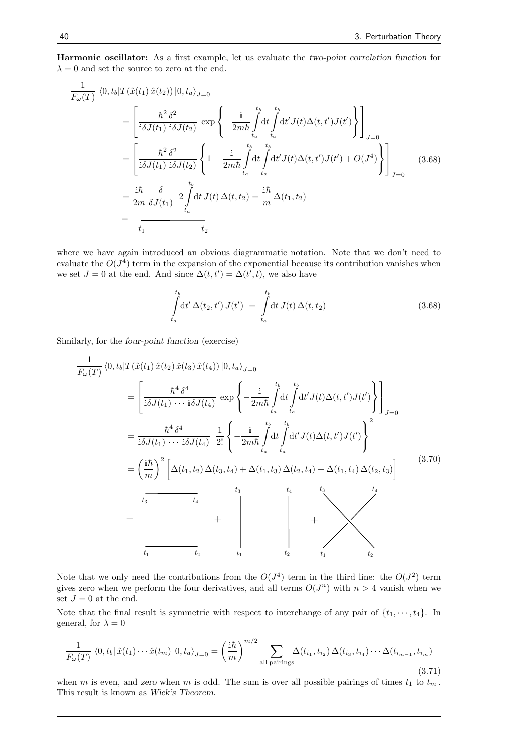**Harmonic oscillator:** As a first example, let us evaluate the *two-point correlation function* for $\lambda = 0$ and set the source to zero at the end.

$$
\begin{aligned}
\frac{1}{F_\omega(T)} &\langle 0, t_b | T(\hat{x}(t_1)\,\hat{x}(t_2))\,|0, t_a\rangle_{J=0} \\
&= \left[ \frac{\hbar^2\,\delta^2}{\mathbb{i}\delta J(t_1)\;\mathbb{i}\delta J(t_2)}\;\exp\left\{ -\frac{\mathbb{i}}{2m\hbar} \int_{t_a}^{t_b} \mathrm{d}t \int_{t_a}^{t_b} \mathrm{d}t' J(t)\Delta(t,t')J(t') \right\} \right]_{J=0} \\
&= \left[ \frac{\hbar^2\,\delta^2}{\mathbb{i}\delta J(t_1)\;\mathbb{i}\delta J(t_2)} \left\{ 1 - \frac{\mathbb{i}}{2m\hbar} \int_{t_a}^{t_b} \mathrm{d}t \int_{t_a}^{t_b} \mathrm{d}t' J(t)\Delta(t,t')J(t') + O(J^4) \right\} \right]_{J=0} \\
&= \frac{\mathbb{i}\hbar}{2m}\,\frac{\delta}{\delta J(t_1)}\;\; 2\int_{t_a}^{t_b} \mathrm{d}t\, J(t)\,\Delta(t,t_2) = \frac{\mathbb{i}\hbar}{m}\,\Delta(t_1,t_2) \\
&= \quad \underset{t_1 \qquad\qquad t_2}{\overline{\qquad\qquad\qquad}}
\end{aligned}
\tag{3.68}
$$

where we have again introduced an obvious diagrammatic notation. Note that we don't need to evaluate the $O(J^4)$ term in the expansion of the exponential because its contribution vanishes when we set $J = 0$ at the end. And since $\Delta(t,t') = \Delta(t',t)$, we also have

$$
\int_{t_a}^{t_b} \mathrm{d}t'\,\Delta(t_2,t')\,J(t') \;=\; \int_{t_a}^{t_b} \mathrm{d}t\,J(t)\,\Delta(t,t_2)
\tag{3.68}
$$

Similarly, for the *four-point function* (exercise)

$$
\begin{aligned}
\frac{1}{F_\omega(T)} &\langle 0, t_b | T(\hat{x}(t_1)\,\hat{x}(t_2)\,\hat{x}(t_3)\,\hat{x}(t_4))\,|0, t_a\rangle_{J=0} \\
&= \left[ \frac{\hbar^4\,\delta^4}{\mathbb{i}\delta J(t_1)\cdots\mathbb{i}\delta J(t_4)}\;\exp\left\{ -\frac{\mathbb{i}}{2m\hbar} \int_{t_a}^{t_b} \mathrm{d}t \int_{t_a}^{t_b} \mathrm{d}t' J(t)\Delta(t,t')J(t') \right\} \right]_{J=0} \\
&= \frac{\hbar^4\,\delta^4}{\mathbb{i}\delta J(t_1)\cdots\mathbb{i}\delta J(t_4)}\;\frac{1}{2!} \left\{ -\frac{\mathbb{i}}{2m\hbar} \int_{t_a}^{t_b} \mathrm{d}t \int_{t_a}^{t_b} \mathrm{d}t' J(t)\Delta(t,t')J(t') \right\}^2 \\
&= \left(\frac{\mathbb{i}\hbar}{m}\right)^2 \Big[ \Delta(t_1,t_2)\,\Delta(t_3,t_4) + \Delta(t_1,t_3)\,\Delta(t_2,t_4) + \Delta(t_1,t_4)\,\Delta(t_2,t_3) \Big]
\end{aligned}
\tag{3.70}
$$

= [diagram: $t_1$–$t_2$ and $t_3$–$t_4$ horizontal lines] + [diagram: $t_1$–$t_3$ and $t_2$–$t_4$ vertical lines] + [diagram: $t_1$–$t_4$ and $t_2$–$t_3$ crossed lines]

Note that we only need the contributions from the $O(J^4)$ term in the third line: the $O(J^2)$ term gives zero when we perform the four derivatives, and all terms $O(J^n)$ with $n > 4$ vanish when we set $J = 0$ at the end.

Note that the final result is symmetric with respect to interchange of any pair of $\{t_1, \cdots, t_4\}$. In general, for $\lambda = 0$

$$
\frac{1}{F_\omega(T)}\,\langle 0, t_b |\,\hat{x}(t_1)\cdots\hat{x}(t_m)\,|0, t_a\rangle_{J=0} = \left(\frac{\mathbb{i}\hbar}{m}\right)^{m/2} \sum_{\text{all pairings}} \Delta(t_{i_1},t_{i_2})\,\Delta(t_{i_3},t_{i_4})\cdots\Delta(t_{i_{m-1}},t_{i_m})
\tag{3.71}
$$

when $m$ is even, and *zero* when $m$ is odd. The sum is over all possible pairings of times $t_1$ to $t_m$. This result is known as *Wick's Theorem*.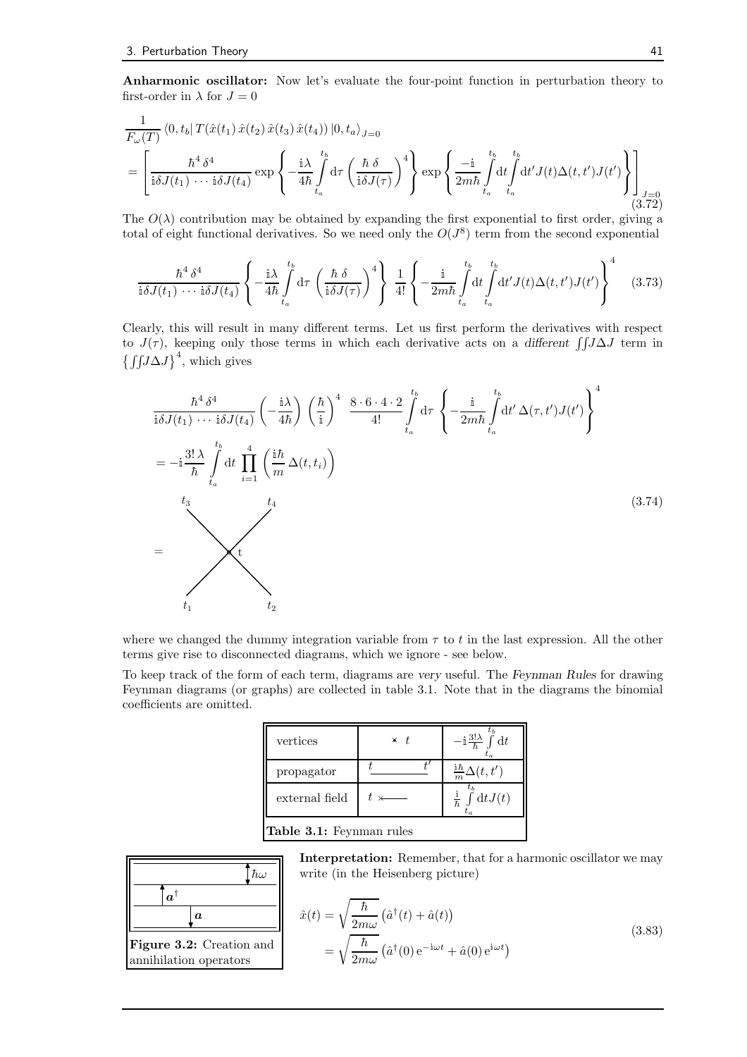**Anharmonic oscillator:** Now let's evaluate the four-point function in perturbation theory to first-order in $\lambda$ for $J = 0$

$$
\begin{aligned}
&\frac{1}{F_\omega(T)} \langle 0, t_b | \, T(\hat{x}(t_1)\, \hat{x}(t_2)\, \hat{x}(t_3)\, \hat{x}(t_4))\, |0, t_a\rangle_{J=0} \\
&= \left[ \frac{\hbar^4\, \delta^4}{\mathrm{i}\delta J(t_1) \cdots \mathrm{i}\delta J(t_4)} \exp\left\{ -\frac{\mathrm{i}\lambda}{4\hbar} \int_{t_a}^{t_b} \mathrm{d}\tau \left( \frac{\hbar\, \delta}{\mathrm{i}\delta J(\tau)} \right)^4 \right\} \exp\left\{ \frac{-\mathrm{i}}{2m\hbar} \int_{t_a}^{t_b} \mathrm{d}t \int_{t_a}^{t_b} \mathrm{d}t' J(t) \Delta(t,t') J(t') \right\} \right]_{J=0}
\end{aligned} \tag{3.72}
$$

The $O(\lambda)$ contribution may be obtained by expanding the first exponential to first order, giving a total of eight functional derivatives. So we need only the $O(J^8)$ term from the second exponential

$$
\frac{\hbar^4\, \delta^4}{\mathrm{i}\delta J(t_1) \cdots \mathrm{i}\delta J(t_4)} \left\{ -\frac{\mathrm{i}\lambda}{4\hbar} \int_{t_a}^{t_b} \mathrm{d}\tau \left( \frac{\hbar\, \delta}{\mathrm{i}\delta J(\tau)} \right)^4 \right\} \frac{1}{4!} \left\{ -\frac{\mathrm{i}}{2m\hbar} \int_{t_a}^{t_b} \mathrm{d}t \int_{t_a}^{t_b} \mathrm{d}t' J(t) \Delta(t,t') J(t') \right\}^4 \tag{3.73}
$$

Clearly, this will result in many different terms. Let us first perform the derivatives with respect to $J(\tau)$, keeping only those terms in which each derivative acts on a *different* $\iint J \Delta J$ term in $\left\{ \iint J \Delta J \right\}^4$, which gives

$$
\begin{aligned}
&\frac{\hbar^4\, \delta^4}{\mathrm{i}\delta J(t_1) \cdots \mathrm{i}\delta J(t_4)} \left( -\frac{\mathrm{i}\lambda}{4\hbar} \right) \left( \frac{\hbar}{\mathrm{i}} \right)^4 \; \frac{8 \cdot 6 \cdot 4 \cdot 2}{4!} \int_{t_a}^{t_b} \mathrm{d}\tau \left\{ -\frac{\mathrm{i}}{2m\hbar} \int_{t_a}^{t_b} \mathrm{d}t' \, \Delta(\tau, t') J(t') \right\}^4 \\
&= -\mathrm{i} \frac{3!\, \lambda}{\hbar} \int_{t_a}^{t_b} \mathrm{d}t \prod_{i=1}^{4} \left( \frac{\mathrm{i}\hbar}{m} \Delta(t, t_i) \right)
\end{aligned} \tag{3.74}
$$

= [diagram: four external lines $t_1$, $t_2$, $t_3$, $t_4$ meeting at a vertex $t$]

where we changed the dummy integration variable from $\tau$ to $t$ in the last expression. All the other terms give rise to disconnected diagrams, which we ignore - see below.

To keep track of the form of each term, diagrams are *very* useful. The *Feynman Rules* for drawing Feynman diagrams (or graphs) are collected in table 3.1. Note that in the diagrams the binomial coefficients are omitted.

| | | |
|---|---|---|
| vertices | $\times\; t$ | $-\mathrm{i}\frac{3!\lambda}{\hbar} \int_{t_a}^{t_b} \mathrm{d}t$ |
| propagator | $t$ ——— $t'$ | $\frac{\mathrm{i}\hbar}{m}\Delta(t,t')$ |
| external field | $t \times$——— | $\frac{\mathrm{i}}{\hbar} \int_{t_a}^{t_b} \mathrm{d}t J(t)$ |

**Table 3.1:** Feynman rules

**Figure 3.2:** Creation and annihilation operators

**Interpretation:** Remember, that for a harmonic oscillator we may write (in the Heisenberg picture)

$$
\begin{aligned}
\hat{x}(t) &= \sqrt{\frac{\hbar}{2m\omega}} \left( \hat{a}^\dagger(t) + \hat{a}(t) \right) \\
&= \sqrt{\frac{\hbar}{2m\omega}} \left( \hat{a}^\dagger(0)\, \mathrm{e}^{-\mathrm{i}\omega t} + \hat{a}(0)\, \mathrm{e}^{\mathrm{i}\omega t} \right)
\end{aligned} \tag{3.83}
$$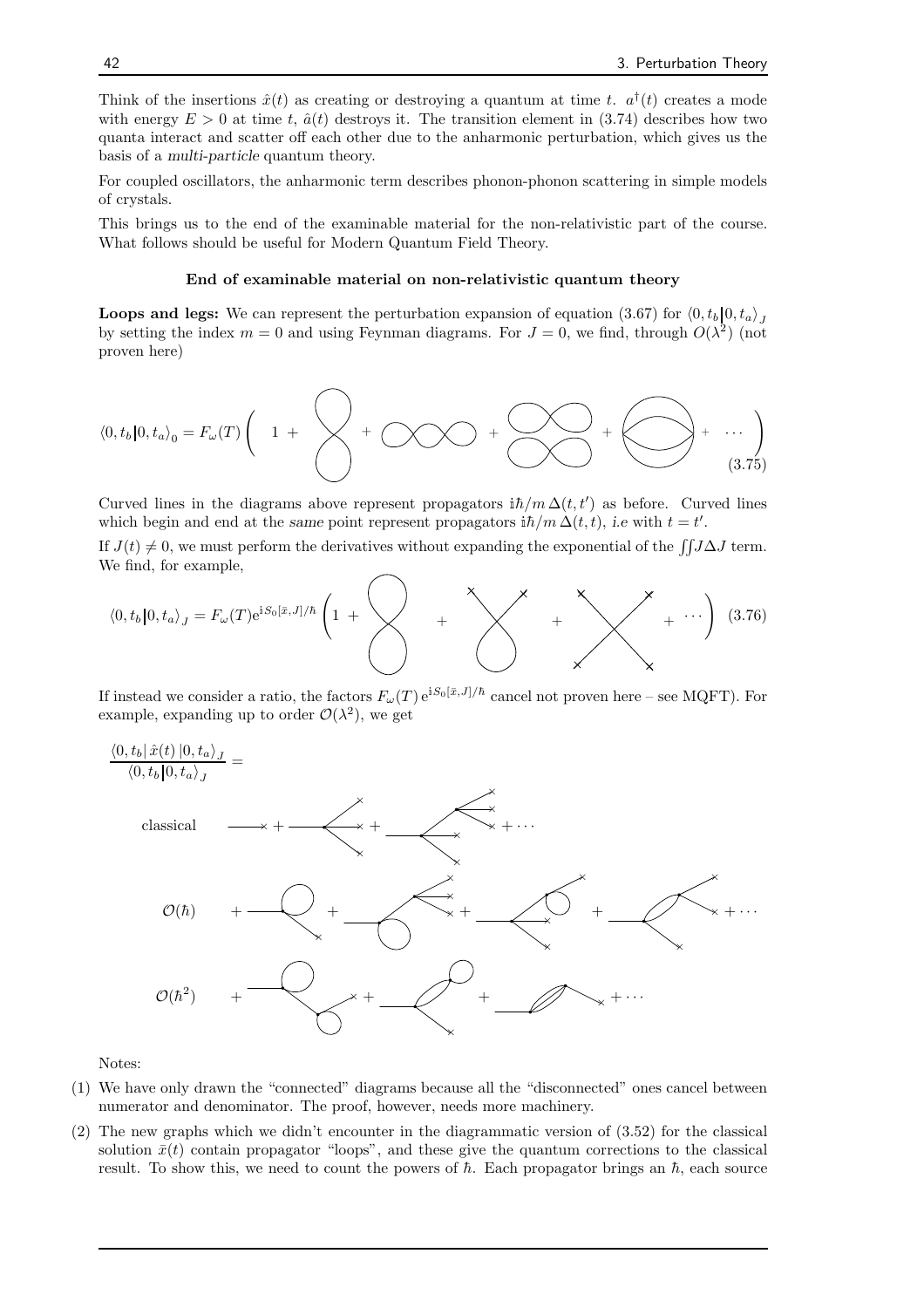Think of the insertions $\hat{x}(t)$ as creating or destroying a quantum at time $t$. $a^\dagger(t)$ creates a mode with energy $E > 0$ at time $t$, $\hat{a}(t)$ destroys it. The transition element in (3.74) describes how two quanta interact and scatter off each other due to the anharmonic perturbation, which gives us the basis of a *multi-particle* quantum theory.

For coupled oscillators, the anharmonic term describes phonon-phonon scattering in simple models of crystals.

This brings us to the end of the examinable material for the non-relativistic part of the course. What follows should be useful for Modern Quantum Field Theory.

**End of examinable material on non-relativistic quantum theory**

**Loops and legs:** We can represent the perturbation expansion of equation (3.67) for $\langle 0, t_b | 0, t_a \rangle_J$ by setting the index $m = 0$ and using Feynman diagrams. For $J = 0$, we find, through $O(\lambda^2)$ (not proven here)

$$\langle 0, t_b | 0, t_a \rangle_0 = F_\omega(T) \left( 1 + \cdots \right) \tag{3.75}$$

Curved lines in the diagrams above represent propagators $\mathrm{i}\hbar/m\, \Delta(t, t')$ as before. Curved lines which begin and end at the *same* point represent propagators $\mathrm{i}\hbar/m\, \Delta(t, t)$, *i.e* with $t = t'$.

If $J(t) \neq 0$, we must perform the derivatives without expanding the exponential of the $\iint J \Delta J$ term. We find, for example,

$$\langle 0, t_b | 0, t_a \rangle_J = F_\omega(T) \mathrm{e}^{\mathrm{i}S_0[\bar{x}, J]/\hbar} \left( 1 + \cdots \right) \tag{3.76}$$

If instead we consider a ratio, the factors $F_\omega(T)\, \mathrm{e}^{\mathrm{i}S_0[\bar{x}, J]/\hbar}$ cancel not proven here – see MQFT). For example, expanding up to order $\mathcal{O}(\lambda^2)$, we get

$$\frac{\langle 0, t_b | \hat{x}(t) | 0, t_a \rangle_J}{\langle 0, t_b | 0, t_a \rangle_J} =$$

classical $\quad + \cdots$

$\mathcal{O}(\hbar) \quad + \cdots$

$\mathcal{O}(\hbar^2) \quad + \cdots$

Notes:

(1) We have only drawn the "connected" diagrams because all the "disconnected" ones cancel between numerator and denominator. The proof, however, needs more machinery.

(2) The new graphs which we didn't encounter in the diagrammatic version of (3.52) for the classical solution $\bar{x}(t)$ contain propagator "loops", and these give the quantum corrections to the classical result. To show this, we need to count the powers of $\hbar$. Each propagator brings an $\hbar$, each source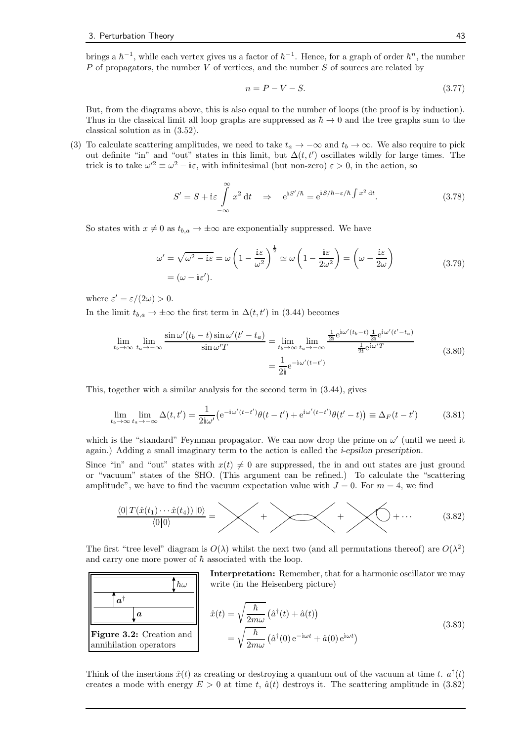brings a $\hbar^{-1}$, while each vertex gives us a factor of $\hbar^{-1}$. Hence, for a graph of order $\hbar^n$, the number $P$ of propagators, the number $V$ of vertices, and the number $S$ of sources are related by

$$n = P - V - S. \tag{3.77}$$

But, from the diagrams above, this is also equal to the number of loops (the proof is by induction). Thus in the classical limit all loop graphs are suppressed as $\hbar \to 0$ and the tree graphs sum to the classical solution as in (3.52).

(3) To calculate scattering amplitudes, we need to take $t_a \to -\infty$ and $t_b \to \infty$. We also require to pick out definite "in" and "out" states in this limit, but $\Delta(t, t')$ oscillates wildly for large times. The trick is to take $\omega'^2 \equiv \omega^2 - i\varepsilon$, with infinitesimal (but non-zero) $\varepsilon > 0$, in the action, so

$$S' = S + i\varepsilon \int_{-\infty}^{\infty} x^2 \, dt \quad \Rightarrow \quad e^{iS'/\hbar} = e^{iS/\hbar - \varepsilon/\hbar \int x^2 \, dt}. \tag{3.78}$$

So states with $x \neq 0$ as $t_{b,a} \to \pm\infty$ are exponentially suppressed. We have

$$\begin{aligned} \omega' &= \sqrt{\omega^2 - i\varepsilon} = \omega \left(1 - \frac{i\varepsilon}{\omega^2}\right)^{\frac{1}{2}} \simeq \omega \left(1 - \frac{i\varepsilon}{2\omega^2}\right) = \left(\omega - \frac{i\varepsilon}{2\omega}\right) \\ &= (\omega - i\varepsilon'). \end{aligned} \tag{3.79}$$

where $\varepsilon' = \varepsilon/(2\omega) > 0$.

In the limit $t_{b,a} \to \pm\infty$ the first term in $\Delta(t, t')$ in (3.44) becomes

$$\begin{aligned} \lim_{t_b \to \infty} \lim_{t_a \to -\infty} \frac{\sin \omega'(t_b - t) \sin \omega'(t' - t_a)}{\sin \omega' T} &= \lim_{t_b \to \infty} \lim_{t_a \to -\infty} \frac{\frac{1}{2i} e^{i\omega'(t_b - t)} \frac{1}{2i} e^{i\omega'(t' - t_a)}}{\frac{1}{2i} e^{i\omega' T}} \\ &= \frac{1}{2i} e^{-i\omega'(t - t')} \end{aligned} \tag{3.80}$$

This, together with a similar analysis for the second term in (3.44), gives

$$\lim_{t_b \to \infty} \lim_{t_a \to -\infty} \Delta(t, t') = \frac{1}{2i\omega'} \left(e^{-i\omega'(t - t')} \theta(t - t') + e^{i\omega'(t - t')} \theta(t' - t)\right) \equiv \Delta_F(t - t') \tag{3.81}$$

which is the "standard" Feynman propagator. We can now drop the prime on $\omega'$ (until we need it again.) Adding a small imaginary term to the action is called the *i-epsilon prescription*.

Since "in" and "out" states with $x(t) \neq 0$ are suppressed, the in and out states are just ground or "vacuum" states of the SHO. (This argument can be refined.) To calculate the "scattering amplitude", we have to find the vacuum expectation value with $J = 0$. For $m = 4$, we find

$$\frac{\langle 0 | T(\hat{x}(t_1) \cdots \hat{x}(t_4)) | 0 \rangle}{\langle 0 | 0 \rangle} = \times + \text{(bubble)} + \text{(tadpole)} + \cdots \tag{3.82}$$

The first "tree level" diagram is $O(\lambda)$ whilst the next two (and all permutations thereof) are $O(\lambda^2)$ and carry one more power of $\hbar$ associated with the loop.

**Figure 3.2:** Creation and annihilation operators

**Interpretation:** Remember, that for a harmonic oscillator we may write (in the Heisenberg picture)

$$\begin{aligned} \hat{x}(t) &= \sqrt{\frac{\hbar}{2m\omega}} \left(\hat{a}^\dagger(t) + \hat{a}(t)\right) \\ &= \sqrt{\frac{\hbar}{2m\omega}} \left(\hat{a}^\dagger(0) \, e^{-i\omega t} + \hat{a}(0) \, e^{i\omega t}\right) \end{aligned} \tag{3.83}$$

Think of the insertions $\hat{x}(t)$ as creating or destroying a quantum out of the vacuum at time $t$. $a^\dagger(t)$ creates a mode with energy $E > 0$ at time $t$, $\hat{a}(t)$ destroys it. The scattering amplitude in (3.82)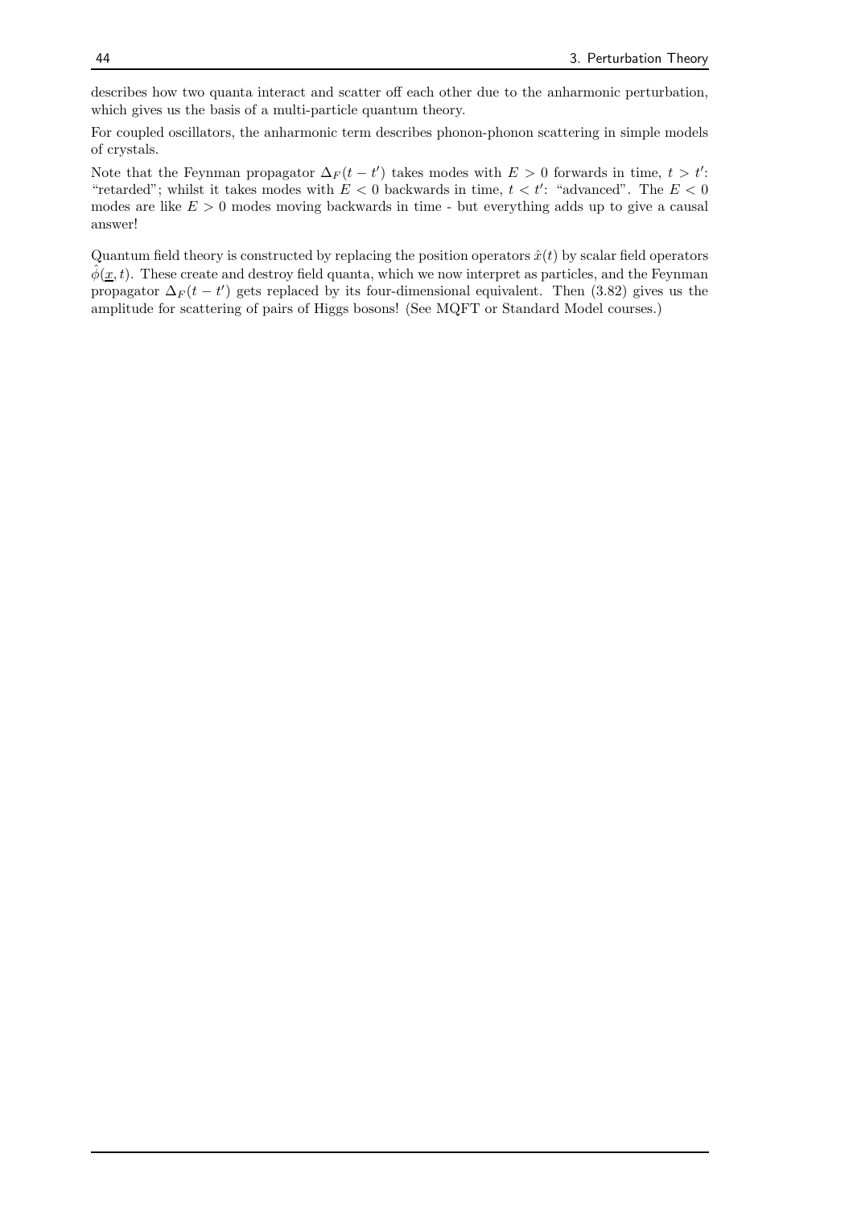describes how two quanta interact and scatter off each other due to the anharmonic perturbation, which gives us the basis of a multi-particle quantum theory.

For coupled oscillators, the anharmonic term describes phonon-phonon scattering in simple models of crystals.

Note that the Feynman propagator $\Delta_F(t - t')$ takes modes with $E > 0$ forwards in time, $t > t'$: "retarded"; whilst it takes modes with $E < 0$ backwards in time, $t < t'$: "advanced". The $E < 0$ modes are like $E > 0$ modes moving backwards in time - but everything adds up to give a causal answer!

Quantum field theory is constructed by replacing the position operators $\hat{x}(t)$ by scalar field operators $\hat{\phi}(\underline{x}, t)$. These create and destroy field quanta, which we now interpret as particles, and the Feynman propagator $\Delta_F(t - t')$ gets replaced by its four-dimensional equivalent. Then (3.82) gives us the amplitude for scattering of pairs of Higgs bosons! (See MQFT or Standard Model courses.)